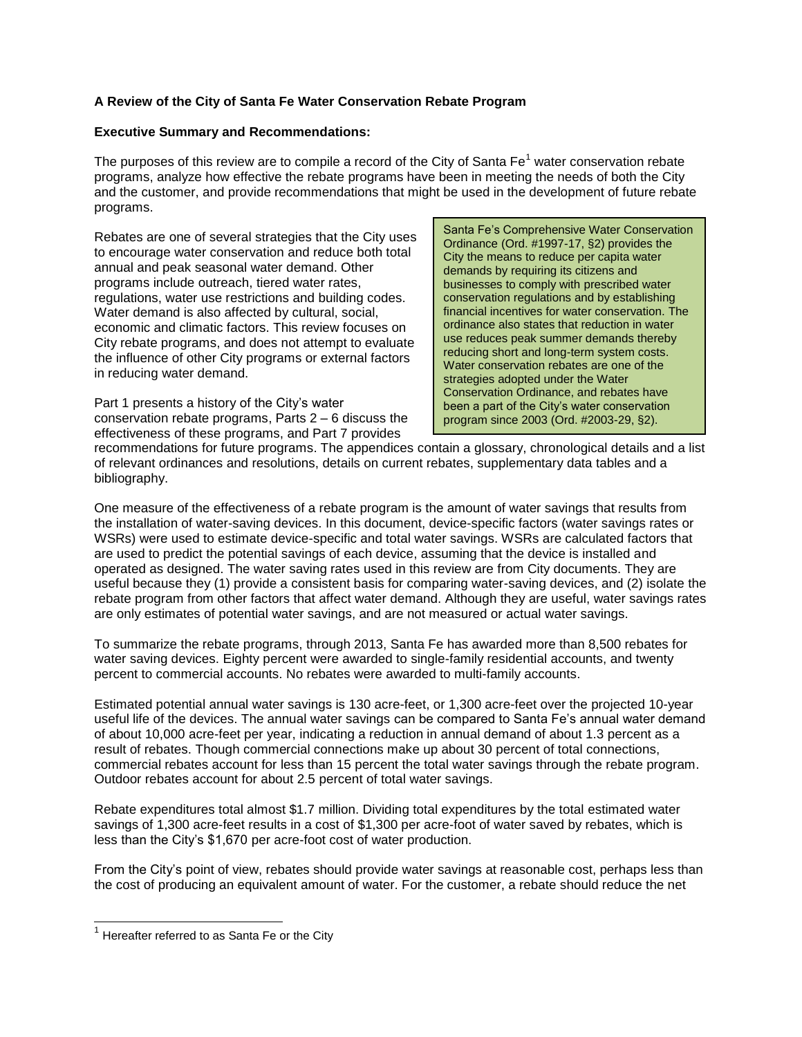**A Review of the City of Santa Fe Water Conservation Rebate Program**

**Executive Summary and Recommendations:**

The purposes of this review are to compile a record of the City of Santa Fe[1] water conservation rebate programs, analyze how effective the rebate programs have been in meeting the needs of both the City and the customer, and provide recommendations that might be used in the development of future rebate programs.

> Santa Fe's Comprehensive Water Conservation Ordinance (Ord. #1997-17, §2) provides the City the means to reduce per capita water demands by requiring its citizens and businesses to comply with prescribed water conservation regulations and by establishing financial incentives for water conservation. The ordinance also states that reduction in water use reduces peak summer demands thereby reducing short and long-term system costs. Water conservation rebates are one of the strategies adopted under the Water Conservation Ordinance, and rebates have been a part of the City's water conservation program since 2003 (Ord. #2003-29, §2).

Rebates are one of several strategies that the City uses to encourage water conservation and reduce both total annual and peak seasonal water demand. Other programs include outreach, tiered water rates, regulations, water use restrictions and building codes. Water demand is also affected by cultural, social, economic and climatic factors. This review focuses on City rebate programs, and does not attempt to evaluate the influence of other City programs or external factors in reducing water demand.

Part 1 presents a history of the City's water conservation rebate programs, Parts 2 – 6 discuss the effectiveness of these programs, and Part 7 provides recommendations for future programs. The appendices contain a glossary, chronological details and a list of relevant ordinances and resolutions, details on current rebates, supplementary data tables and a bibliography.

One measure of the effectiveness of a rebate program is the amount of water savings that results from the installation of water-saving devices. In this document, device-specific factors (water savings rates or WSRs) were used to estimate device-specific and total water savings. WSRs are calculated factors that are used to predict the potential savings of each device, assuming that the device is installed and operated as designed. The water saving rates used in this review are from City documents. They are useful because they (1) provide a consistent basis for comparing water-saving devices, and (2) isolate the rebate program from other factors that affect water demand. Although they are useful, water savings rates are only estimates of potential water savings, and are not measured or actual water savings.

To summarize the rebate programs, through 2013, Santa Fe has awarded more than 8,500 rebates for water saving devices. Eighty percent were awarded to single-family residential accounts, and twenty percent to commercial accounts. No rebates were awarded to multi-family accounts.

Estimated potential annual water savings is 130 acre-feet, or 1,300 acre-feet over the projected 10-year useful life of the devices. The annual water savings can be compared to Santa Fe's annual water demand of about 10,000 acre-feet per year, indicating a reduction in annual demand of about 1.3 percent as a result of rebates. Though commercial connections make up about 30 percent of total connections, commercial rebates account for less than 15 percent the total water savings through the rebate program. Outdoor rebates account for about 2.5 percent of total water savings.

Rebate expenditures total almost $1.7 million. Dividing total expenditures by the total estimated water savings of 1,300 acre-feet results in a cost of $1,300 per acre-foot of water saved by rebates, which is less than the City's $1,670 per acre-foot cost of water production.

From the City's point of view, rebates should provide water savings at reasonable cost, perhaps less than the cost of producing an equivalent amount of water. For the customer, a rebate should reduce the net

---

[1] Hereafter referred to as Santa Fe or the City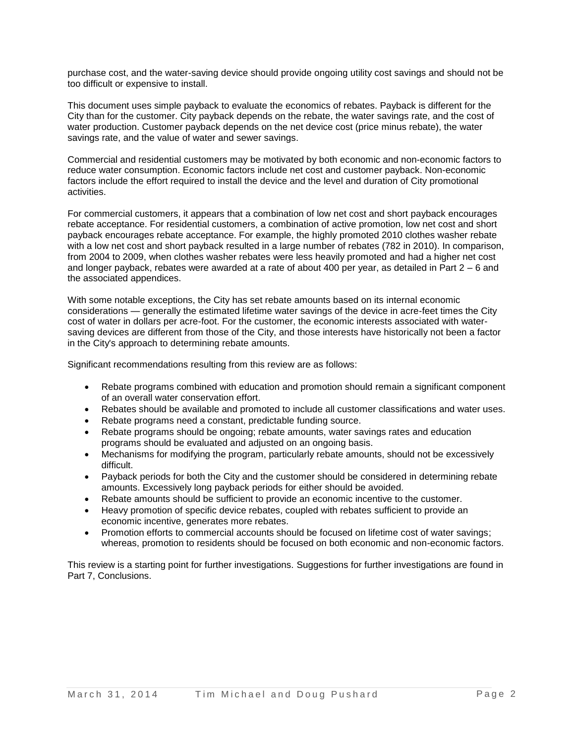purchase cost, and the water-saving device should provide ongoing utility cost savings and should not be too difficult or expensive to install.

This document uses simple payback to evaluate the economics of rebates. Payback is different for the City than for the customer. City payback depends on the rebate, the water savings rate, and the cost of water production. Customer payback depends on the net device cost (price minus rebate), the water savings rate, and the value of water and sewer savings.

Commercial and residential customers may be motivated by both economic and non-economic factors to reduce water consumption. Economic factors include net cost and customer payback. Non-economic factors include the effort required to install the device and the level and duration of City promotional activities.

For commercial customers, it appears that a combination of low net cost and short payback encourages rebate acceptance. For residential customers, a combination of active promotion, low net cost and short payback encourages rebate acceptance. For example, the highly promoted 2010 clothes washer rebate with a low net cost and short payback resulted in a large number of rebates (782 in 2010). In comparison, from 2004 to 2009, when clothes washer rebates were less heavily promoted and had a higher net cost and longer payback, rebates were awarded at a rate of about 400 per year, as detailed in Part 2 – 6 and the associated appendices.

With some notable exceptions, the City has set rebate amounts based on its internal economic considerations — generally the estimated lifetime water savings of the device in acre-feet times the City cost of water in dollars per acre-foot. For the customer, the economic interests associated with water-saving devices are different from those of the City, and those interests have historically not been a factor in the City's approach to determining rebate amounts.

Significant recommendations resulting from this review are as follows:

- Rebate programs combined with education and promotion should remain a significant component of an overall water conservation effort.
- Rebates should be available and promoted to include all customer classifications and water uses.
- Rebate programs need a constant, predictable funding source.
- Rebate programs should be ongoing; rebate amounts, water savings rates and education programs should be evaluated and adjusted on an ongoing basis.
- Mechanisms for modifying the program, particularly rebate amounts, should not be excessively difficult.
- Payback periods for both the City and the customer should be considered in determining rebate amounts. Excessively long payback periods for either should be avoided.
- Rebate amounts should be sufficient to provide an economic incentive to the customer.
- Heavy promotion of specific device rebates, coupled with rebates sufficient to provide an economic incentive, generates more rebates.
- Promotion efforts to commercial accounts should be focused on lifetime cost of water savings; whereas, promotion to residents should be focused on both economic and non-economic factors.

This review is a starting point for further investigations. Suggestions for further investigations are found in Part 7, Conclusions.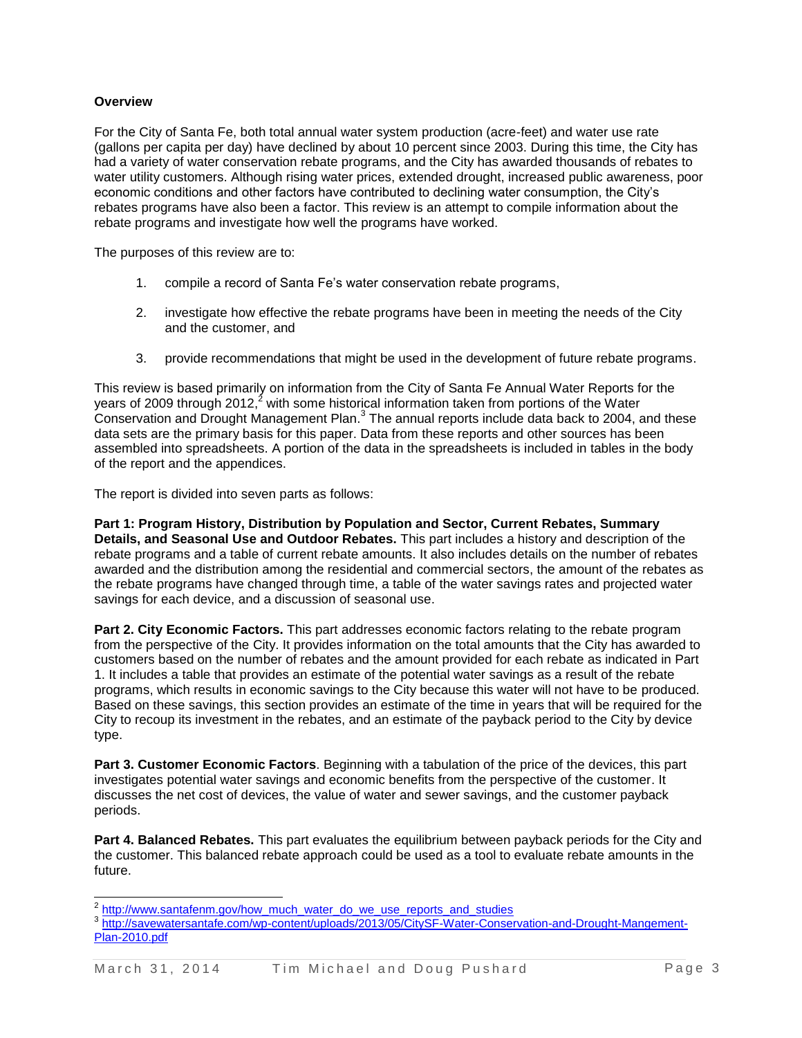**Overview**

For the City of Santa Fe, both total annual water system production (acre-feet) and water use rate (gallons per capita per day) have declined by about 10 percent since 2003. During this time, the City has had a variety of water conservation rebate programs, and the City has awarded thousands of rebates to water utility customers. Although rising water prices, extended drought, increased public awareness, poor economic conditions and other factors have contributed to declining water consumption, the City's rebates programs have also been a factor. This review is an attempt to compile information about the rebate programs and investigate how well the programs have worked.

The purposes of this review are to:

1. compile a record of Santa Fe's water conservation rebate programs,
2. investigate how effective the rebate programs have been in meeting the needs of the City and the customer, and
3. provide recommendations that might be used in the development of future rebate programs.

This review is based primarily on information from the City of Santa Fe Annual Water Reports for the years of 2009 through 2012,[2] with some historical information taken from portions of the Water Conservation and Drought Management Plan.[3] The annual reports include data back to 2004, and these data sets are the primary basis for this paper. Data from these reports and other sources has been assembled into spreadsheets. A portion of the data in the spreadsheets is included in tables in the body of the report and the appendices.

The report is divided into seven parts as follows:

**Part 1: Program History, Distribution by Population and Sector, Current Rebates, Summary Details, and Seasonal Use and Outdoor Rebates.** This part includes a history and description of the rebate programs and a table of current rebate amounts. It also includes details on the number of rebates awarded and the distribution among the residential and commercial sectors, the amount of the rebates as the rebate programs have changed through time, a table of the water savings rates and projected water savings for each device, and a discussion of seasonal use.

**Part 2. City Economic Factors.** This part addresses economic factors relating to the rebate program from the perspective of the City. It provides information on the total amounts that the City has awarded to customers based on the number of rebates and the amount provided for each rebate as indicated in Part 1. It includes a table that provides an estimate of the potential water savings as a result of the rebate programs, which results in economic savings to the City because this water will not have to be produced. Based on these savings, this section provides an estimate of the time in years that will be required for the City to recoup its investment in the rebates, and an estimate of the payback period to the City by device type.

**Part 3. Customer Economic Factors**. Beginning with a tabulation of the price of the devices, this part investigates potential water savings and economic benefits from the perspective of the customer. It discusses the net cost of devices, the value of water and sewer savings, and the customer payback periods.

**Part 4. Balanced Rebates.** This part evaluates the equilibrium between payback periods for the City and the customer. This balanced rebate approach could be used as a tool to evaluate rebate amounts in the future.

---

[2] http://www.santafenm.gov/how_much_water_do_we_use_reports_and_studies

[3] http://savewatersantafe.com/wp-content/uploads/2013/05/CitySF-Water-Conservation-and-Drought-Mangement-Plan-2010.pdf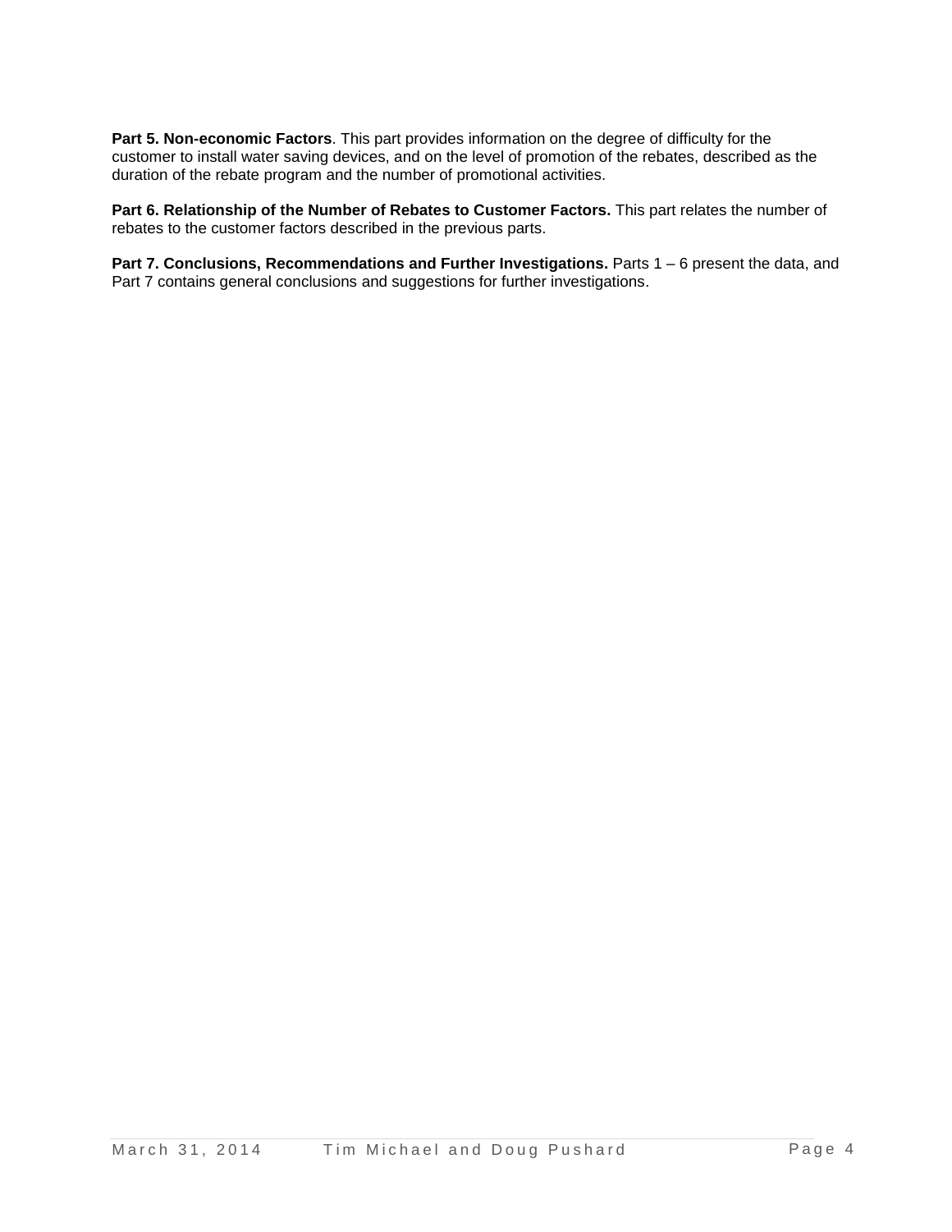**Part 5. Non-economic Factors**. This part provides information on the degree of difficulty for the customer to install water saving devices, and on the level of promotion of the rebates, described as the duration of the rebate program and the number of promotional activities.

**Part 6. Relationship of the Number of Rebates to Customer Factors.** This part relates the number of rebates to the customer factors described in the previous parts.

**Part 7. Conclusions, Recommendations and Further Investigations.** Parts 1 – 6 present the data, and Part 7 contains general conclusions and suggestions for further investigations.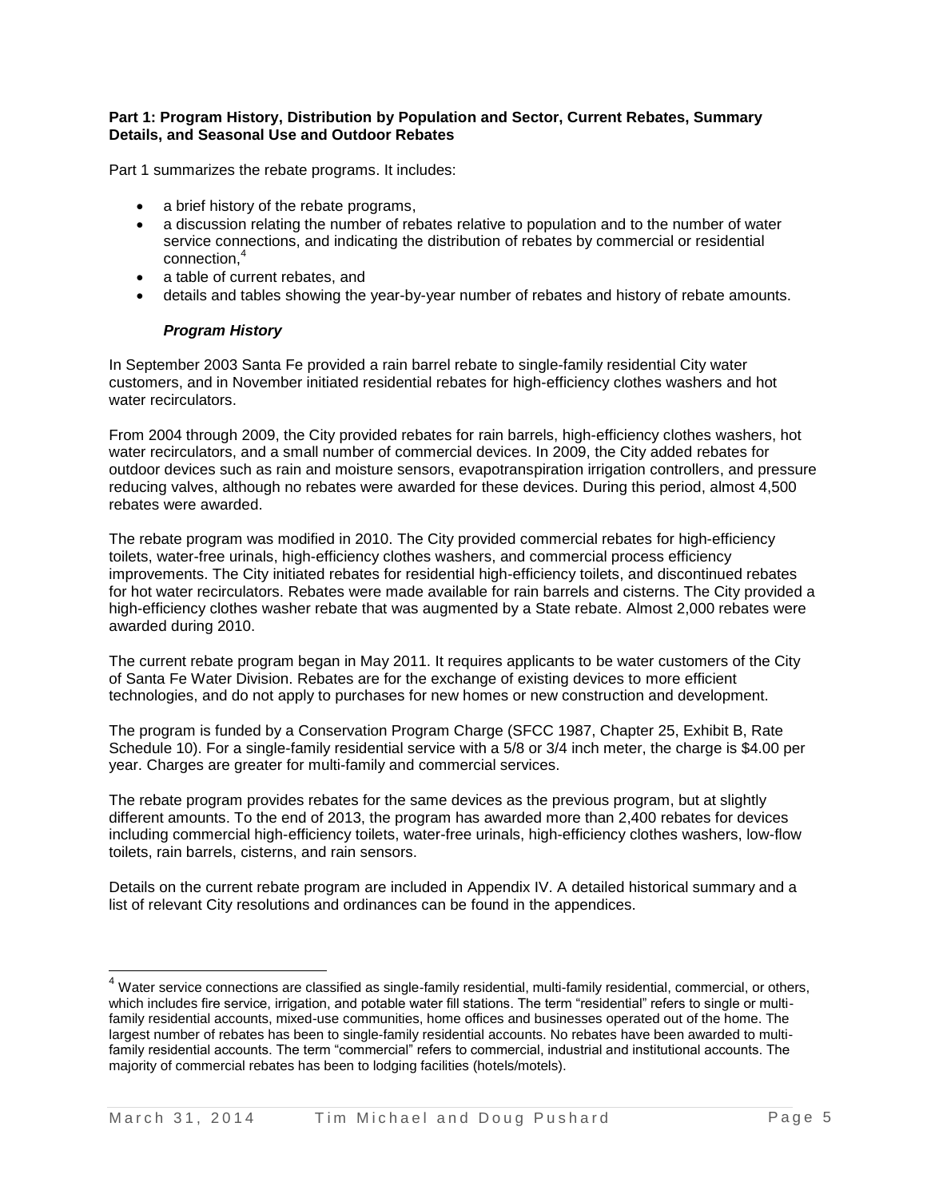**Part 1: Program History, Distribution by Population and Sector, Current Rebates, Summary Details, and Seasonal Use and Outdoor Rebates**

Part 1 summarizes the rebate programs. It includes:

- a brief history of the rebate programs,
- a discussion relating the number of rebates relative to population and to the number of water service connections, and indicating the distribution of rebates by commercial or residential connection,[4]
- a table of current rebates, and
- details and tables showing the year-by-year number of rebates and history of rebate amounts.

***Program History***

In September 2003 Santa Fe provided a rain barrel rebate to single-family residential City water customers, and in November initiated residential rebates for high-efficiency clothes washers and hot water recirculators.

From 2004 through 2009, the City provided rebates for rain barrels, high-efficiency clothes washers, hot water recirculators, and a small number of commercial devices. In 2009, the City added rebates for outdoor devices such as rain and moisture sensors, evapotranspiration irrigation controllers, and pressure reducing valves, although no rebates were awarded for these devices. During this period, almost 4,500 rebates were awarded.

The rebate program was modified in 2010. The City provided commercial rebates for high-efficiency toilets, water-free urinals, high-efficiency clothes washers, and commercial process efficiency improvements. The City initiated rebates for residential high-efficiency toilets, and discontinued rebates for hot water recirculators. Rebates were made available for rain barrels and cisterns. The City provided a high-efficiency clothes washer rebate that was augmented by a State rebate. Almost 2,000 rebates were awarded during 2010.

The current rebate program began in May 2011. It requires applicants to be water customers of the City of Santa Fe Water Division. Rebates are for the exchange of existing devices to more efficient technologies, and do not apply to purchases for new homes or new construction and development.

The program is funded by a Conservation Program Charge (SFCC 1987, Chapter 25, Exhibit B, Rate Schedule 10). For a single-family residential service with a 5/8 or 3/4 inch meter, the charge is $4.00 per year. Charges are greater for multi-family and commercial services.

The rebate program provides rebates for the same devices as the previous program, but at slightly different amounts. To the end of 2013, the program has awarded more than 2,400 rebates for devices including commercial high-efficiency toilets, water-free urinals, high-efficiency clothes washers, low-flow toilets, rain barrels, cisterns, and rain sensors.

Details on the current rebate program are included in Appendix IV. A detailed historical summary and a list of relevant City resolutions and ordinances can be found in the appendices.

---

[4] Water service connections are classified as single-family residential, multi-family residential, commercial, or others, which includes fire service, irrigation, and potable water fill stations. The term "residential" refers to single or multi-family residential accounts, mixed-use communities, home offices and businesses operated out of the home. The largest number of rebates has been to single-family residential accounts. No rebates have been awarded to multi-family residential accounts. The term "commercial" refers to commercial, industrial and institutional accounts. The majority of commercial rebates has been to lodging facilities (hotels/motels).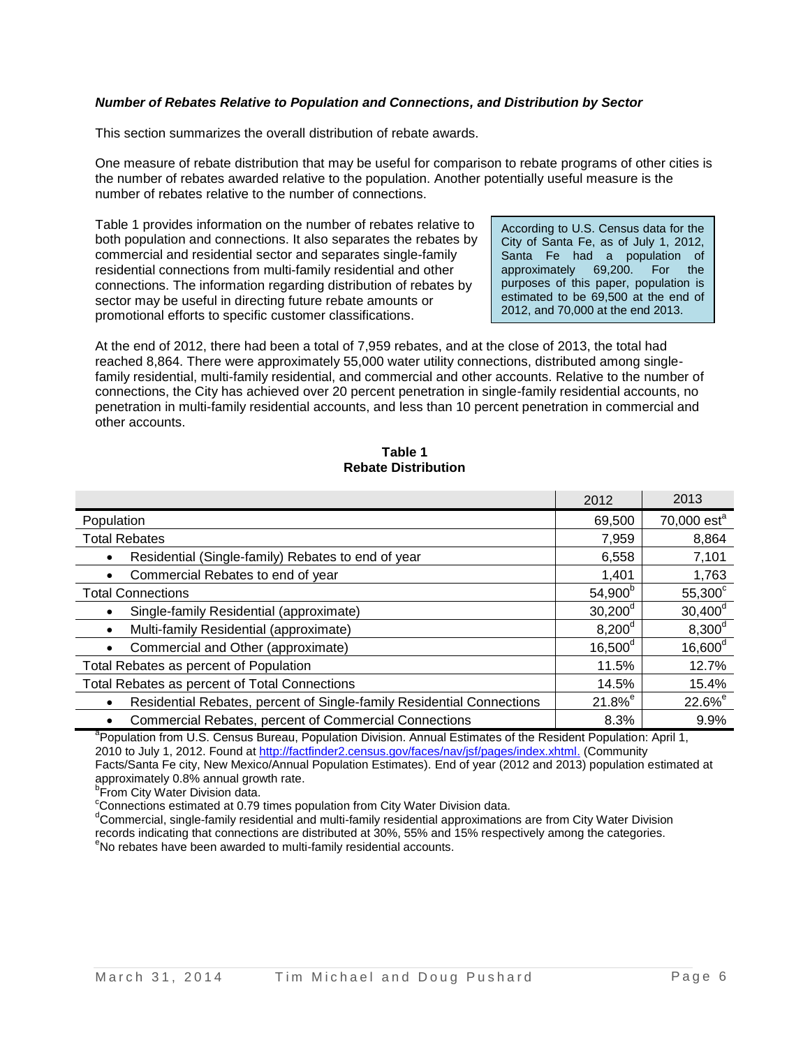***Number of Rebates Relative to Population and Connections, and Distribution by Sector***

This section summarizes the overall distribution of rebate awards.

One measure of rebate distribution that may be useful for comparison to rebate programs of other cities is the number of rebates awarded relative to the population. Another potentially useful measure is the number of rebates relative to the number of connections.

Table 1 provides information on the number of rebates relative to both population and connections. It also separates the rebates by commercial and residential sector and separates single-family residential connections from multi-family residential and other connections. The information regarding distribution of rebates by sector may be useful in directing future rebate amounts or promotional efforts to specific customer classifications.

> According to U.S. Census data for the City of Santa Fe, as of July 1, 2012, Santa Fe had a population of approximately 69,200. For the purposes of this paper, population is estimated to be 69,500 at the end of 2012, and 70,000 at the end 2013.

At the end of 2012, there had been a total of 7,959 rebates, and at the close of 2013, the total had reached 8,864. There were approximately 55,000 water utility connections, distributed among single-family residential, multi-family residential, and commercial and other accounts. Relative to the number of connections, the City has achieved over 20 percent penetration in single-family residential accounts, no penetration in multi-family residential accounts, and less than 10 percent penetration in commercial and other accounts.

**Table 1**
**Rebate Distribution**

| | 2012 | 2013 |
|---|---|---|
| Population | 69,500 | 70,000 est[a] |
| Total Rebates | 7,959 | 8,864 |
| • Residential (Single-family) Rebates to end of year | 6,558 | 7,101 |
| • Commercial Rebates to end of year | 1,401 | 1,763 |
| Total Connections | 54,900[b] | 55,300[c] |
| • Single-family Residential (approximate) | 30,200[d] | 30,400[d] |
| • Multi-family Residential (approximate) | 8,200[d] | 8,300[d] |
| • Commercial and Other (approximate) | 16,500[d] | 16,600[d] |
| Total Rebates as percent of Population | 11.5% | 12.7% |
| Total Rebates as percent of Total Connections | 14.5% | 15.4% |
| • Residential Rebates, percent of Single-family Residential Connections | 21.8%[e] | 22.6%[e] |
| • Commercial Rebates, percent of Commercial Connections | 8.3% | 9.9% |

[a]Population from U.S. Census Bureau, Population Division. Annual Estimates of the Resident Population: April 1, 2010 to July 1, 2012. Found at http://factfinder2.census.gov/faces/nav/jsf/pages/index.xhtml. (Community Facts/Santa Fe city, New Mexico/Annual Population Estimates). End of year (2012 and 2013) population estimated at approximately 0.8% annual growth rate.
[b]From City Water Division data.
[c]Connections estimated at 0.79 times population from City Water Division data.
[d]Commercial, single-family residential and multi-family residential approximations are from City Water Division records indicating that connections are distributed at 30%, 55% and 15% respectively among the categories.
[e]No rebates have been awarded to multi-family residential accounts.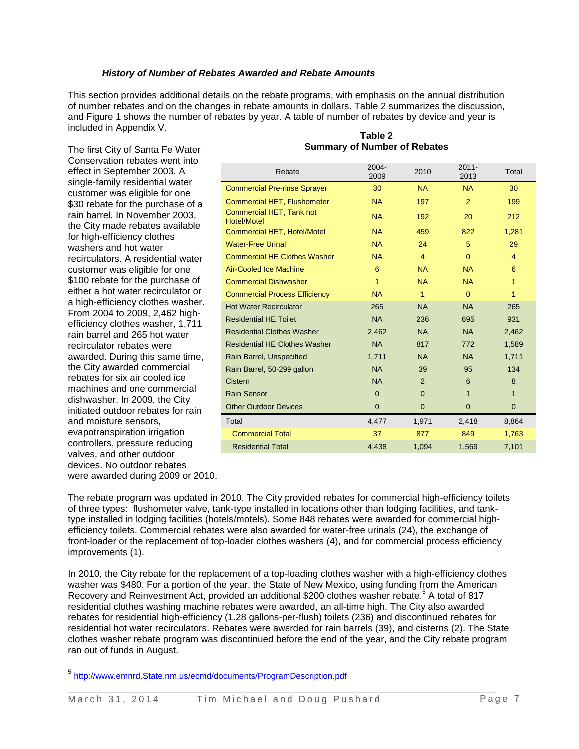### *History of Number of Rebates Awarded and Rebate Amounts*

This section provides additional details on the rebate programs, with emphasis on the annual distribution of number rebates and on the changes in rebate amounts in dollars. Table 2 summarizes the discussion, and Figure 1 shows the number of rebates by year. A table of number of rebates by device and year is included in Appendix V.

The first City of Santa Fe Water Conservation rebates went into effect in September 2003. A single-family residential water customer was eligible for one $30 rebate for the purchase of a rain barrel. In November 2003, the City made rebates available for high-efficiency clothes washers and hot water recirculators. A residential water customer was eligible for one $100 rebate for the purchase of either a hot water recirculator or a high-efficiency clothes washer. From 2004 to 2009, 2,462 high-efficiency clothes washer, 1,711 rain barrel and 265 hot water recirculator rebates were awarded. During this same time, the City awarded commercial rebates for six air cooled ice machines and one commercial dishwasher. In 2009, the City initiated outdoor rebates for rain and moisture sensors, evapotranspiration irrigation controllers, pressure reducing valves, and other outdoor devices. No outdoor rebates were awarded during 2009 or 2010.

**Table 2**
**Summary of Number of Rebates**

| Rebate | 2004-2009 | 2010 | 2011-2013 | Total |
|---|---|---|---|---|
| Commercial Pre-rinse Sprayer | 30 | NA | NA | 30 |
| Commercial HET, Flushometer | NA | 197 | 2 | 199 |
| Commercial HET, Tank not Hotel/Motel | NA | 192 | 20 | 212 |
| Commercial HET, Hotel/Motel | NA | 459 | 822 | 1,281 |
| Water-Free Urinal | NA | 24 | 5 | 29 |
| Commercial HE Clothes Washer | NA | 4 | 0 | 4 |
| Air-Cooled Ice Machine | 6 | NA | NA | 6 |
| Commercial Dishwasher | 1 | NA | NA | 1 |
| Commercial Process Efficiency | NA | 1 | 0 | 1 |
| Hot Water Recirculator | 265 | NA | NA | 265 |
| Residential HE Toilet | NA | 236 | 695 | 931 |
| Residential Clothes Washer | 2,462 | NA | NA | 2,462 |
| Residential HE Clothes Washer | NA | 817 | 772 | 1,589 |
| Rain Barrel, Unspecified | 1,711 | NA | NA | 1,711 |
| Rain Barrel, 50-299 gallon | NA | 39 | 95 | 134 |
| Cistern | NA | 2 | 6 | 8 |
| Rain Sensor | 0 | 0 | 1 | 1 |
| Other Outdoor Devices | 0 | 0 | 0 | 0 |
| Total | 4,477 | 1,971 | 2,418 | 8,864 |
| Commercial Total | 37 | 877 | 849 | 1,763 |
| Residential Total | 4,438 | 1,094 | 1,569 | 7,101 |

The rebate program was updated in 2010. The City provided rebates for commercial high-efficiency toilets of three types: flushometer valve, tank-type installed in locations other than lodging facilities, and tank-type installed in lodging facilities (hotels/motels). Some 848 rebates were awarded for commercial high-efficiency toilets. Commercial rebates were also awarded for water-free urinals (24), the exchange of front-loader or the replacement of top-loader clothes washers (4), and for commercial process efficiency improvements (1).

In 2010, the City rebate for the replacement of a top-loading clothes washer with a high-efficiency clothes washer was $480. For a portion of the year, the State of New Mexico, using funding from the American Recovery and Reinvestment Act, provided an additional $200 clothes washer rebate.[5] A total of 817 residential clothes washing machine rebates were awarded, an all-time high. The City also awarded rebates for residential high-efficiency (1.28 gallons-per-flush) toilets (236) and discontinued rebates for residential hot water recirculators. Rebates were awarded for rain barrels (39), and cisterns (2). The State clothes washer rebate program was discontinued before the end of the year, and the City rebate program ran out of funds in August.

[5] http://www.emnrd.State.nm.us/ecmd/documents/ProgramDescription.pdf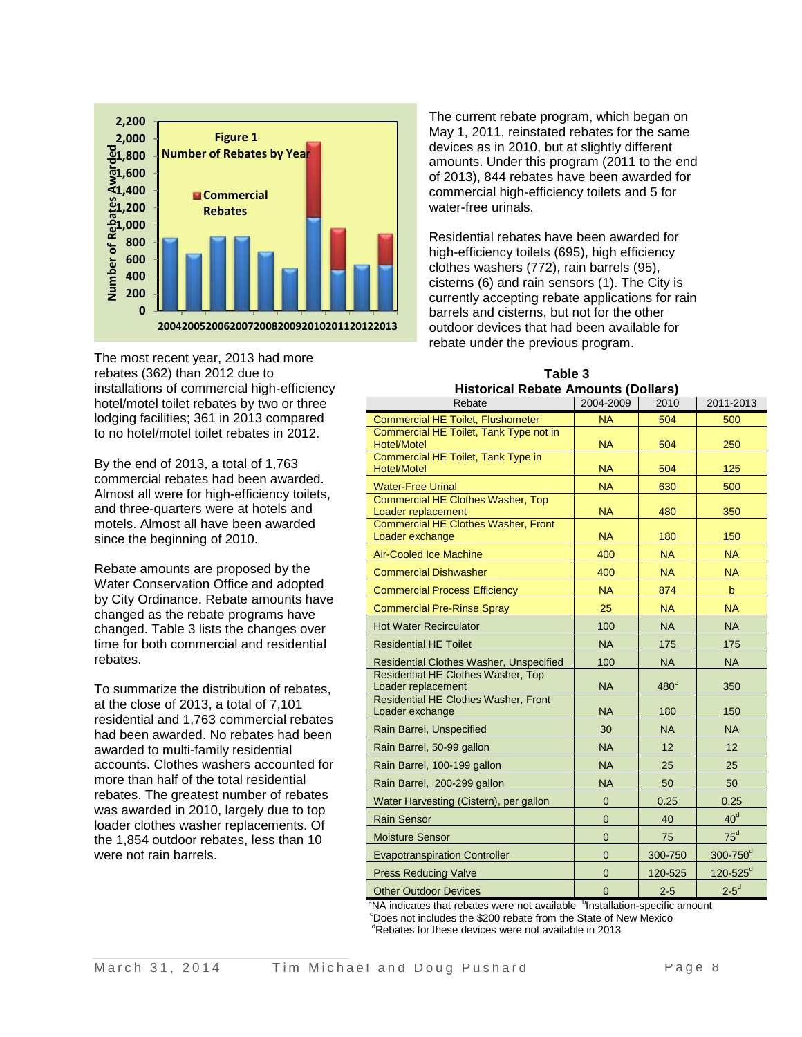Figure 1
Number of Rebates by Year

The most recent year, 2013 had more rebates (362) than 2012 due to installations of commercial high-efficiency hotel/motel toilet rebates by two or three lodging facilities; 361 in 2013 compared to no hotel/motel toilet rebates in 2012.

By the end of 2013, a total of 1,763 commercial rebates had been awarded. Almost all were for high-efficiency toilets, and three-quarters were at hotels and motels. Almost all have been awarded since the beginning of 2010.

Rebate amounts are proposed by the Water Conservation Office and adopted by City Ordinance. Rebate amounts have changed as the rebate programs have changed. Table 3 lists the changes over time for both commercial and residential rebates.

To summarize the distribution of rebates, at the close of 2013, a total of 7,101 residential and 1,763 commercial rebates had been awarded. No rebates had been awarded to multi-family residential accounts. Clothes washers accounted for more than half of the total residential rebates. The greatest number of rebates was awarded in 2010, largely due to top loader clothes washer replacements. Of the 1,854 outdoor rebates, less than 10 were not rain barrels.

The current rebate program, which began on May 1, 2011, reinstated rebates for the same devices as in 2010, but at slightly different amounts. Under this program (2011 to the end of 2013), 844 rebates have been awarded for commercial high-efficiency toilets and 5 for water-free urinals.

Residential rebates have been awarded for high-efficiency toilets (695), high efficiency clothes washers (772), rain barrels (95), cisterns (6) and rain sensors (1). The City is currently accepting rebate applications for rain barrels and cisterns, but not for the other outdoor devices that had been available for rebate under the previous program.

**Table 3**
**Historical Rebate Amounts (Dollars)**

| Rebate | 2004-2009 | 2010 | 2011-2013 |
|---|---|---|---|
| Commercial HE Toilet, Flushometer | NA | 504 | 500 |
| Commercial HE Toilet, Tank Type not in Hotel/Motel | NA | 504 | 250 |
| Commercial HE Toilet, Tank Type in Hotel/Motel | NA | 504 | 125 |
| Water-Free Urinal | NA | 630 | 500 |
| Commercial HE Clothes Washer, Top Loader replacement | NA | 480 | 350 |
| Commercial HE Clothes Washer, Front Loader exchange | NA | 180 | 150 |
| Air-Cooled Ice Machine | 400 | NA | NA |
| Commercial Dishwasher | 400 | NA | NA |
| Commercial Process Efficiency | NA | 874 | b |
| Commercial Pre-Rinse Spray | 25 | NA | NA |
| Hot Water Recirculator | 100 | NA | NA |
| Residential HE Toilet | NA | 175 | 175 |
| Residential Clothes Washer, Unspecified | 100 | NA | NA |
| Residential HE Clothes Washer, Top Loader replacement | NA | 480[c] | 350 |
| Residential HE Clothes Washer, Front Loader exchange | NA | 180 | 150 |
| Rain Barrel, Unspecified | 30 | NA | NA |
| Rain Barrel, 50-99 gallon | NA | 12 | 12 |
| Rain Barrel, 100-199 gallon | NA | 25 | 25 |
| Rain Barrel, 200-299 gallon | NA | 50 | 50 |
| Water Harvesting (Cistern), per gallon | 0 | 0.25 | 0.25 |
| Rain Sensor | 0 | 40 | 40[d] |
| Moisture Sensor | 0 | 75 | 75[d] |
| Evapotranspiration Controller | 0 | 300-750 | 300-750[d] |
| Press Reducing Valve | 0 | 120-525 | 120-525[d] |
| Other Outdoor Devices | 0 | 2-5 | 2-5[d] |

[a]NA indicates that rebates were not available [b]Installation-specific amount
[c]Does not includes the $200 rebate from the State of New Mexico
[d]Rebates for these devices were not available in 2013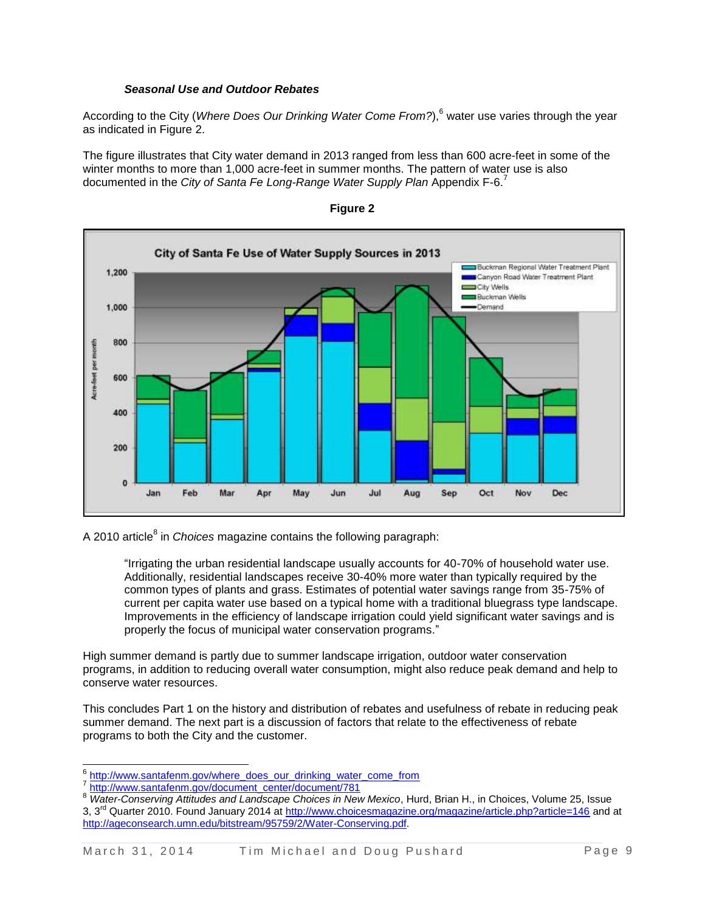### *Seasonal Use and Outdoor Rebates*

According to the City (*Where Does Our Drinking Water Come From?*),[6] water use varies through the year as indicated in Figure 2.

The figure illustrates that City water demand in 2013 ranged from less than 600 acre-feet in some of the winter months to more than 1,000 acre-feet in summer months. The pattern of water use is also documented in the *City of Santa Fe Long-Range Water Supply Plan* Appendix F-6.[7]

**Figure 2**

A 2010 article[8] in *Choices* magazine contains the following paragraph:

> "Irrigating the urban residential landscape usually accounts for 40-70% of household water use. Additionally, residential landscapes receive 30-40% more water than typically required by the common types of plants and grass. Estimates of potential water savings range from 35-75% of current per capita water use based on a typical home with a traditional bluegrass type landscape. Improvements in the efficiency of landscape irrigation could yield significant water savings and is properly the focus of municipal water conservation programs."

High summer demand is partly due to summer landscape irrigation, outdoor water conservation programs, in addition to reducing overall water consumption, might also reduce peak demand and help to conserve water resources.

This concludes Part 1 on the history and distribution of rebates and usefulness of rebate in reducing peak summer demand. The next part is a discussion of factors that relate to the effectiveness of rebate programs to both the City and the customer.

---

[6] http://www.santafenm.gov/where_does_our_drinking_water_come_from

[7] http://www.santafenm.gov/document_center/document/781

[8] *Water-Conserving Attitudes and Landscape Choices in New Mexico*, Hurd, Brian H., in Choices, Volume 25, Issue 3, 3rd Quarter 2010. Found January 2014 at http://www.choicesmagazine.org/magazine/article.php?article=146 and at http://ageconsearch.umn.edu/bitstream/95759/2/Water-Conserving.pdf.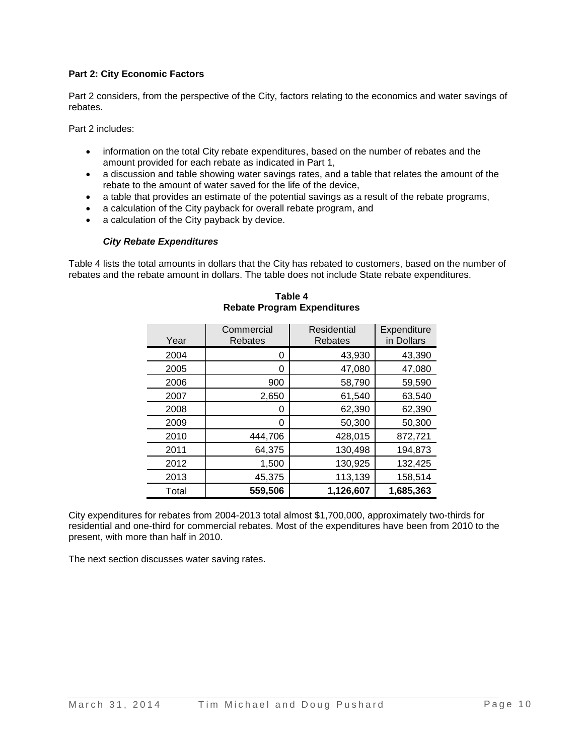**Part 2: City Economic Factors**

Part 2 considers, from the perspective of the City, factors relating to the economics and water savings of rebates.

Part 2 includes:

- information on the total City rebate expenditures, based on the number of rebates and the amount provided for each rebate as indicated in Part 1,
- a discussion and table showing water savings rates, and a table that relates the amount of the rebate to the amount of water saved for the life of the device,
- a table that provides an estimate of the potential savings as a result of the rebate programs,
- a calculation of the City payback for overall rebate program, and
- a calculation of the City payback by device.

***City Rebate Expenditures***

Table 4 lists the total amounts in dollars that the City has rebated to customers, based on the number of rebates and the rebate amount in dollars. The table does not include State rebate expenditures.

**Table 4**
**Rebate Program Expenditures**

| Year | Commercial Rebates | Residential Rebates | Expenditure in Dollars |
|---|---|---|---|
| 2004 | 0 | 43,930 | 43,390 |
| 2005 | 0 | 47,080 | 47,080 |
| 2006 | 900 | 58,790 | 59,590 |
| 2007 | 2,650 | 61,540 | 63,540 |
| 2008 | 0 | 62,390 | 62,390 |
| 2009 | 0 | 50,300 | 50,300 |
| 2010 | 444,706 | 428,015 | 872,721 |
| 2011 | 64,375 | 130,498 | 194,873 |
| 2012 | 1,500 | 130,925 | 132,425 |
| 2013 | 45,375 | 113,139 | 158,514 |
| Total | **559,506** | **1,126,607** | **1,685,363** |

City expenditures for rebates from 2004-2013 total almost $1,700,000, approximately two-thirds for residential and one-third for commercial rebates. Most of the expenditures have been from 2010 to the present, with more than half in 2010.

The next section discusses water saving rates.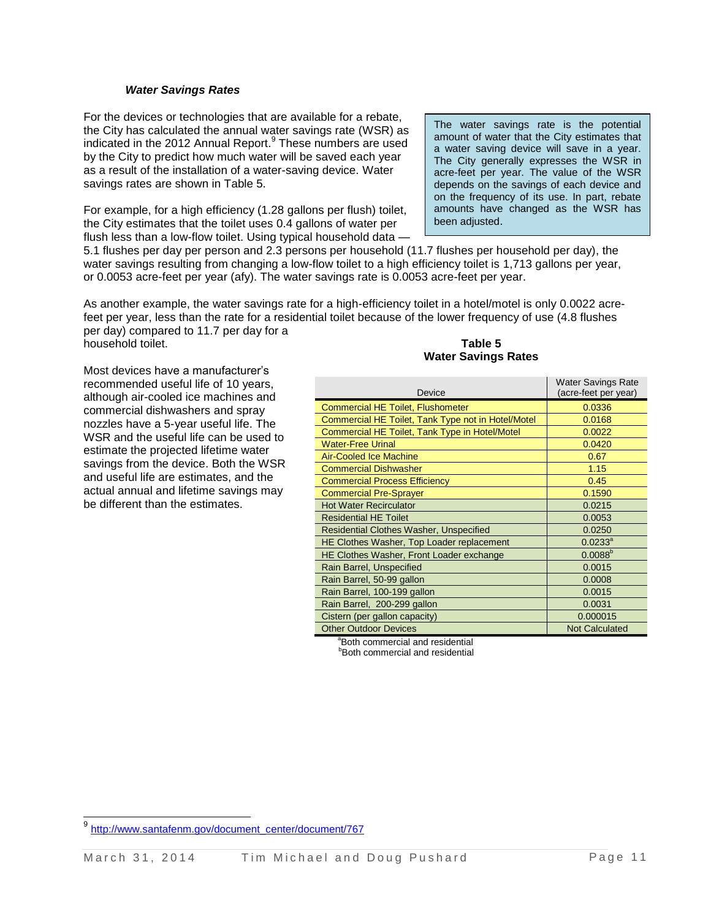### *Water Savings Rates*

For the devices or technologies that are available for a rebate, the City has calculated the annual water savings rate (WSR) as indicated in the 2012 Annual Report.[9] These numbers are used by the City to predict how much water will be saved each year as a result of the installation of a water-saving device. Water savings rates are shown in Table 5.

> The water savings rate is the potential amount of water that the City estimates that a water saving device will save in a year. The City generally expresses the WSR in acre-feet per year. The value of the WSR depends on the savings of each device and on the frequency of its use. In part, rebate amounts have changed as the WSR has been adjusted.

For example, for a high efficiency (1.28 gallons per flush) toilet, the City estimates that the toilet uses 0.4 gallons of water per flush less than a low-flow toilet. Using typical household data — 5.1 flushes per day per person and 2.3 persons per household (11.7 flushes per household per day), the water savings resulting from changing a low-flow toilet to a high efficiency toilet is 1,713 gallons per year, or 0.0053 acre-feet per year (afy). The water savings rate is 0.0053 acre-feet per year.

As another example, the water savings rate for a high-efficiency toilet in a hotel/motel is only 0.0022 acre-feet per year, less than the rate for a residential toilet because of the lower frequency of use (4.8 flushes per day) compared to 11.7 per day for a household toilet.

Most devices have a manufacturer's recommended useful life of 10 years, although air-cooled ice machines and commercial dishwashers and spray nozzles have a 5-year useful life. The WSR and the useful life can be used to estimate the projected lifetime water savings from the device. Both the WSR and useful life are estimates, and the actual annual and lifetime savings may be different than the estimates.

**Table 5**
**Water Savings Rates**

| Device | Water Savings Rate (acre-feet per year) |
|---|---|
| Commercial HE Toilet, Flushometer | 0.0336 |
| Commercial HE Toilet, Tank Type not in Hotel/Motel | 0.0168 |
| Commercial HE Toilet, Tank Type in Hotel/Motel | 0.0022 |
| Water-Free Urinal | 0.0420 |
| Air-Cooled Ice Machine | 0.67 |
| Commercial Dishwasher | 1.15 |
| Commercial Process Efficiency | 0.45 |
| Commercial Pre-Sprayer | 0.1590 |
| Hot Water Recirculator | 0.0215 |
| Residential HE Toilet | 0.0053 |
| Residential Clothes Washer, Unspecified | 0.0250 |
| HE Clothes Washer, Top Loader replacement | 0.0233[a] |
| HE Clothes Washer, Front Loader exchange | 0.0088[b] |
| Rain Barrel, Unspecified | 0.0015 |
| Rain Barrel, 50-99 gallon | 0.0008 |
| Rain Barrel, 100-199 gallon | 0.0015 |
| Rain Barrel, 200-299 gallon | 0.0031 |
| Cistern (per gallon capacity) | 0.000015 |
| Other Outdoor Devices | Not Calculated |

[a]Both commercial and residential
[b]Both commercial and residential

---

[9] http://www.santafenm.gov/document_center/document/767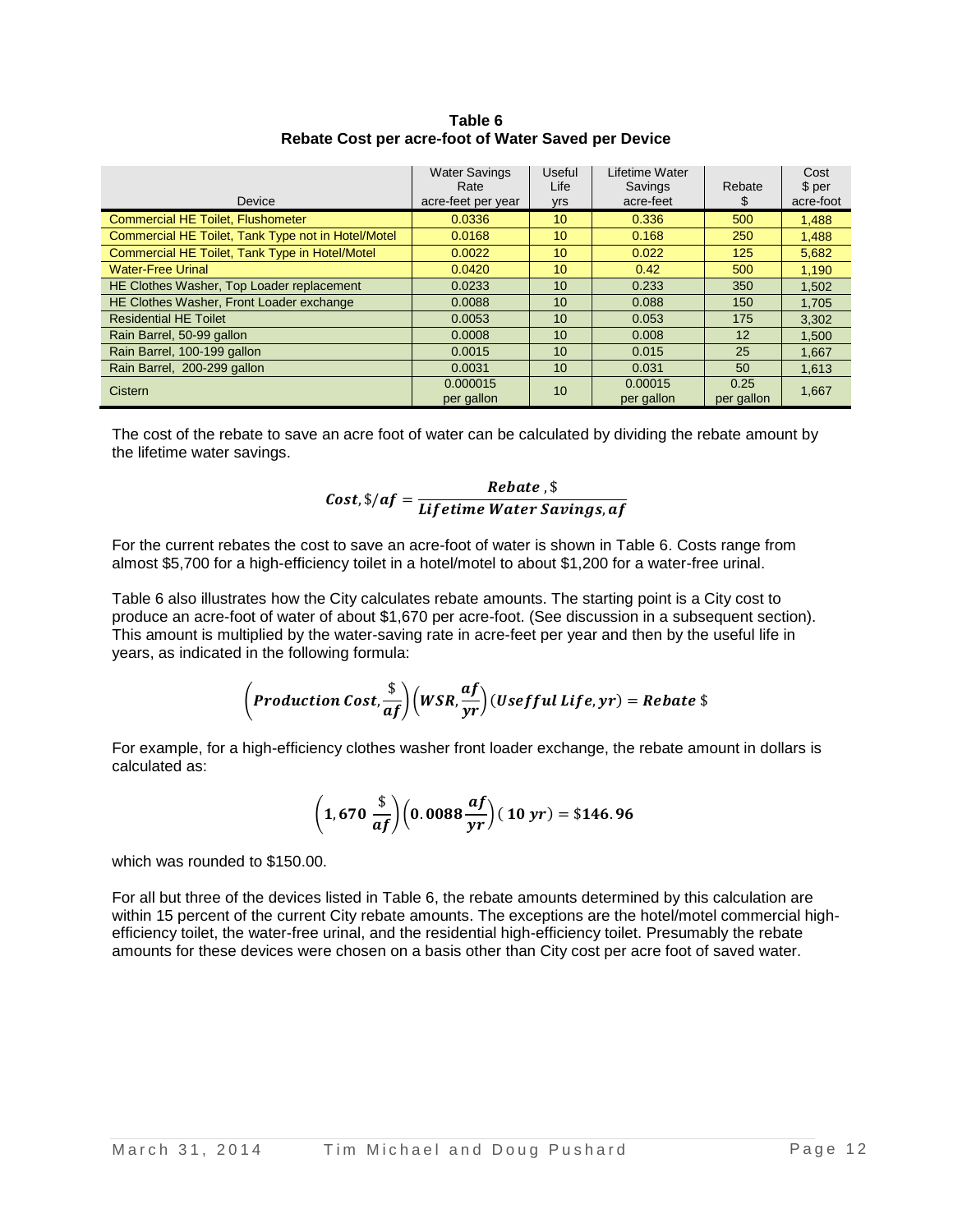**Table 6**
**Rebate Cost per acre-foot of Water Saved per Device**

| Device | Water Savings Rate acre-feet per year | Useful Life yrs | Lifetime Water Savings acre-feet | Rebate $ | Cost $ per acre-foot |
|---|---|---|---|---|---|
| Commercial HE Toilet, Flushometer | 0.0336 | 10 | 0.336 | 500 | 1,488 |
| Commercial HE Toilet, Tank Type not in Hotel/Motel | 0.0168 | 10 | 0.168 | 250 | 1,488 |
| Commercial HE Toilet, Tank Type in Hotel/Motel | 0.0022 | 10 | 0.022 | 125 | 5,682 |
| Water-Free Urinal | 0.0420 | 10 | 0.42 | 500 | 1,190 |
| HE Clothes Washer, Top Loader replacement | 0.0233 | 10 | 0.233 | 350 | 1,502 |
| HE Clothes Washer, Front Loader exchange | 0.0088 | 10 | 0.088 | 150 | 1,705 |
| Residential HE Toilet | 0.0053 | 10 | 0.053 | 175 | 3,302 |
| Rain Barrel, 50-99 gallon | 0.0008 | 10 | 0.008 | 12 | 1,500 |
| Rain Barrel, 100-199 gallon | 0.0015 | 10 | 0.015 | 25 | 1,667 |
| Rain Barrel, 200-299 gallon | 0.0031 | 10 | 0.031 | 50 | 1,613 |
| Cistern | 0.000015 per gallon | 10 | 0.00015 per gallon | 0.25 per gallon | 1,667 |

The cost of the rebate to save an acre foot of water can be calculated by dividing the rebate amount by the lifetime water savings.

$$\boldsymbol{Cost}, \$/\boldsymbol{af} = \frac{\boldsymbol{Rebate}, \$}{\boldsymbol{Lifetime\ Water\ Savings}, \boldsymbol{af}}$$

For the current rebates the cost to save an acre-foot of water is shown in Table 6. Costs range from almost $5,700 for a high-efficiency toilet in a hotel/motel to about $1,200 for a water-free urinal.

Table 6 also illustrates how the City calculates rebate amounts. The starting point is a City cost to produce an acre-foot of water of about $1,670 per acre-foot. (See discussion in a subsequent section). This amount is multiplied by the water-saving rate in acre-feet per year and then by the useful life in years, as indicated in the following formula:

$$\left(\boldsymbol{Production\ Cost}, \frac{\$}{\boldsymbol{af}}\right)\left(\boldsymbol{WSR}, \frac{\boldsymbol{af}}{\boldsymbol{yr}}\right)(\boldsymbol{Useffful\ Life}, \boldsymbol{yr}) = \boldsymbol{Rebate}\ \$$$

For example, for a high-efficiency clothes washer front loader exchange, the rebate amount in dollars is calculated as:

$$\left(\mathbf{1,670}\ \frac{\$}{\boldsymbol{af}}\right)\left(\mathbf{0.0088}\frac{\boldsymbol{af}}{\boldsymbol{yr}}\right)(\ \mathbf{10}\ \boldsymbol{yr}) = \$\mathbf{146.96}$$

which was rounded to $150.00.

For all but three of the devices listed in Table 6, the rebate amounts determined by this calculation are within 15 percent of the current City rebate amounts. The exceptions are the hotel/motel commercial high-efficiency toilet, the water-free urinal, and the residential high-efficiency toilet. Presumably the rebate amounts for these devices were chosen on a basis other than City cost per acre foot of saved water.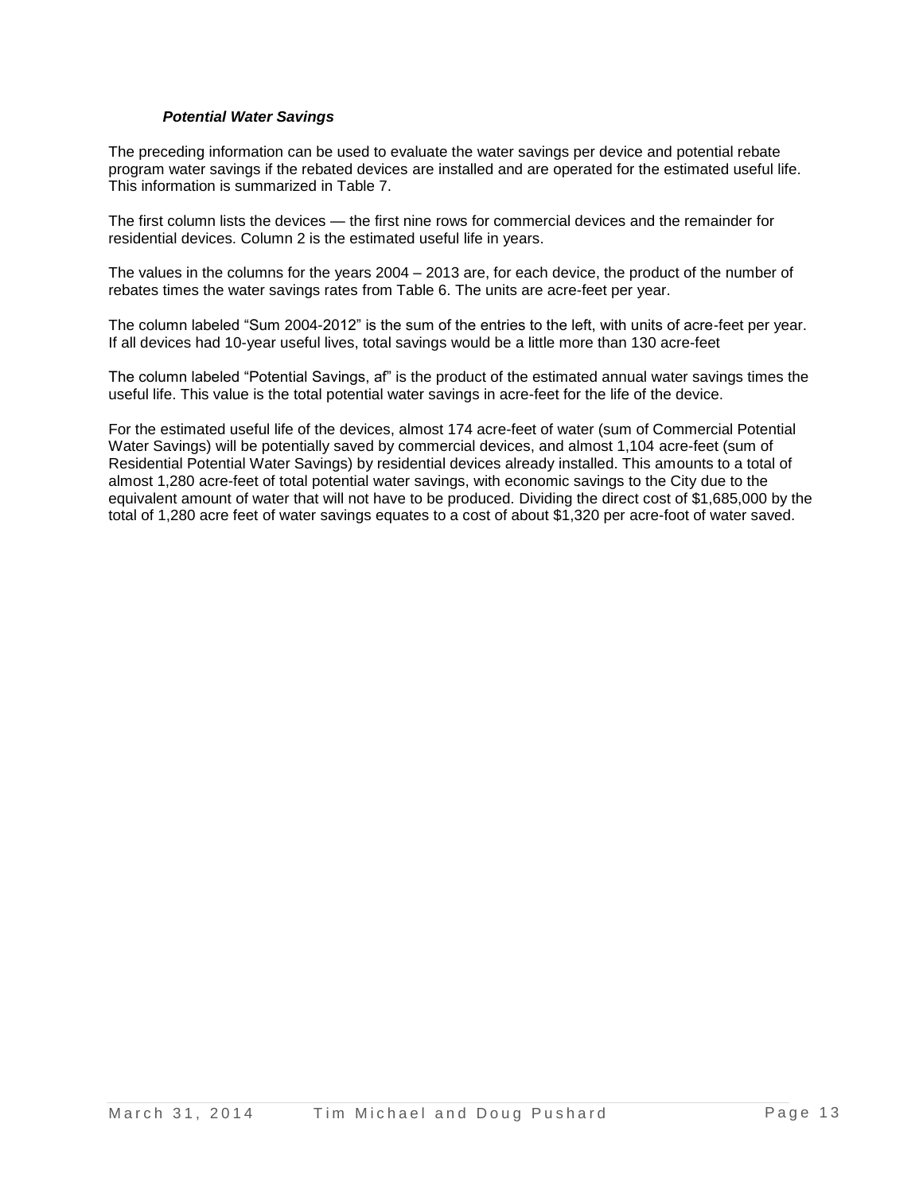### *Potential Water Savings*

The preceding information can be used to evaluate the water savings per device and potential rebate program water savings if the rebated devices are installed and are operated for the estimated useful life. This information is summarized in Table 7.

The first column lists the devices — the first nine rows for commercial devices and the remainder for residential devices. Column 2 is the estimated useful life in years.

The values in the columns for the years 2004 – 2013 are, for each device, the product of the number of rebates times the water savings rates from Table 6. The units are acre-feet per year.

The column labeled "Sum 2004-2012" is the sum of the entries to the left, with units of acre-feet per year. If all devices had 10-year useful lives, total savings would be a little more than 130 acre-feet

The column labeled "Potential Savings, af" is the product of the estimated annual water savings times the useful life. This value is the total potential water savings in acre-feet for the life of the device.

For the estimated useful life of the devices, almost 174 acre-feet of water (sum of Commercial Potential Water Savings) will be potentially saved by commercial devices, and almost 1,104 acre-feet (sum of Residential Potential Water Savings) by residential devices already installed. This amounts to a total of almost 1,280 acre-feet of total potential water savings, with economic savings to the City due to the equivalent amount of water that will not have to be produced. Dividing the direct cost of $1,685,000 by the total of 1,280 acre feet of water savings equates to a cost of about $1,320 per acre-foot of water saved.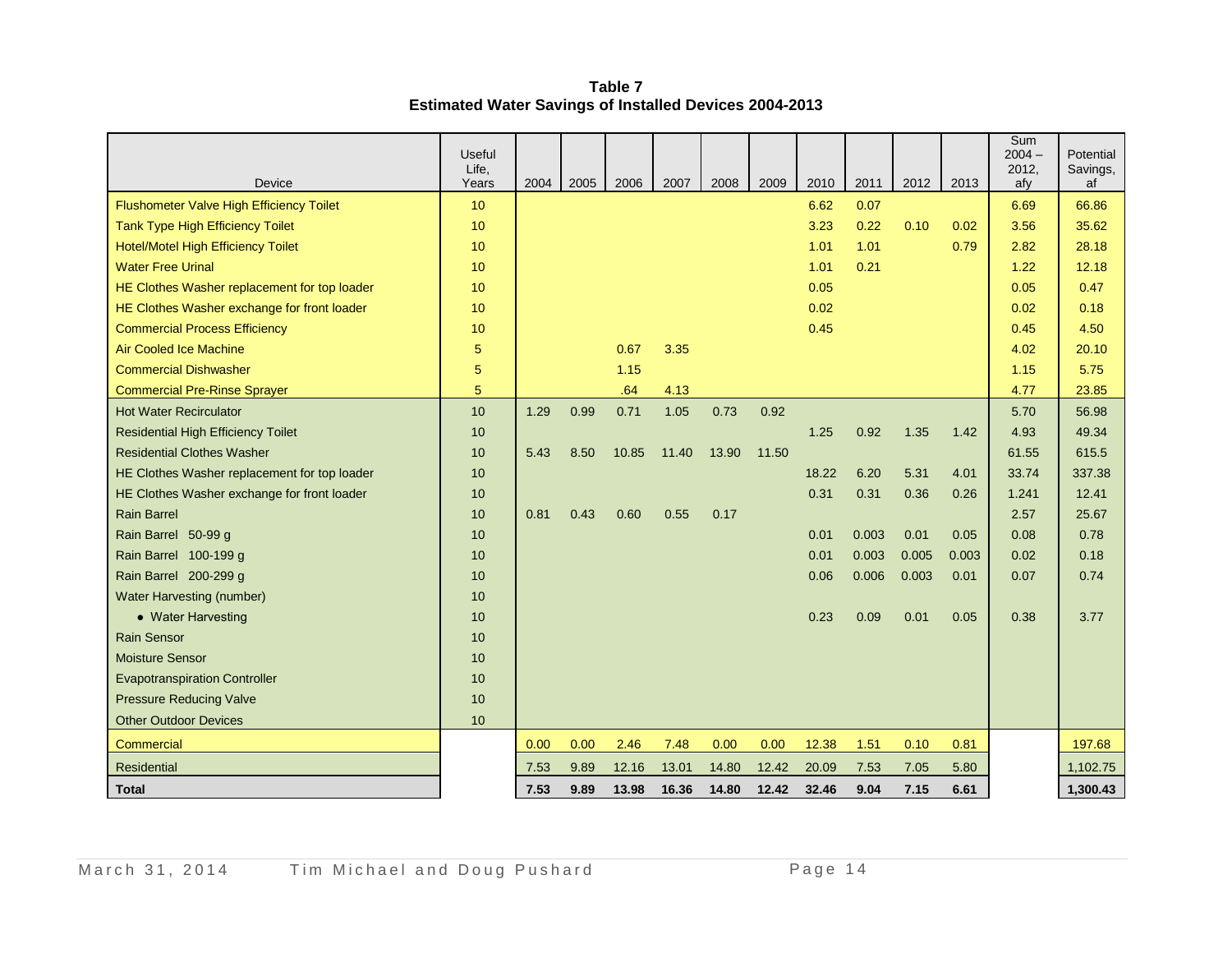**Table 7**
**Estimated Water Savings of Installed Devices 2004-2013**

| Device | Useful Life, Years | 2004 | 2005 | 2006 | 2007 | 2008 | 2009 | 2010 | 2011 | 2012 | 2013 | Sum 2004 – 2012, afy | Potential Savings, af |
|---|---|---|---|---|---|---|---|---|---|---|---|---|---|
| Flushometer Valve High Efficiency Toilet | 10 | | | | | | | 6.62 | 0.07 | | | 6.69 | 66.86 |
| Tank Type High Efficiency Toilet | 10 | | | | | | | 3.23 | 0.22 | 0.10 | 0.02 | 3.56 | 35.62 |
| Hotel/Motel High Efficiency Toilet | 10 | | | | | | | 1.01 | 1.01 | | 0.79 | 2.82 | 28.18 |
| Water Free Urinal | 10 | | | | | | | 1.01 | 0.21 | | | 1.22 | 12.18 |
| HE Clothes Washer replacement for top loader | 10 | | | | | | | 0.05 | | | | 0.05 | 0.47 |
| HE Clothes Washer exchange for front loader | 10 | | | | | | | 0.02 | | | | 0.02 | 0.18 |
| Commercial Process Efficiency | 10 | | | | | | | 0.45 | | | | 0.45 | 4.50 |
| Air Cooled Ice Machine | 5 | | | 0.67 | 3.35 | | | | | | | 4.02 | 20.10 |
| Commercial Dishwasher | 5 | | | 1.15 | | | | | | | | 1.15 | 5.75 |
| Commercial Pre-Rinse Sprayer | 5 | | | .64 | 4.13 | | | | | | | 4.77 | 23.85 |
| Hot Water Recirculator | 10 | 1.29 | 0.99 | 0.71 | 1.05 | 0.73 | 0.92 | | | | | 5.70 | 56.98 |
| Residential High Efficiency Toilet | 10 | | | | | | | 1.25 | 0.92 | 1.35 | 1.42 | 4.93 | 49.34 |
| Residential Clothes Washer | 10 | 5.43 | 8.50 | 10.85 | 11.40 | 13.90 | 11.50 | | | | | 61.55 | 615.5 |
| HE Clothes Washer replacement for top loader | 10 | | | | | | | 18.22 | 6.20 | 5.31 | 4.01 | 33.74 | 337.38 |
| HE Clothes Washer exchange for front loader | 10 | | | | | | | 0.31 | 0.31 | 0.36 | 0.26 | 1.241 | 12.41 |
| Rain Barrel | 10 | 0.81 | 0.43 | 0.60 | 0.55 | 0.17 | | | | | | 2.57 | 25.67 |
| Rain Barrel 50-99 g | 10 | | | | | | | 0.01 | 0.003 | 0.01 | 0.05 | 0.08 | 0.78 |
| Rain Barrel 100-199 g | 10 | | | | | | | 0.01 | 0.003 | 0.005 | 0.003 | 0.02 | 0.18 |
| Rain Barrel 200-299 g | 10 | | | | | | | 0.06 | 0.006 | 0.003 | 0.01 | 0.07 | 0.74 |
| Water Harvesting (number) | 10 | | | | | | | | | | | | |
| • Water Harvesting | 10 | | | | | | | 0.23 | 0.09 | 0.01 | 0.05 | 0.38 | 3.77 |
| Rain Sensor | 10 | | | | | | | | | | | | |
| Moisture Sensor | 10 | | | | | | | | | | | | |
| Evapotranspiration Controller | 10 | | | | | | | | | | | | |
| Pressure Reducing Valve | 10 | | | | | | | | | | | | |
| Other Outdoor Devices | 10 | | | | | | | | | | | | |
| Commercial | | 0.00 | 0.00 | 2.46 | 7.48 | 0.00 | 0.00 | 12.38 | 1.51 | 0.10 | 0.81 | | 197.68 |
| Residential | | 7.53 | 9.89 | 12.16 | 13.01 | 14.80 | 12.42 | 20.09 | 7.53 | 7.05 | 5.80 | | 1,102.75 |
| **Total** | | **7.53** | **9.89** | **13.98** | **16.36** | **14.80** | **12.42** | **32.46** | **9.04** | **7.15** | **6.61** | | **1,300.43** |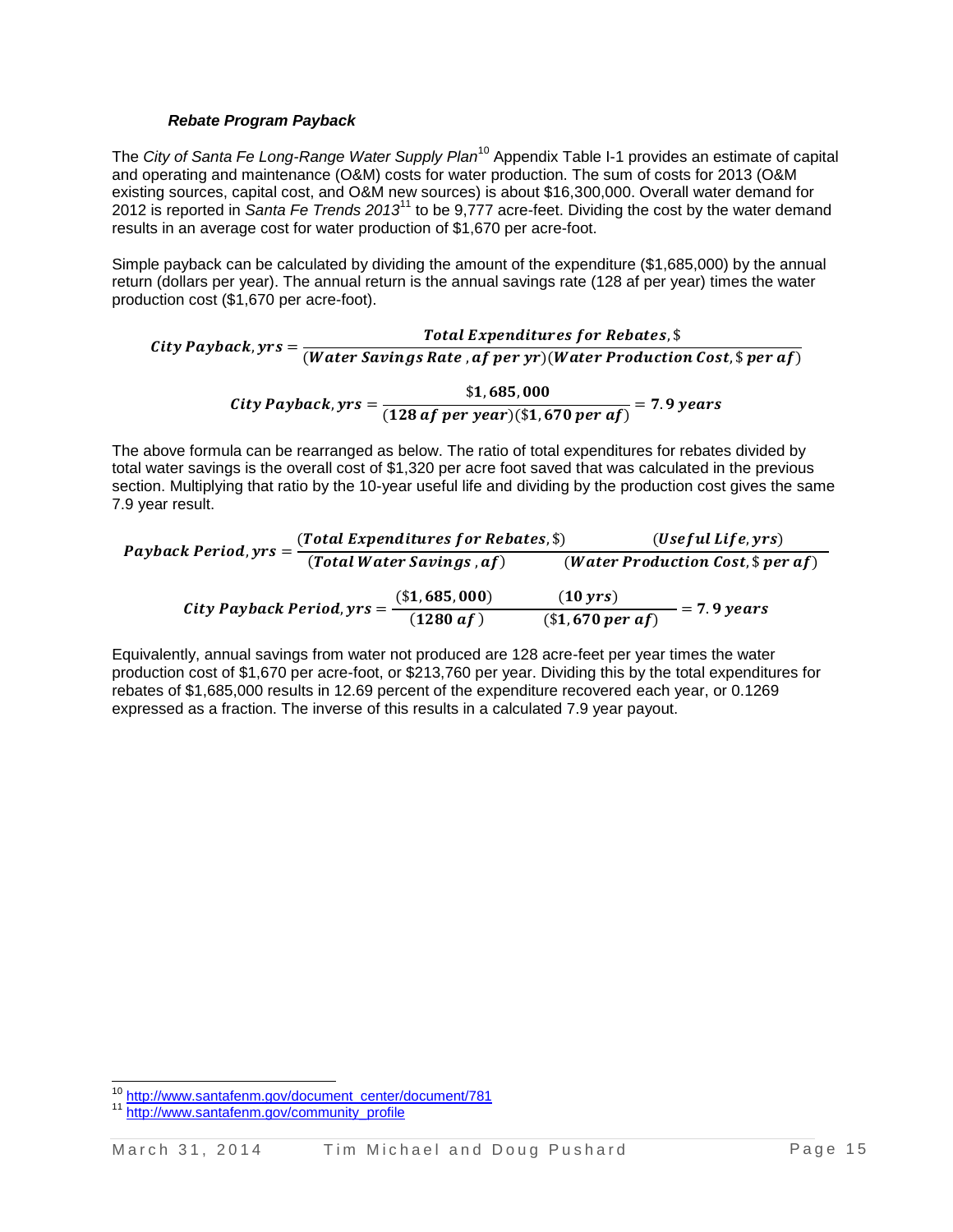### *Rebate Program Payback*

The *City of Santa Fe Long-Range Water Supply Plan*[10] Appendix Table I-1 provides an estimate of capital and operating and maintenance (O&M) costs for water production. The sum of costs for 2013 (O&M existing sources, capital cost, and O&M new sources) is about $16,300,000. Overall water demand for 2012 is reported in *Santa Fe Trends 2013*[11] to be 9,777 acre-feet. Dividing the cost by the water demand results in an average cost for water production of $1,670 per acre-foot.

Simple payback can be calculated by dividing the amount of the expenditure ($1,685,000) by the annual return (dollars per year). The annual return is the annual savings rate (128 af per year) times the water production cost ($1,670 per acre-foot).

$$\textit{City Payback, yrs} = \frac{\textbf{\textit{Total Expenditures for Rebates}}, \$}{(\textbf{\textit{Water Savings Rate , af per yr}})(\textbf{\textit{Water Production Cost}}, \$\ \textbf{\textit{per af}})}$$

$$\textit{City Payback, yrs} = \frac{\$\mathbf{1,685,000}}{(\mathbf{128}\ \textbf{\textit{af per year}})(\$\mathbf{1,670}\ \textbf{\textit{per af}})} = \mathbf{7.9}\ \textbf{\textit{years}}$$

The above formula can be rearranged as below. The ratio of total expenditures for rebates divided by total water savings is the overall cost of $1,320 per acre foot saved that was calculated in the previous section. Multiplying that ratio by the 10-year useful life and dividing by the production cost gives the same 7.9 year result.

$$\textit{Payback Period, yrs} = \frac{(\textbf{\textit{Total Expenditures for Rebates}}, \$)}{(\textbf{\textit{Total Water Savings , af}})} \frac{(\textbf{\textit{Useful Life, yrs}})}{(\textbf{\textit{Water Production Cost}}, \$\ \textbf{\textit{per af}})}$$

$$\textit{City Payback Period, yrs} = \frac{(\$\mathbf{1,685,000})}{(\mathbf{1280}\ \textbf{\textit{af}})} \frac{(\mathbf{10}\ \textbf{\textit{yrs}})}{(\$\mathbf{1,670}\ \textbf{\textit{per af}})} = \mathbf{7.9}\ \textbf{\textit{years}}$$

Equivalently, annual savings from water not produced are 128 acre-feet per year times the water production cost of $1,670 per acre-foot, or $213,760 per year. Dividing this by the total expenditures for rebates of $1,685,000 results in 12.69 percent of the expenditure recovered each year, or 0.1269 expressed as a fraction. The inverse of this results in a calculated 7.9 year payout.

[10] http://www.santafenm.gov/document_center/document/781

[11] http://www.santafenm.gov/community_profile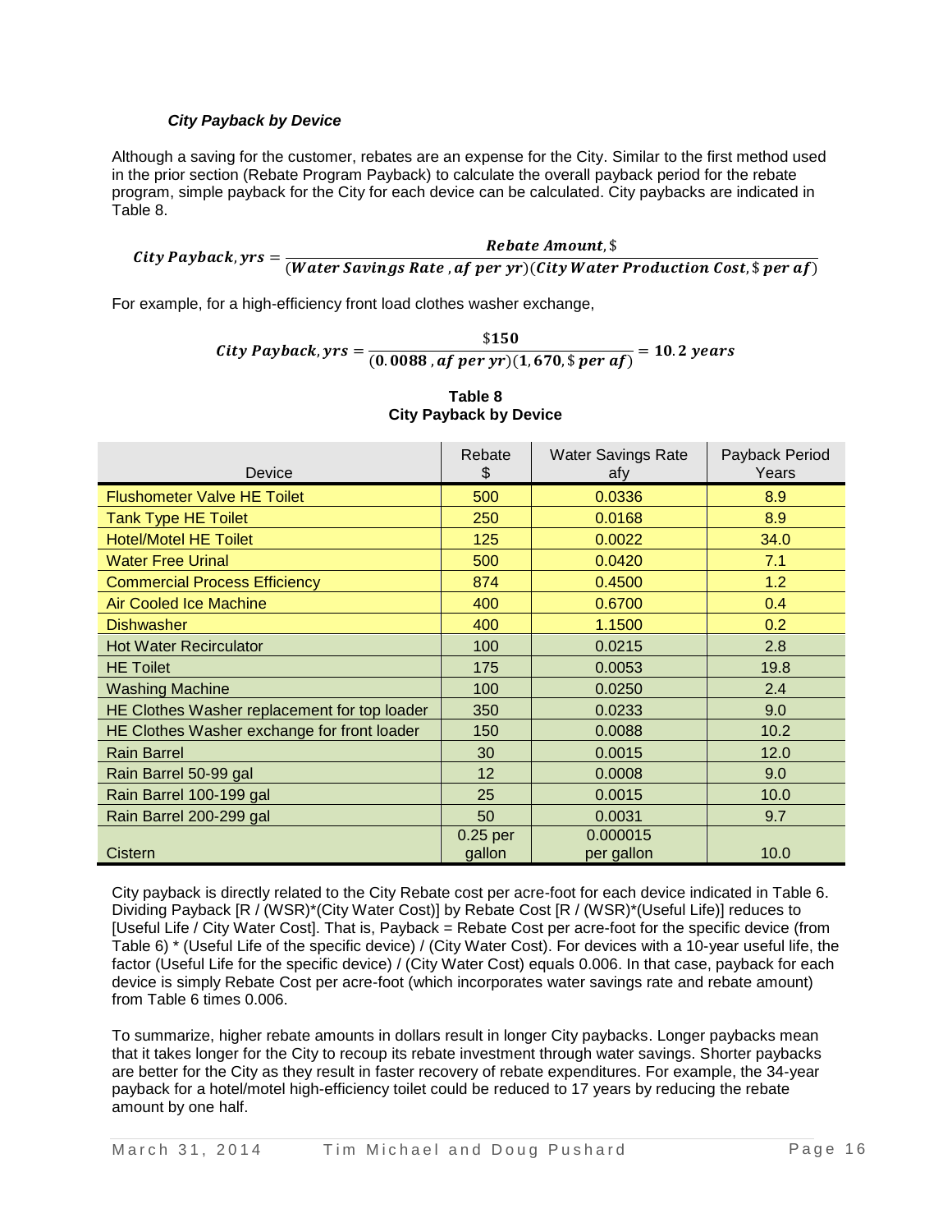*City Payback by Device*

Although a saving for the customer, rebates are an expense for the City. Similar to the first method used in the prior section (Rebate Program Payback) to calculate the overall payback period for the rebate program, simple payback for the City for each device can be calculated. City paybacks are indicated in Table 8.

$$\textit{City Payback, yrs} = \frac{\textit{Rebate Amount}, \$}{(\textit{Water Savings Rate}, \textit{af per yr})(\textit{City Water Production Cost}, \$ \textit{ per af})}$$

For example, for a high-efficiency front load clothes washer exchange,

$$\textit{City Payback, yrs} = \frac{\$150}{(0.0088, \textit{af per yr})(1,670, \$ \textit{ per af})} = 10.2 \textit{ years}$$

**Table 8**
**City Payback by Device**

| Device | Rebate $ | Water Savings Rate afy | Payback Period Years |
|---|---|---|---|
| Flushometer Valve HE Toilet | 500 | 0.0336 | 8.9 |
| Tank Type HE Toilet | 250 | 0.0168 | 8.9 |
| Hotel/Motel HE Toilet | 125 | 0.0022 | 34.0 |
| Water Free Urinal | 500 | 0.0420 | 7.1 |
| Commercial Process Efficiency | 874 | 0.4500 | 1.2 |
| Air Cooled Ice Machine | 400 | 0.6700 | 0.4 |
| Dishwasher | 400 | 1.1500 | 0.2 |
| Hot Water Recirculator | 100 | 0.0215 | 2.8 |
| HE Toilet | 175 | 0.0053 | 19.8 |
| Washing Machine | 100 | 0.0250 | 2.4 |
| HE Clothes Washer replacement for top loader | 350 | 0.0233 | 9.0 |
| HE Clothes Washer exchange for front loader | 150 | 0.0088 | 10.2 |
| Rain Barrel | 30 | 0.0015 | 12.0 |
| Rain Barrel 50-99 gal | 12 | 0.0008 | 9.0 |
| Rain Barrel 100-199 gal | 25 | 0.0015 | 10.0 |
| Rain Barrel 200-299 gal | 50 | 0.0031 | 9.7 |
| Cistern | 0.25 per gallon | 0.000015 per gallon | 10.0 |

City payback is directly related to the City Rebate cost per acre-foot for each device indicated in Table 6. Dividing Payback [R / (WSR)*(City Water Cost)] by Rebate Cost [R / (WSR)*(Useful Life)] reduces to [Useful Life / City Water Cost]. That is, Payback = Rebate Cost per acre-foot for the specific device (from Table 6) * (Useful Life of the specific device) / (City Water Cost). For devices with a 10-year useful life, the factor (Useful Life for the specific device) / (City Water Cost) equals 0.006. In that case, payback for each device is simply Rebate Cost per acre-foot (which incorporates water savings rate and rebate amount) from Table 6 times 0.006.

To summarize, higher rebate amounts in dollars result in longer City paybacks. Longer paybacks mean that it takes longer for the City to recoup its rebate investment through water savings. Shorter paybacks are better for the City as they result in faster recovery of rebate expenditures. For example, the 34-year payback for a hotel/motel high-efficiency toilet could be reduced to 17 years by reducing the rebate amount by one half.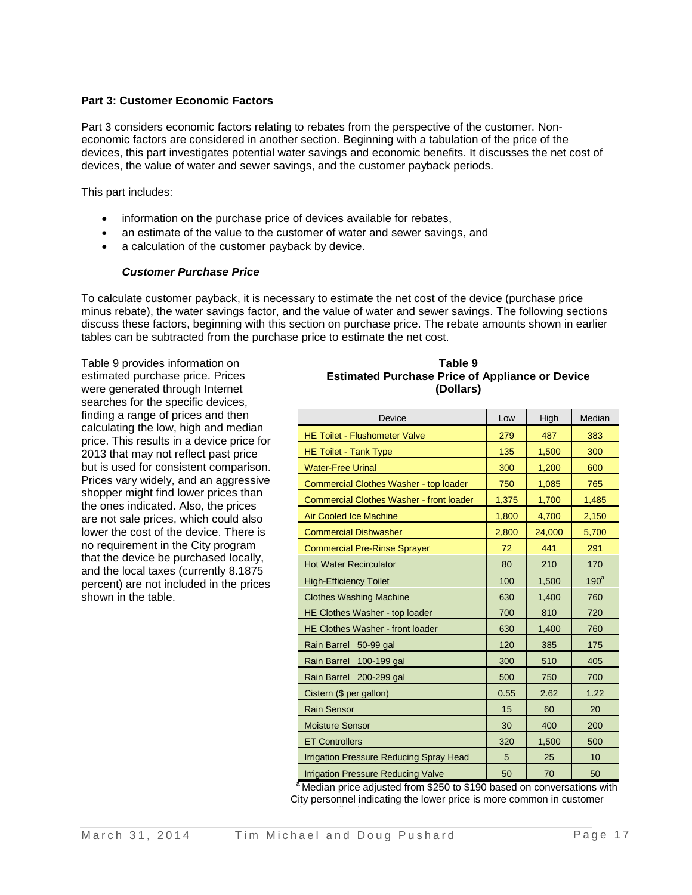**Part 3: Customer Economic Factors**

Part 3 considers economic factors relating to rebates from the perspective of the customer. Non-economic factors are considered in another section. Beginning with a tabulation of the price of the devices, this part investigates potential water savings and economic benefits. It discusses the net cost of devices, the value of water and sewer savings, and the customer payback periods.

This part includes:

- information on the purchase price of devices available for rebates,
- an estimate of the value to the customer of water and sewer savings, and
- a calculation of the customer payback by device.

***Customer Purchase Price***

To calculate customer payback, it is necessary to estimate the net cost of the device (purchase price minus rebate), the water savings factor, and the value of water and sewer savings. The following sections discuss these factors, beginning with this section on purchase price. The rebate amounts shown in earlier tables can be subtracted from the purchase price to estimate the net cost.

Table 9 provides information on estimated purchase price. Prices were generated through Internet searches for the specific devices, finding a range of prices and then calculating the low, high and median price. This results in a device price for 2013 that may not reflect past price but is used for consistent comparison. Prices vary widely, and an aggressive shopper might find lower prices than the ones indicated. Also, the prices are not sale prices, which could also lower the cost of the device. There is no requirement in the City program that the device be purchased locally, and the local taxes (currently 8.1875 percent) are not included in the prices shown in the table.

**Table 9**
**Estimated Purchase Price of Appliance or Device**
**(Dollars)**

| Device | Low | High | Median |
|---|---|---|---|
| HE Toilet - Flushometer Valve | 279 | 487 | 383 |
| HE Toilet - Tank Type | 135 | 1,500 | 300 |
| Water-Free Urinal | 300 | 1,200 | 600 |
| Commercial Clothes Washer - top loader | 750 | 1,085 | 765 |
| Commercial Clothes Washer - front loader | 1,375 | 1,700 | 1,485 |
| Air Cooled Ice Machine | 1,800 | 4,700 | 2,150 |
| Commercial Dishwasher | 2,800 | 24,000 | 5,700 |
| Commercial Pre-Rinse Sprayer | 72 | 441 | 291 |
| Hot Water Recirculator | 80 | 210 | 170 |
| High-Efficiency Toilet | 100 | 1,500 | 190[a] |
| Clothes Washing Machine | 630 | 1,400 | 760 |
| HE Clothes Washer - top loader | 700 | 810 | 720 |
| HE Clothes Washer - front loader | 630 | 1,400 | 760 |
| Rain Barrel 50-99 gal | 120 | 385 | 175 |
| Rain Barrel 100-199 gal | 300 | 510 | 405 |
| Rain Barrel 200-299 gal | 500 | 750 | 700 |
| Cistern ($ per gallon) | 0.55 | 2.62 | 1.22 |
| Rain Sensor | 15 | 60 | 20 |
| Moisture Sensor | 30 | 400 | 200 |
| ET Controllers | 320 | 1,500 | 500 |
| Irrigation Pressure Reducing Spray Head | 5 | 25 | 10 |
| Irrigation Pressure Reducing Valve | 50 | 70 | 50 |

[a] Median price adjusted from $250 to $190 based on conversations with City personnel indicating the lower price is more common in customer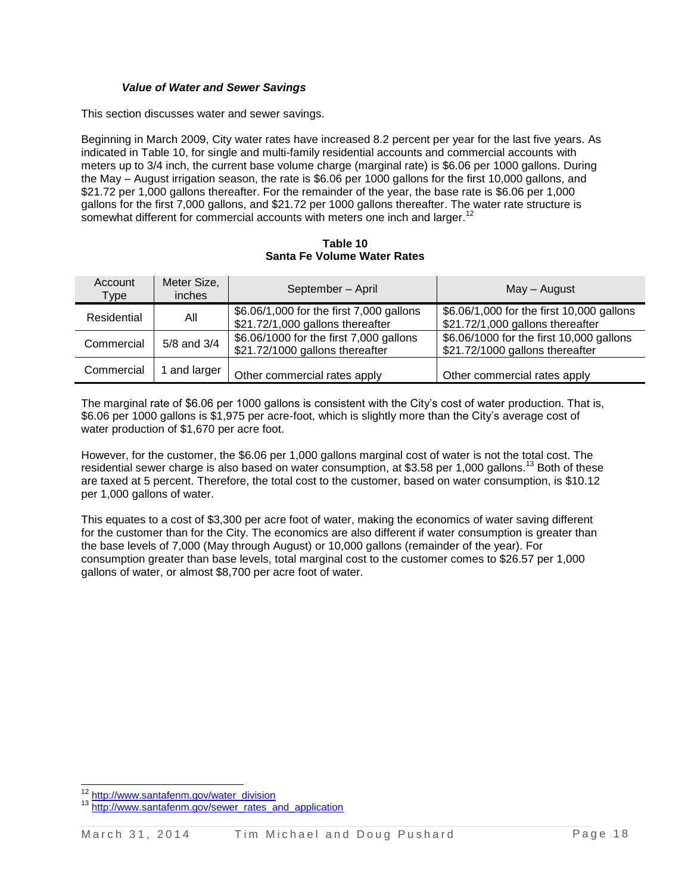### *Value of Water and Sewer Savings*

This section discusses water and sewer savings.

Beginning in March 2009, City water rates have increased 8.2 percent per year for the last five years. As indicated in Table 10, for single and multi-family residential accounts and commercial accounts with meters up to 3/4 inch, the current base volume charge (marginal rate) is $6.06 per 1000 gallons. During the May – August irrigation season, the rate is $6.06 per 1000 gallons for the first 10,000 gallons, and $21.72 per 1,000 gallons thereafter. For the remainder of the year, the base rate is $6.06 per 1,000 gallons for the first 7,000 gallons, and $21.72 per 1000 gallons thereafter. The water rate structure is somewhat different for commercial accounts with meters one inch and larger.[12]

**Table 10**
**Santa Fe Volume Water Rates**

| Account Type | Meter Size, inches | September – April | May – August |
|---|---|---|---|
| Residential | All | $6.06/1,000 for the first 7,000 gallons<br>$21.72/1,000 gallons thereafter | $6.06/1,000 for the first 10,000 gallons<br>$21.72/1,000 gallons thereafter |
| Commercial | 5/8 and 3/4 | $6.06/1000 for the first 7,000 gallons<br>$21.72/1000 gallons thereafter | $6.06/1000 for the first 10,000 gallons<br>$21.72/1000 gallons thereafter |
| Commercial | 1 and larger | Other commercial rates apply | Other commercial rates apply |

The marginal rate of $6.06 per 1000 gallons is consistent with the City's cost of water production. That is, $6.06 per 1000 gallons is $1,975 per acre-foot, which is slightly more than the City's average cost of water production of $1,670 per acre foot.

However, for the customer, the $6.06 per 1,000 gallons marginal cost of water is not the total cost. The residential sewer charge is also based on water consumption, at $3.58 per 1,000 gallons.[13] Both of these are taxed at 5 percent. Therefore, the total cost to the customer, based on water consumption, is $10.12 per 1,000 gallons of water.

This equates to a cost of $3,300 per acre foot of water, making the economics of water saving different for the customer than for the City. The economics are also different if water consumption is greater than the base levels of 7,000 (May through August) or 10,000 gallons (remainder of the year). For consumption greater than base levels, total marginal cost to the customer comes to $26.57 per 1,000 gallons of water, or almost $8,700 per acre foot of water.

---

[12] http://www.santafenm.gov/water_division

[13] http://www.santafenm.gov/sewer_rates_and_application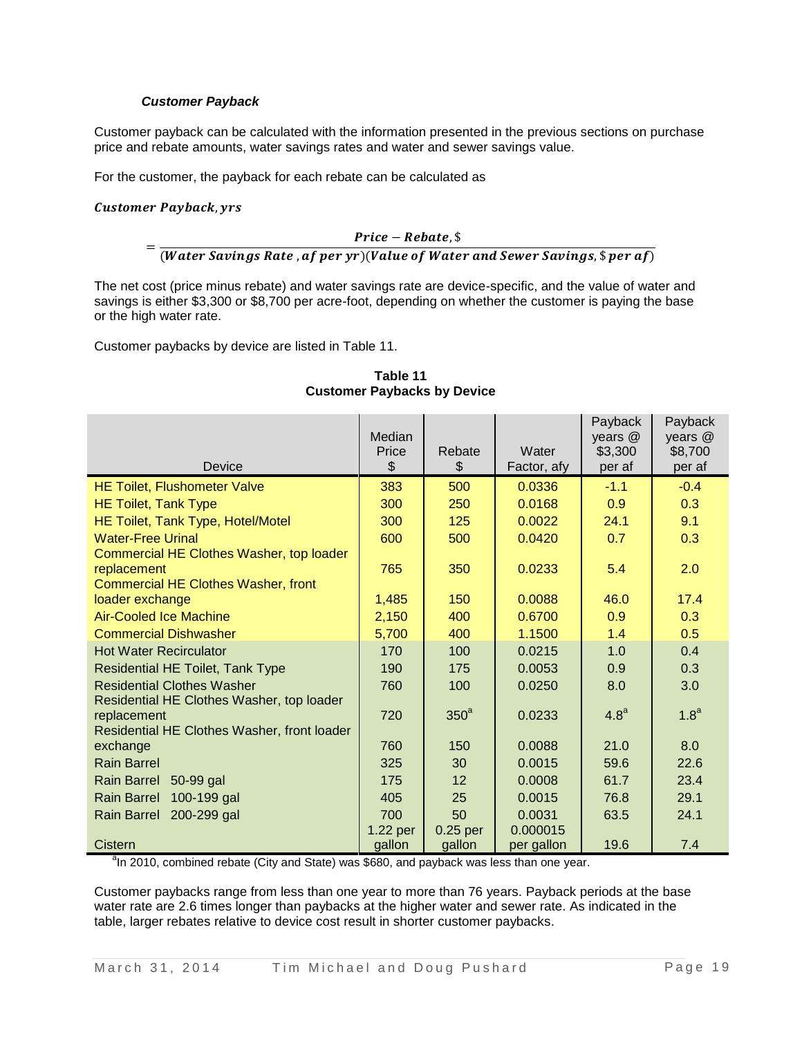### *Customer Payback*

Customer payback can be calculated with the information presented in the previous sections on purchase price and rebate amounts, water savings rates and water and sewer savings value.

For the customer, the payback for each rebate can be calculated as

$$\textbf{\textit{Customer Payback, yrs}} = \frac{\textbf{\textit{Price}} - \textbf{\textit{Rebate}}, \$}{(\textbf{\textit{Water Savings Rate}}, \textbf{\textit{af per yr}})(\textbf{\textit{Value of Water and Sewer Savings}}, \$ \textbf{\textit{ per af}})}$$

The net cost (price minus rebate) and water savings rate are device-specific, and the value of water and savings is either $3,300 or $8,700 per acre-foot, depending on whether the customer is paying the base or the high water rate.

Customer paybacks by device are listed in Table 11.

**Table 11**
**Customer Paybacks by Device**

| Device | Median Price $ | Rebate $ | Water Factor, afy | Payback years @ $3,300 per af | Payback years @ $8,700 per af |
|---|---|---|---|---|---|
| HE Toilet, Flushometer Valve | 383 | 500 | 0.0336 | -1.1 | -0.4 |
| HE Toilet, Tank Type | 300 | 250 | 0.0168 | 0.9 | 0.3 |
| HE Toilet, Tank Type, Hotel/Motel | 300 | 125 | 0.0022 | 24.1 | 9.1 |
| Water-Free Urinal | 600 | 500 | 0.0420 | 0.7 | 0.3 |
| Commercial HE Clothes Washer, top loader replacement | 765 | 350 | 0.0233 | 5.4 | 2.0 |
| Commercial HE Clothes Washer, front loader exchange | 1,485 | 150 | 0.0088 | 46.0 | 17.4 |
| Air-Cooled Ice Machine | 2,150 | 400 | 0.6700 | 0.9 | 0.3 |
| Commercial Dishwasher | 5,700 | 400 | 1.1500 | 1.4 | 0.5 |
| Hot Water Recirculator | 170 | 100 | 0.0215 | 1.0 | 0.4 |
| Residential HE Toilet, Tank Type | 190 | 175 | 0.0053 | 0.9 | 0.3 |
| Residential Clothes Washer | 760 | 100 | 0.0250 | 8.0 | 3.0 |
| Residential HE Clothes Washer, top loader replacement | 720 | 350[a] | 0.0233 | 4.8[a] | 1.8[a] |
| Residential HE Clothes Washer, front loader exchange | 760 | 150 | 0.0088 | 21.0 | 8.0 |
| Rain Barrel | 325 | 30 | 0.0015 | 59.6 | 22.6 |
| Rain Barrel 50-99 gal | 175 | 12 | 0.0008 | 61.7 | 23.4 |
| Rain Barrel 100-199 gal | 405 | 25 | 0.0015 | 76.8 | 29.1 |
| Rain Barrel 200-299 gal | 700 | 50 | 0.0031 | 63.5 | 24.1 |
| Cistern | 1.22 per gallon | 0.25 per gallon | 0.000015 per gallon | 19.6 | 7.4 |

[a]In 2010, combined rebate (City and State) was $680, and payback was less than one year.

Customer paybacks range from less than one year to more than 76 years. Payback periods at the base water rate are 2.6 times longer than paybacks at the higher water and sewer rate. As indicated in the table, larger rebates relative to device cost result in shorter customer paybacks.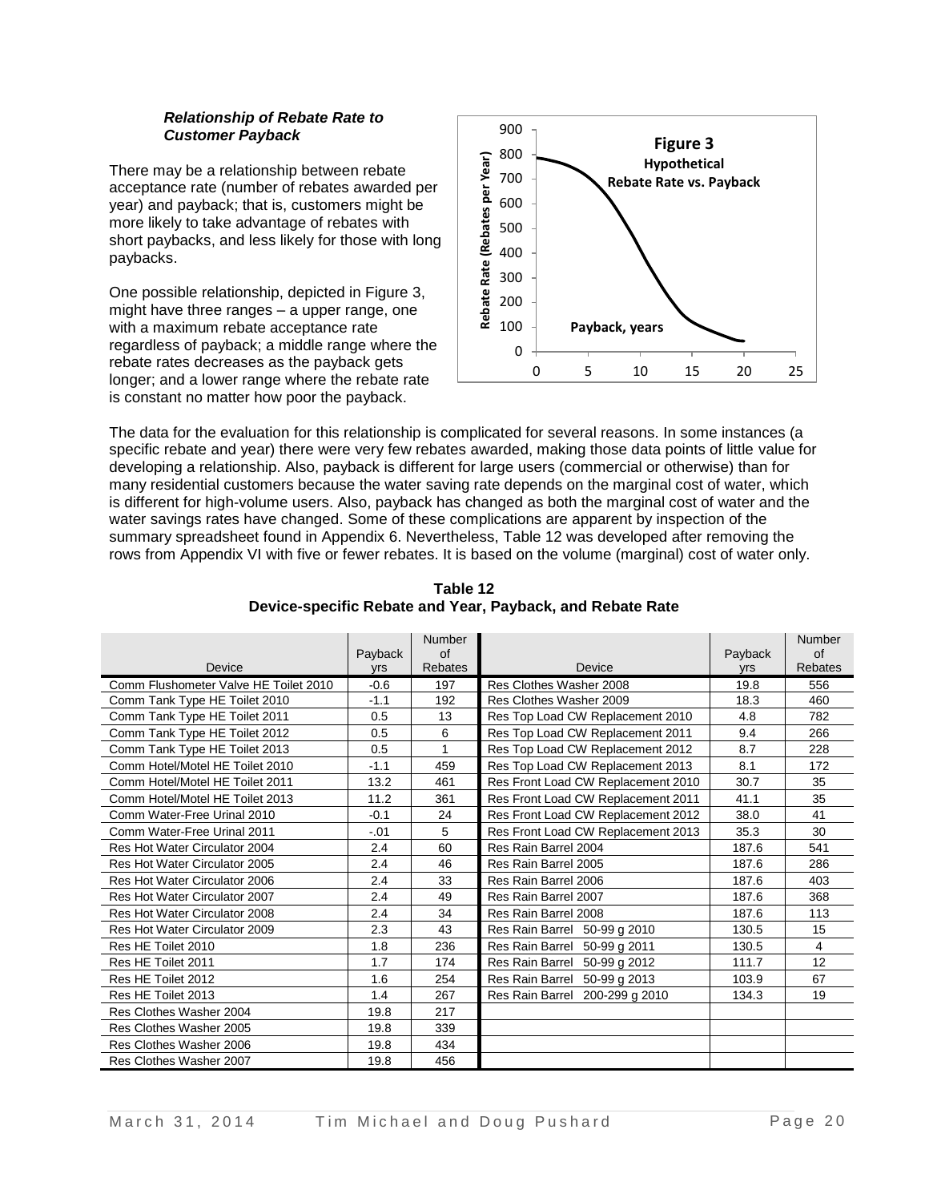***Relationship of Rebate Rate to Customer Payback***

There may be a relationship between rebate acceptance rate (number of rebates awarded per year) and payback; that is, customers might be more likely to take advantage of rebates with short paybacks, and less likely for those with long paybacks.

One possible relationship, depicted in Figure 3, might have three ranges – a upper range, one with a maximum rebate acceptance rate regardless of payback; a middle range where the rebate rates decreases as the payback gets longer; and a lower range where the rebate rate is constant no matter how poor the payback.

**Figure 3**
**Hypothetical**
**Rebate Rate vs. Payback**

The data for the evaluation for this relationship is complicated for several reasons. In some instances (a specific rebate and year) there were very few rebates awarded, making those data points of little value for developing a relationship. Also, payback is different for large users (commercial or otherwise) than for many residential customers because the water saving rate depends on the marginal cost of water, which is different for high-volume users. Also, payback has changed as both the marginal cost of water and the water savings rates have changed. Some of these complications are apparent by inspection of the summary spreadsheet found in Appendix 6. Nevertheless, Table 12 was developed after removing the rows from Appendix VI with five or fewer rebates. It is based on the volume (marginal) cost of water only.

**Table 12**
**Device-specific Rebate and Year, Payback, and Rebate Rate**

| Device | Payback yrs | Number of Rebates | Device | Payback yrs | Number of Rebates |
|---|---|---|---|---|---|
| Comm Flushometer Valve HE Toilet 2010 | -0.6 | 197 | Res Clothes Washer 2008 | 19.8 | 556 |
| Comm Tank Type HE Toilet 2010 | -1.1 | 192 | Res Clothes Washer 2009 | 18.3 | 460 |
| Comm Tank Type HE Toilet 2011 | 0.5 | 13 | Res Top Load CW Replacement 2010 | 4.8 | 782 |
| Comm Tank Type HE Toilet 2012 | 0.5 | 6 | Res Top Load CW Replacement 2011 | 9.4 | 266 |
| Comm Tank Type HE Toilet 2013 | 0.5 | 1 | Res Top Load CW Replacement 2012 | 8.7 | 228 |
| Comm Hotel/Motel HE Toilet 2010 | -1.1 | 459 | Res Top Load CW Replacement 2013 | 8.1 | 172 |
| Comm Hotel/Motel HE Toilet 2011 | 13.2 | 461 | Res Front Load CW Replacement 2010 | 30.7 | 35 |
| Comm Hotel/Motel HE Toilet 2013 | 11.2 | 361 | Res Front Load CW Replacement 2011 | 41.1 | 35 |
| Comm Water-Free Urinal 2010 | -0.1 | 24 | Res Front Load CW Replacement 2012 | 38.0 | 41 |
| Comm Water-Free Urinal 2011 | -.01 | 5 | Res Front Load CW Replacement 2013 | 35.3 | 30 |
| Res Hot Water Circulator 2004 | 2.4 | 60 | Res Rain Barrel 2004 | 187.6 | 541 |
| Res Hot Water Circulator 2005 | 2.4 | 46 | Res Rain Barrel 2005 | 187.6 | 286 |
| Res Hot Water Circulator 2006 | 2.4 | 33 | Res Rain Barrel 2006 | 187.6 | 403 |
| Res Hot Water Circulator 2007 | 2.4 | 49 | Res Rain Barrel 2007 | 187.6 | 368 |
| Res Hot Water Circulator 2008 | 2.4 | 34 | Res Rain Barrel 2008 | 187.6 | 113 |
| Res Hot Water Circulator 2009 | 2.3 | 43 | Res Rain Barrel 50-99 g 2010 | 130.5 | 15 |
| Res HE Toilet 2010 | 1.8 | 236 | Res Rain Barrel 50-99 g 2011 | 130.5 | 4 |
| Res HE Toilet 2011 | 1.7 | 174 | Res Rain Barrel 50-99 g 2012 | 111.7 | 12 |
| Res HE Toilet 2012 | 1.6 | 254 | Res Rain Barrel 50-99 g 2013 | 103.9 | 67 |
| Res HE Toilet 2013 | 1.4 | 267 | Res Rain Barrel 200-299 g 2010 | 134.3 | 19 |
| Res Clothes Washer 2004 | 19.8 | 217 | | | |
| Res Clothes Washer 2005 | 19.8 | 339 | | | |
| Res Clothes Washer 2006 | 19.8 | 434 | | | |
| Res Clothes Washer 2007 | 19.8 | 456 | | | |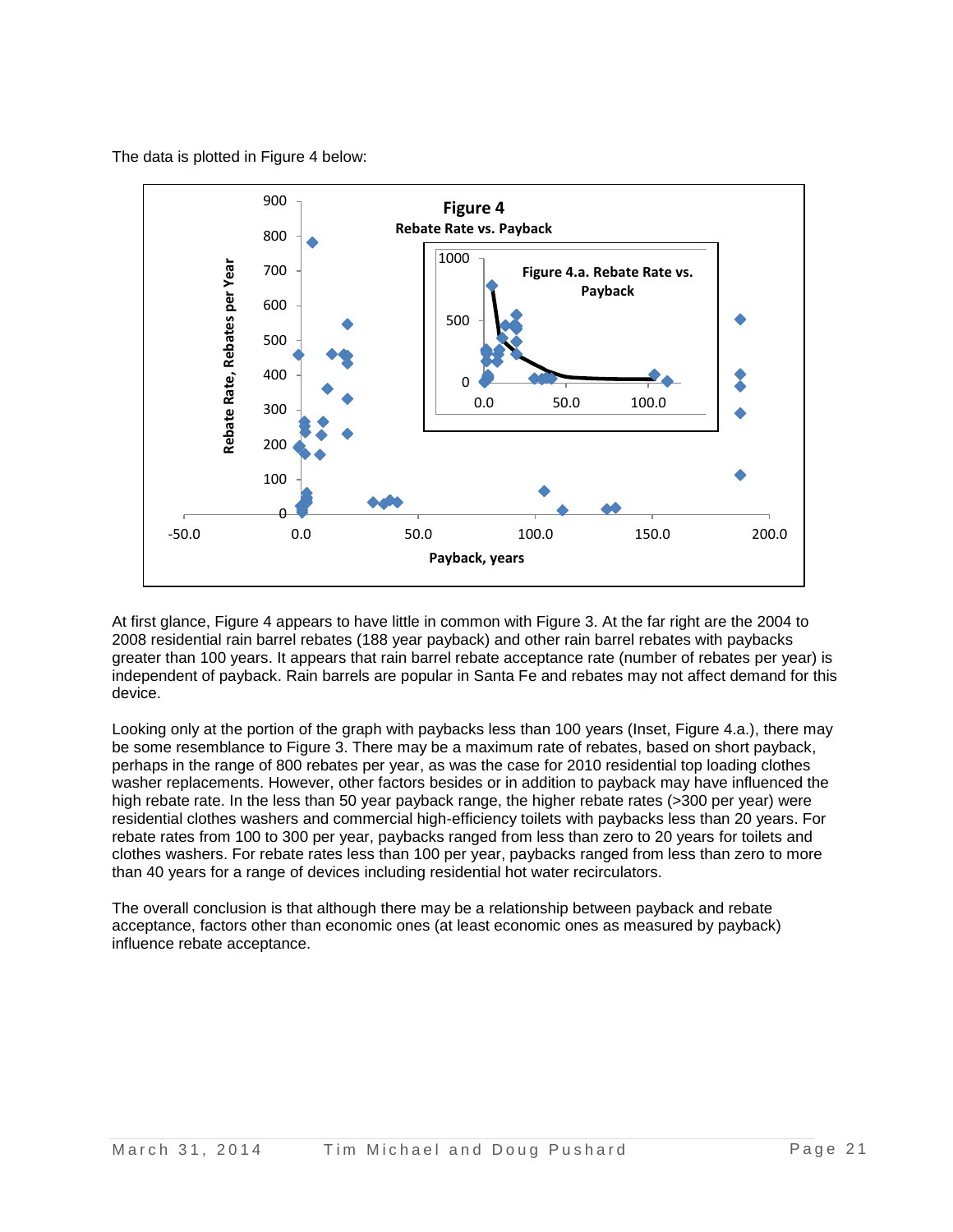The data is plotted in Figure 4 below:

At first glance, Figure 4 appears to have little in common with Figure 3. At the far right are the 2004 to 2008 residential rain barrel rebates (188 year payback) and other rain barrel rebates with paybacks greater than 100 years. It appears that rain barrel rebate acceptance rate (number of rebates per year) is independent of payback. Rain barrels are popular in Santa Fe and rebates may not affect demand for this device.

Looking only at the portion of the graph with paybacks less than 100 years (Inset, Figure 4.a.), there may be some resemblance to Figure 3. There may be a maximum rate of rebates, based on short payback, perhaps in the range of 800 rebates per year, as was the case for 2010 residential top loading clothes washer replacements. However, other factors besides or in addition to payback may have influenced the high rebate rate. In the less than 50 year payback range, the higher rebate rates (>300 per year) were residential clothes washers and commercial high-efficiency toilets with paybacks less than 20 years. For rebate rates from 100 to 300 per year, paybacks ranged from less than zero to 20 years for toilets and clothes washers. For rebate rates less than 100 per year, paybacks ranged from less than zero to more than 40 years for a range of devices including residential hot water recirculators.

The overall conclusion is that although there may be a relationship between payback and rebate acceptance, factors other than economic ones (at least economic ones as measured by payback) influence rebate acceptance.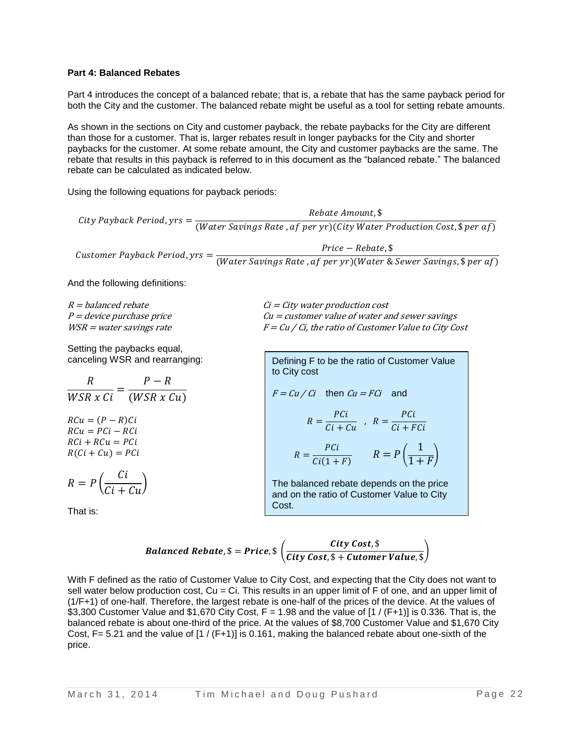**Part 4: Balanced Rebates**

Part 4 introduces the concept of a balanced rebate; that is, a rebate that has the same payback period for both the City and the customer. The balanced rebate might be useful as a tool for setting rebate amounts.

As shown in the sections on City and customer payback, the rebate paybacks for the City are different than those for a customer. That is, larger rebates result in longer paybacks for the City and shorter paybacks for the customer. At some rebate amount, the City and customer paybacks are the same. The rebate that results in this payback is referred to in this document as the "balanced rebate." The balanced rebate can be calculated as indicated below.

Using the following equations for payback periods:

$$City\ Payback\ Period, yrs = \frac{Rebate\ Amount, \$}{(Water\ Savings\ Rate\ , af\ per\ yr)(City\ Water\ Production\ Cost, \$\ per\ af)}$$

$$Customer\ Payback\ Period, yrs = \frac{Price - Rebate, \$}{(Water\ Savings\ Rate\ , af\ per\ yr)(Water\ \&\ Sewer\ Savings, \$\ per\ af)}$$

And the following definitions:

*R = balanced rebate*
*P = device purchase price*
*WSR = water savings rate*
*Ci = City water production cost*
*Cu = customer value of water and sewer savings*
*F = Cu / Ci, the ratio of Customer Value to City Cost*

Setting the paybacks equal, canceling WSR and rearranging:

$$\frac{R}{WSR\ x\ Ci} = \frac{P - R}{(WSR\ x\ Cu)}$$

$$RCu = (P - R)Ci$$
$$RCu = PCi - RCi$$
$$RCi + RCu = PCi$$
$$R(Ci + Cu) = PCi$$

$$R = P\left(\frac{Ci}{Ci + Cu}\right)$$

That is:

Defining F to be the ratio of Customer Value to City cost

$F = Cu / Ci$ then $Cu = FCi$ and

$$R = \frac{PCi}{Ci + Cu}\ ,\ R = \frac{PCi}{Ci + FCi}$$

$$R = \frac{PCi}{Ci(1 + F)} \qquad R = P\left(\frac{1}{1 + F}\right)$$

The balanced rebate depends on the price and on the ratio of Customer Value to City Cost.

$$\boldsymbol{Balanced\ Rebate}, \$ = \boldsymbol{Price}, \$\ \left(\frac{\boldsymbol{City\ Cost}, \$}{\boldsymbol{City\ Cost}, \$ + \boldsymbol{Cutomer\ Value}, \$}\right)$$

With F defined as the ratio of Customer Value to City Cost, and expecting that the City does not want to sell water below production cost, Cu = Ci. This results in an upper limit of F of one, and an upper limit of (1/F+1) of one-half. Therefore, the largest rebate is one-half of the prices of the device. At the values of $3,300 Customer Value and $1,670 City Cost, F = 1.98 and the value of [1 / (F+1)] is 0.336. That is, the balanced rebate is about one-third of the price. At the values of $8,700 Customer Value and $1,670 City Cost, F= 5.21 and the value of [1 / (F+1)] is 0.161, making the balanced rebate about one-sixth of the price.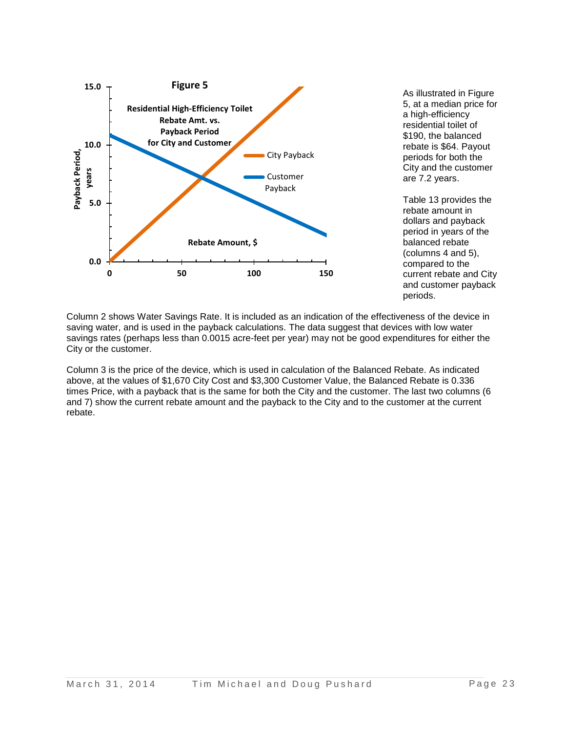**Figure 5**

**Residential High-Efficiency Toilet Rebate Amt. vs. Payback Period for City and Customer**

As illustrated in Figure 5, at a median price for a high-efficiency residential toilet of \$190, the balanced rebate is \$64. Payout periods for both the City and the customer are 7.2 years.

Table 13 provides the rebate amount in dollars and payback period in years of the balanced rebate (columns 4 and 5), compared to the current rebate and City and customer payback periods.

Column 2 shows Water Savings Rate. It is included as an indication of the effectiveness of the device in saving water, and is used in the payback calculations. The data suggest that devices with low water savings rates (perhaps less than 0.0015 acre-feet per year) may not be good expenditures for either the City or the customer.

Column 3 is the price of the device, which is used in calculation of the Balanced Rebate. As indicated above, at the values of \$1,670 City Cost and \$3,300 Customer Value, the Balanced Rebate is 0.336 times Price, with a payback that is the same for both the City and the customer. The last two columns (6 and 7) show the current rebate amount and the payback to the City and to the customer at the current rebate.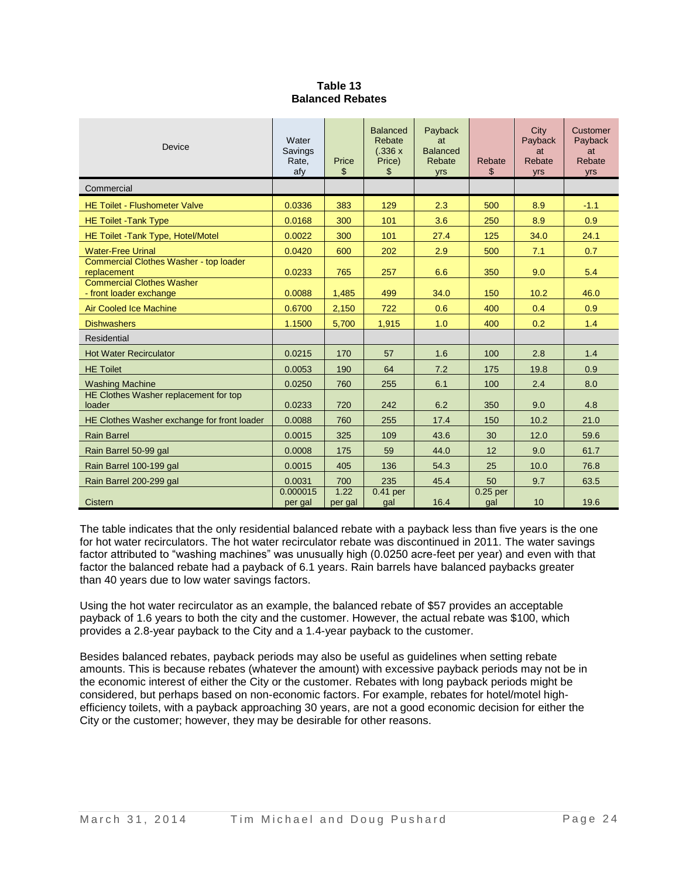**Table 13**
**Balanced Rebates**

| Device | Water Savings Rate, afy | Price $ | Balanced Rebate (.336 x Price) $ | Payback at Balanced Rebate yrs | Rebate $ | City Payback at Rebate yrs | Customer Payback at Rebate yrs |
|---|---|---|---|---|---|---|---|
| Commercial | | | | | | | |
| HE Toilet - Flushometer Valve | 0.0336 | 383 | 129 | 2.3 | 500 | 8.9 | -1.1 |
| HE Toilet -Tank Type | 0.0168 | 300 | 101 | 3.6 | 250 | 8.9 | 0.9 |
| HE Toilet -Tank Type, Hotel/Motel | 0.0022 | 300 | 101 | 27.4 | 125 | 34.0 | 24.1 |
| Water-Free Urinal | 0.0420 | 600 | 202 | 2.9 | 500 | 7.1 | 0.7 |
| Commercial Clothes Washer - top loader replacement | 0.0233 | 765 | 257 | 6.6 | 350 | 9.0 | 5.4 |
| Commercial Clothes Washer - front loader exchange | 0.0088 | 1,485 | 499 | 34.0 | 150 | 10.2 | 46.0 |
| Air Cooled Ice Machine | 0.6700 | 2,150 | 722 | 0.6 | 400 | 0.4 | 0.9 |
| Dishwashers | 1.1500 | 5,700 | 1,915 | 1.0 | 400 | 0.2 | 1.4 |
| Residential | | | | | | | |
| Hot Water Recirculator | 0.0215 | 170 | 57 | 1.6 | 100 | 2.8 | 1.4 |
| HE Toilet | 0.0053 | 190 | 64 | 7.2 | 175 | 19.8 | 0.9 |
| Washing Machine | 0.0250 | 760 | 255 | 6.1 | 100 | 2.4 | 8.0 |
| HE Clothes Washer replacement for top loader | 0.0233 | 720 | 242 | 6.2 | 350 | 9.0 | 4.8 |
| HE Clothes Washer exchange for front loader | 0.0088 | 760 | 255 | 17.4 | 150 | 10.2 | 21.0 |
| Rain Barrel | 0.0015 | 325 | 109 | 43.6 | 30 | 12.0 | 59.6 |
| Rain Barrel 50-99 gal | 0.0008 | 175 | 59 | 44.0 | 12 | 9.0 | 61.7 |
| Rain Barrel 100-199 gal | 0.0015 | 405 | 136 | 54.3 | 25 | 10.0 | 76.8 |
| Rain Barrel 200-299 gal | 0.0031 | 700 | 235 | 45.4 | 50 | 9.7 | 63.5 |
| Cistern | 0.000015 per gal | 1.22 per gal | 0.41 per gal | 16.4 | 0.25 per gal | 10 | 19.6 |

The table indicates that the only residential balanced rebate with a payback less than five years is the one for hot water recirculators. The hot water recirculator rebate was discontinued in 2011. The water savings factor attributed to "washing machines" was unusually high (0.0250 acre-feet per year) and even with that factor the balanced rebate had a payback of 6.1 years. Rain barrels have balanced paybacks greater than 40 years due to low water savings factors.

Using the hot water recirculator as an example, the balanced rebate of $57 provides an acceptable payback of 1.6 years to both the city and the customer. However, the actual rebate was $100, which provides a 2.8-year payback to the City and a 1.4-year payback to the customer.

Besides balanced rebates, payback periods may also be useful as guidelines when setting rebate amounts. This is because rebates (whatever the amount) with excessive payback periods may not be in the economic interest of either the City or the customer. Rebates with long payback periods might be considered, but perhaps based on non-economic factors. For example, rebates for hotel/motel high-efficiency toilets, with a payback approaching 30 years, are not a good economic decision for either the City or the customer; however, they may be desirable for other reasons.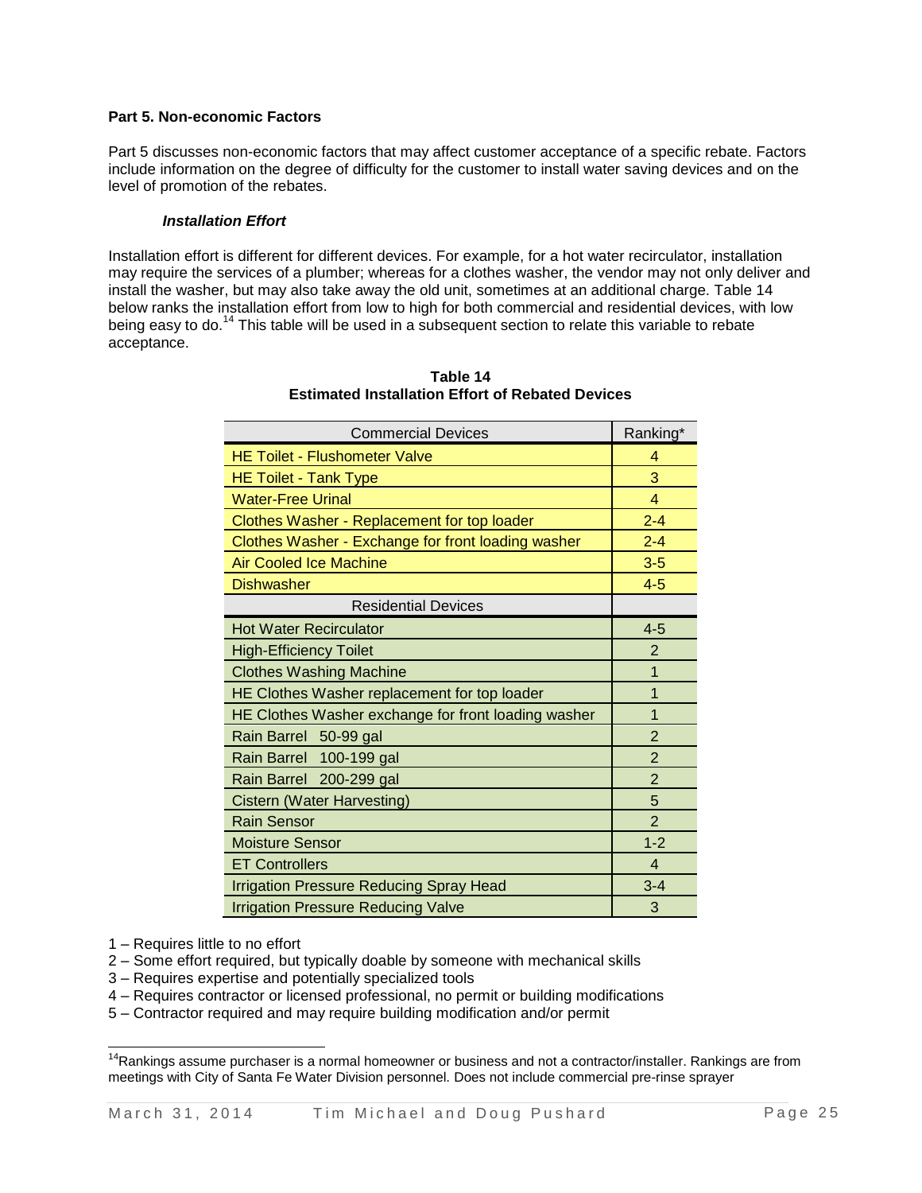**Part 5. Non-economic Factors**

Part 5 discusses non-economic factors that may affect customer acceptance of a specific rebate. Factors include information on the degree of difficulty for the customer to install water saving devices and on the level of promotion of the rebates.

***Installation Effort***

Installation effort is different for different devices. For example, for a hot water recirculator, installation may require the services of a plumber; whereas for a clothes washer, the vendor may not only deliver and install the washer, but may also take away the old unit, sometimes at an additional charge. Table 14 below ranks the installation effort from low to high for both commercial and residential devices, with low being easy to do.[14] This table will be used in a subsequent section to relate this variable to rebate acceptance.

**Table 14**
**Estimated Installation Effort of Rebated Devices**

| Commercial Devices | Ranking* |
|---|---|
| HE Toilet - Flushometer Valve | 4 |
| HE Toilet - Tank Type | 3 |
| Water-Free Urinal | 4 |
| Clothes Washer - Replacement for top loader | 2-4 |
| Clothes Washer - Exchange for front loading washer | 2-4 |
| Air Cooled Ice Machine | 3-5 |
| Dishwasher | 4-5 |
| Residential Devices | |
| Hot Water Recirculator | 4-5 |
| High-Efficiency Toilet | 2 |
| Clothes Washing Machine | 1 |
| HE Clothes Washer replacement for top loader | 1 |
| HE Clothes Washer exchange for front loading washer | 1 |
| Rain Barrel 50-99 gal | 2 |
| Rain Barrel 100-199 gal | 2 |
| Rain Barrel 200-299 gal | 2 |
| Cistern (Water Harvesting) | 5 |
| Rain Sensor | 2 |
| Moisture Sensor | 1-2 |
| ET Controllers | 4 |
| Irrigation Pressure Reducing Spray Head | 3-4 |
| Irrigation Pressure Reducing Valve | 3 |

1 – Requires little to no effort
2 – Some effort required, but typically doable by someone with mechanical skills
3 – Requires expertise and potentially specialized tools
4 – Requires contractor or licensed professional, no permit or building modifications
5 – Contractor required and may require building modification and/or permit

[14] Rankings assume purchaser is a normal homeowner or business and not a contractor/installer. Rankings are from meetings with City of Santa Fe Water Division personnel. Does not include commercial pre-rinse sprayer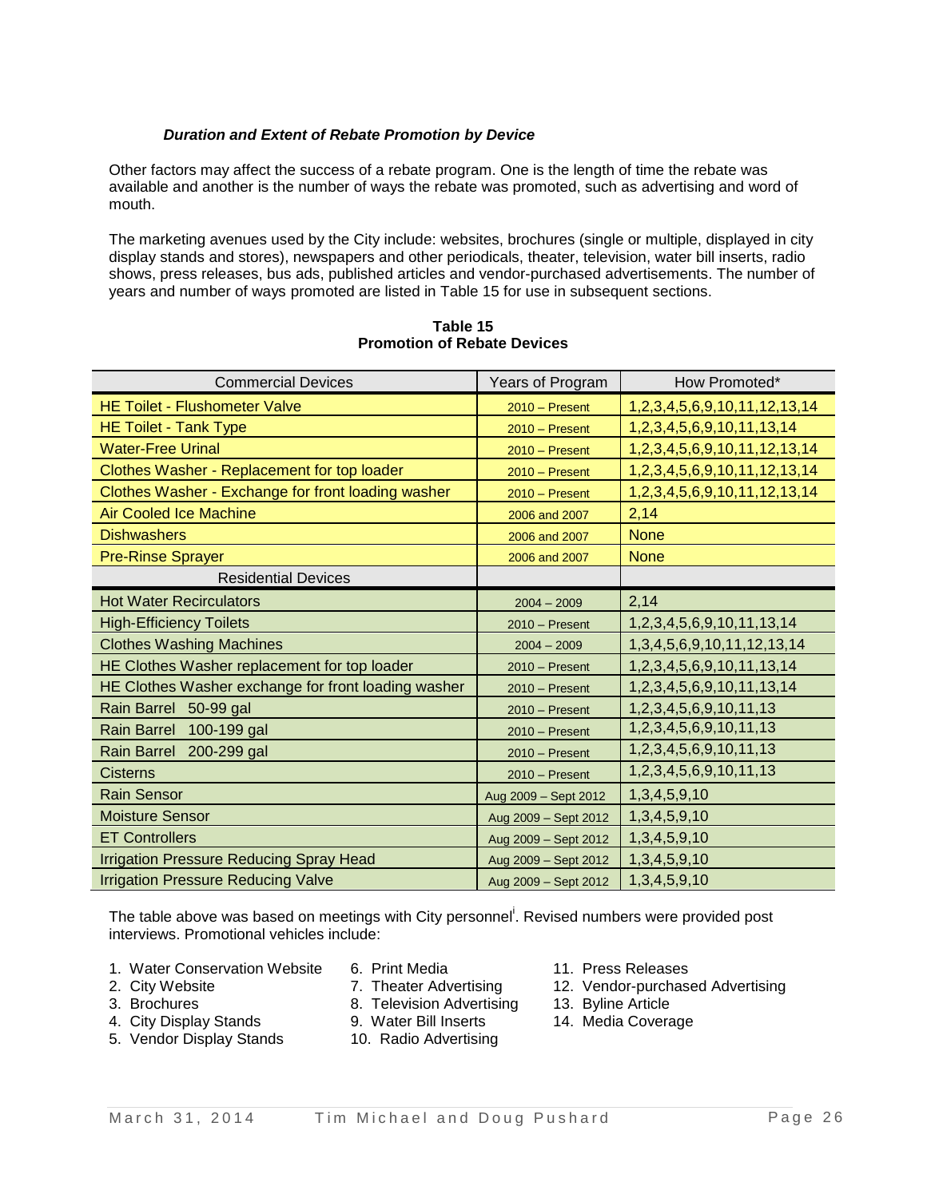### *Duration and Extent of Rebate Promotion by Device*

Other factors may affect the success of a rebate program. One is the length of time the rebate was available and another is the number of ways the rebate was promoted, such as advertising and word of mouth.

The marketing avenues used by the City include: websites, brochures (single or multiple, displayed in city display stands and stores), newspapers and other periodicals, theater, television, water bill inserts, radio shows, press releases, bus ads, published articles and vendor-purchased advertisements. The number of years and number of ways promoted are listed in Table 15 for use in subsequent sections.

**Table 15**
**Promotion of Rebate Devices**

| Commercial Devices | Years of Program | How Promoted* |
|---|---|---|
| HE Toilet - Flushometer Valve | 2010 – Present | 1,2,3,4,5,6,9,10,11,12,13,14 |
| HE Toilet - Tank Type | 2010 – Present | 1,2,3,4,5,6,9,10,11,13,14 |
| Water-Free Urinal | 2010 – Present | 1,2,3,4,5,6,9,10,11,12,13,14 |
| Clothes Washer - Replacement for top loader | 2010 – Present | 1,2,3,4,5,6,9,10,11,12,13,14 |
| Clothes Washer - Exchange for front loading washer | 2010 – Present | 1,2,3,4,5,6,9,10,11,12,13,14 |
| Air Cooled Ice Machine | 2006 and 2007 | 2,14 |
| Dishwashers | 2006 and 2007 | None |
| Pre-Rinse Sprayer | 2006 and 2007 | None |
| Residential Devices | | |
| Hot Water Recirculators | 2004 – 2009 | 2,14 |
| High-Efficiency Toilets | 2010 – Present | 1,2,3,4,5,6,9,10,11,13,14 |
| Clothes Washing Machines | 2004 – 2009 | 1,3,4,5,6,9,10,11,12,13,14 |
| HE Clothes Washer replacement for top loader | 2010 – Present | 1,2,3,4,5,6,9,10,11,13,14 |
| HE Clothes Washer exchange for front loading washer | 2010 – Present | 1,2,3,4,5,6,9,10,11,13,14 |
| Rain Barrel 50-99 gal | 2010 – Present | 1,2,3,4,5,6,9,10,11,13 |
| Rain Barrel 100-199 gal | 2010 – Present | 1,2,3,4,5,6,9,10,11,13 |
| Rain Barrel 200-299 gal | 2010 – Present | 1,2,3,4,5,6,9,10,11,13 |
| Cisterns | 2010 – Present | 1,2,3,4,5,6,9,10,11,13 |
| Rain Sensor | Aug 2009 – Sept 2012 | 1,3,4,5,9,10 |
| Moisture Sensor | Aug 2009 – Sept 2012 | 1,3,4,5,9,10 |
| ET Controllers | Aug 2009 – Sept 2012 | 1,3,4,5,9,10 |
| Irrigation Pressure Reducing Spray Head | Aug 2009 – Sept 2012 | 1,3,4,5,9,10 |
| Irrigation Pressure Reducing Valve | Aug 2009 – Sept 2012 | 1,3,4,5,9,10 |

The table above was based on meetings with City personnel[i]. Revised numbers were provided post interviews. Promotional vehicles include:

1. Water Conservation Website
2. City Website
3. Brochures
4. City Display Stands
5. Vendor Display Stands
6. Print Media
7. Theater Advertising
8. Television Advertising
9. Water Bill Inserts
10. Radio Advertising
11. Press Releases
12. Vendor-purchased Advertising
13. Byline Article
14. Media Coverage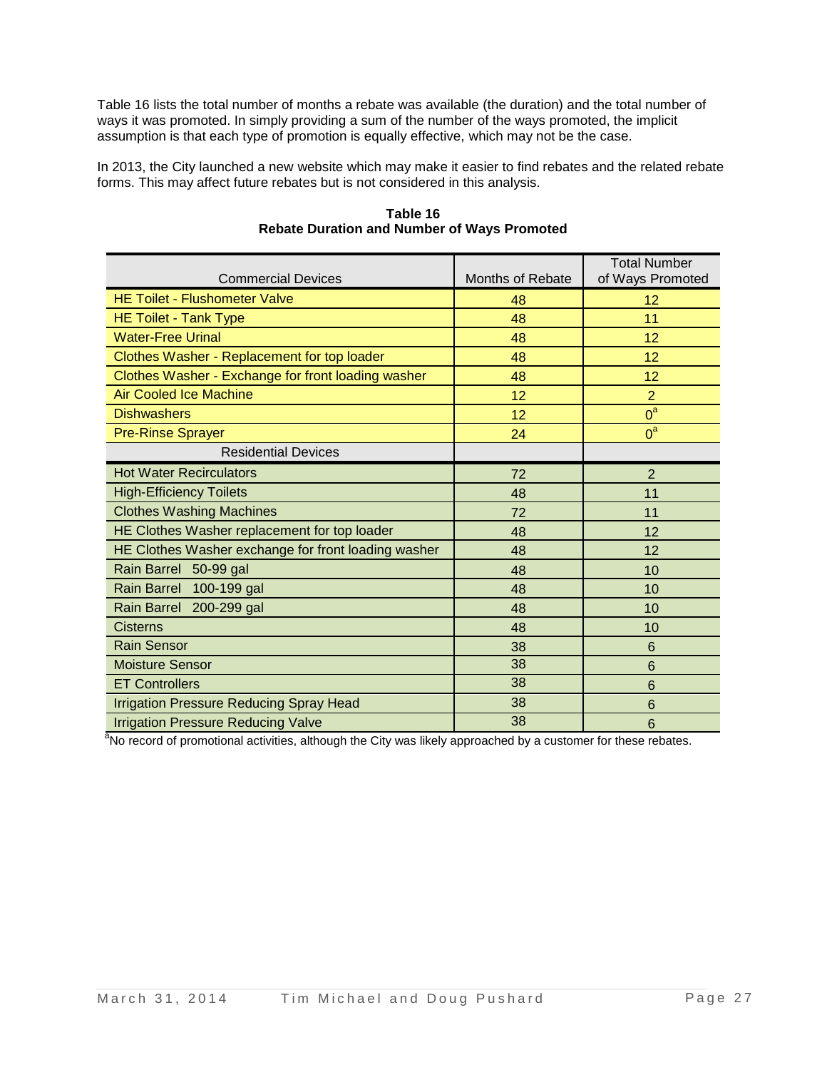Table 16 lists the total number of months a rebate was available (the duration) and the total number of ways it was promoted. In simply providing a sum of the number of the ways promoted, the implicit assumption is that each type of promotion is equally effective, which may not be the case.

In 2013, the City launched a new website which may make it easier to find rebates and the related rebate forms. This may affect future rebates but is not considered in this analysis.

**Table 16**
**Rebate Duration and Number of Ways Promoted**

| Commercial Devices | Months of Rebate | Total Number of Ways Promoted |
|---|---|---|
| HE Toilet - Flushometer Valve | 48 | 12 |
| HE Toilet - Tank Type | 48 | 11 |
| Water-Free Urinal | 48 | 12 |
| Clothes Washer - Replacement for top loader | 48 | 12 |
| Clothes Washer - Exchange for front loading washer | 48 | 12 |
| Air Cooled Ice Machine | 12 | 2 |
| Dishwashers | 12 | 0[a] |
| Pre-Rinse Sprayer | 24 | 0[a] |
| Residential Devices | | |
| Hot Water Recirculators | 72 | 2 |
| High-Efficiency Toilets | 48 | 11 |
| Clothes Washing Machines | 72 | 11 |
| HE Clothes Washer replacement for top loader | 48 | 12 |
| HE Clothes Washer exchange for front loading washer | 48 | 12 |
| Rain Barrel 50-99 gal | 48 | 10 |
| Rain Barrel 100-199 gal | 48 | 10 |
| Rain Barrel 200-299 gal | 48 | 10 |
| Cisterns | 48 | 10 |
| Rain Sensor | 38 | 6 |
| Moisture Sensor | 38 | 6 |
| ET Controllers | 38 | 6 |
| Irrigation Pressure Reducing Spray Head | 38 | 6 |
| Irrigation Pressure Reducing Valve | 38 | 6 |

[a]No record of promotional activities, although the City was likely approached by a customer for these rebates.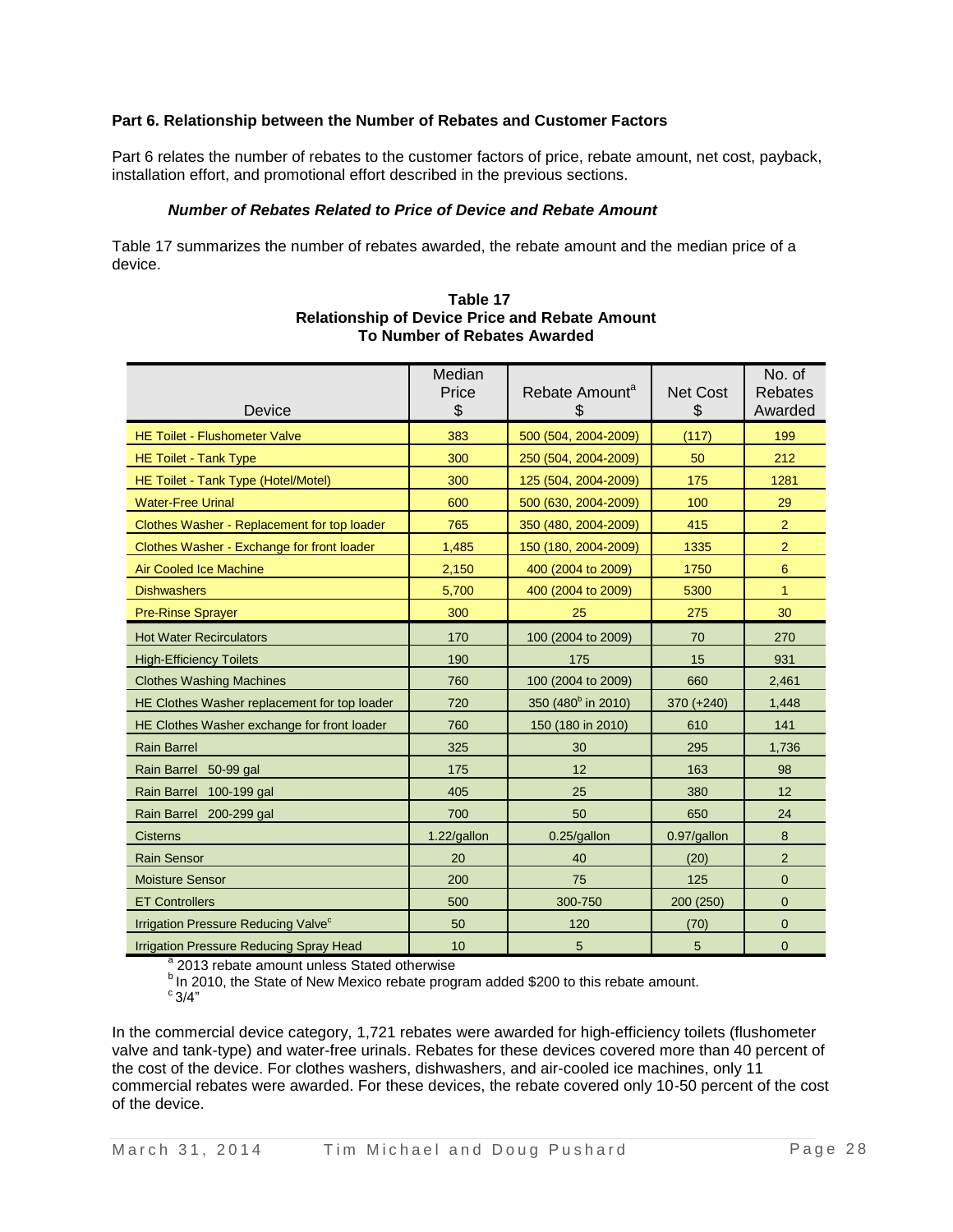**Part 6. Relationship between the Number of Rebates and Customer Factors**

Part 6 relates the number of rebates to the customer factors of price, rebate amount, net cost, payback, installation effort, and promotional effort described in the previous sections.

***Number of Rebates Related to Price of Device and Rebate Amount***

Table 17 summarizes the number of rebates awarded, the rebate amount and the median price of a device.

**Table 17**
**Relationship of Device Price and Rebate Amount**
**To Number of Rebates Awarded**

| Device | Median Price $ | Rebate Amount[a] $ | Net Cost $ | No. of Rebates Awarded |
|---|---|---|---|---|
| HE Toilet - Flushometer Valve | 383 | 500 (504, 2004-2009) | (117) | 199 |
| HE Toilet - Tank Type | 300 | 250 (504, 2004-2009) | 50 | 212 |
| HE Toilet - Tank Type (Hotel/Motel) | 300 | 125 (504, 2004-2009) | 175 | 1281 |
| Water-Free Urinal | 600 | 500 (630, 2004-2009) | 100 | 29 |
| Clothes Washer - Replacement for top loader | 765 | 350 (480, 2004-2009) | 415 | 2 |
| Clothes Washer - Exchange for front loader | 1,485 | 150 (180, 2004-2009) | 1335 | 2 |
| Air Cooled Ice Machine | 2,150 | 400 (2004 to 2009) | 1750 | 6 |
| Dishwashers | 5,700 | 400 (2004 to 2009) | 5300 | 1 |
| Pre-Rinse Sprayer | 300 | 25 | 275 | 30 |
| Hot Water Recirculators | 170 | 100 (2004 to 2009) | 70 | 270 |
| High-Efficiency Toilets | 190 | 175 | 15 | 931 |
| Clothes Washing Machines | 760 | 100 (2004 to 2009) | 660 | 2,461 |
| HE Clothes Washer replacement for top loader | 720 | 350 (480[b] in 2010) | 370 (+240) | 1,448 |
| HE Clothes Washer exchange for front loader | 760 | 150 (180 in 2010) | 610 | 141 |
| Rain Barrel | 325 | 30 | 295 | 1,736 |
| Rain Barrel 50-99 gal | 175 | 12 | 163 | 98 |
| Rain Barrel 100-199 gal | 405 | 25 | 380 | 12 |
| Rain Barrel 200-299 gal | 700 | 50 | 650 | 24 |
| Cisterns | 1.22/gallon | 0.25/gallon | 0.97/gallon | 8 |
| Rain Sensor | 20 | 40 | (20) | 2 |
| Moisture Sensor | 200 | 75 | 125 | 0 |
| ET Controllers | 500 | 300-750 | 200 (250) | 0 |
| Irrigation Pressure Reducing Valve[c] | 50 | 120 | (70) | 0 |
| Irrigation Pressure Reducing Spray Head | 10 | 5 | 5 | 0 |

[a] 2013 rebate amount unless Stated otherwise
[b] In 2010, the State of New Mexico rebate program added $200 to this rebate amount.
[c] 3/4"

In the commercial device category, 1,721 rebates were awarded for high-efficiency toilets (flushometer valve and tank-type) and water-free urinals. Rebates for these devices covered more than 40 percent of the cost of the device. For clothes washers, dishwashers, and air-cooled ice machines, only 11 commercial rebates were awarded. For these devices, the rebate covered only 10-50 percent of the cost of the device.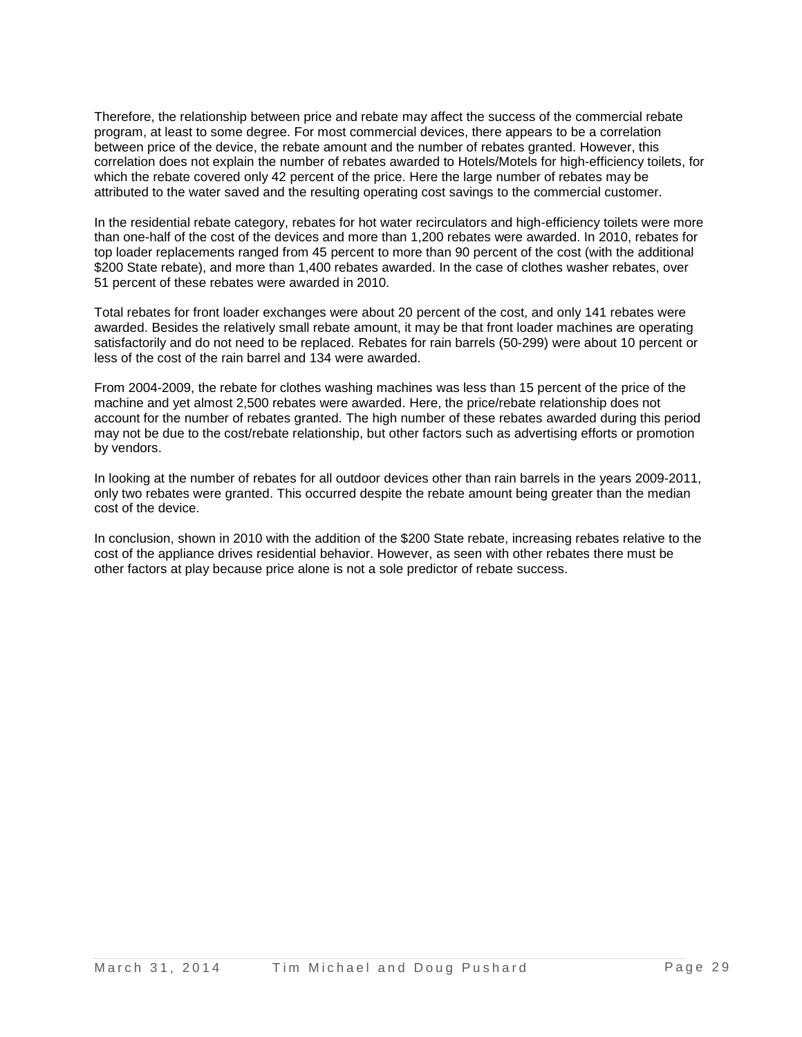Therefore, the relationship between price and rebate may affect the success of the commercial rebate program, at least to some degree. For most commercial devices, there appears to be a correlation between price of the device, the rebate amount and the number of rebates granted. However, this correlation does not explain the number of rebates awarded to Hotels/Motels for high-efficiency toilets, for which the rebate covered only 42 percent of the price. Here the large number of rebates may be attributed to the water saved and the resulting operating cost savings to the commercial customer.

In the residential rebate category, rebates for hot water recirculators and high-efficiency toilets were more than one-half of the cost of the devices and more than 1,200 rebates were awarded. In 2010, rebates for top loader replacements ranged from 45 percent to more than 90 percent of the cost (with the additional $200 State rebate), and more than 1,400 rebates awarded. In the case of clothes washer rebates, over 51 percent of these rebates were awarded in 2010.

Total rebates for front loader exchanges were about 20 percent of the cost, and only 141 rebates were awarded. Besides the relatively small rebate amount, it may be that front loader machines are operating satisfactorily and do not need to be replaced. Rebates for rain barrels (50-299) were about 10 percent or less of the cost of the rain barrel and 134 were awarded.

From 2004-2009, the rebate for clothes washing machines was less than 15 percent of the price of the machine and yet almost 2,500 rebates were awarded. Here, the price/rebate relationship does not account for the number of rebates granted. The high number of these rebates awarded during this period may not be due to the cost/rebate relationship, but other factors such as advertising efforts or promotion by vendors.

In looking at the number of rebates for all outdoor devices other than rain barrels in the years 2009-2011, only two rebates were granted. This occurred despite the rebate amount being greater than the median cost of the device.

In conclusion, shown in 2010 with the addition of the $200 State rebate, increasing rebates relative to the cost of the appliance drives residential behavior. However, as seen with other rebates there must be other factors at play because price alone is not a sole predictor of rebate success.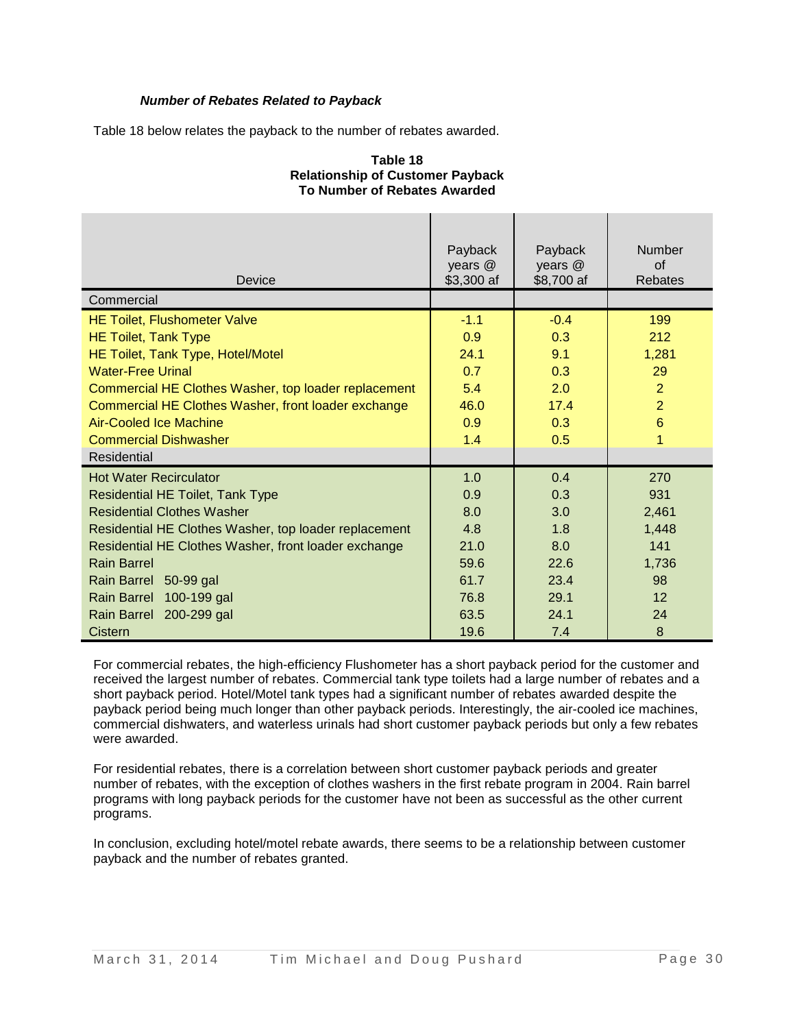***Number of Rebates Related to Payback***

Table 18 below relates the payback to the number of rebates awarded.

**Table 18**
**Relationship of Customer Payback**
**To Number of Rebates Awarded**

| Device | Payback years @ $3,300 af | Payback years @ $8,700 af | Number of Rebates |
|---|---|---|---|
| Commercial | | | |
| HE Toilet, Flushometer Valve | -1.1 | -0.4 | 199 |
| HE Toilet, Tank Type | 0.9 | 0.3 | 212 |
| HE Toilet, Tank Type, Hotel/Motel | 24.1 | 9.1 | 1,281 |
| Water-Free Urinal | 0.7 | 0.3 | 29 |
| Commercial HE Clothes Washer, top loader replacement | 5.4 | 2.0 | 2 |
| Commercial HE Clothes Washer, front loader exchange | 46.0 | 17.4 | 2 |
| Air-Cooled Ice Machine | 0.9 | 0.3 | 6 |
| Commercial Dishwasher | 1.4 | 0.5 | 1 |
| Residential | | | |
| Hot Water Recirculator | 1.0 | 0.4 | 270 |
| Residential HE Toilet, Tank Type | 0.9 | 0.3 | 931 |
| Residential Clothes Washer | 8.0 | 3.0 | 2,461 |
| Residential HE Clothes Washer, top loader replacement | 4.8 | 1.8 | 1,448 |
| Residential HE Clothes Washer, front loader exchange | 21.0 | 8.0 | 141 |
| Rain Barrel | 59.6 | 22.6 | 1,736 |
| Rain Barrel 50-99 gal | 61.7 | 23.4 | 98 |
| Rain Barrel 100-199 gal | 76.8 | 29.1 | 12 |
| Rain Barrel 200-299 gal | 63.5 | 24.1 | 24 |
| Cistern | 19.6 | 7.4 | 8 |

For commercial rebates, the high-efficiency Flushometer has a short payback period for the customer and received the largest number of rebates. Commercial tank type toilets had a large number of rebates and a short payback period. Hotel/Motel tank types had a significant number of rebates awarded despite the payback period being much longer than other payback periods. Interestingly, the air-cooled ice machines, commercial dishwaters, and waterless urinals had short customer payback periods but only a few rebates were awarded.

For residential rebates, there is a correlation between short customer payback periods and greater number of rebates, with the exception of clothes washers in the first rebate program in 2004. Rain barrel programs with long payback periods for the customer have not been as successful as the other current programs.

In conclusion, excluding hotel/motel rebate awards, there seems to be a relationship between customer payback and the number of rebates granted.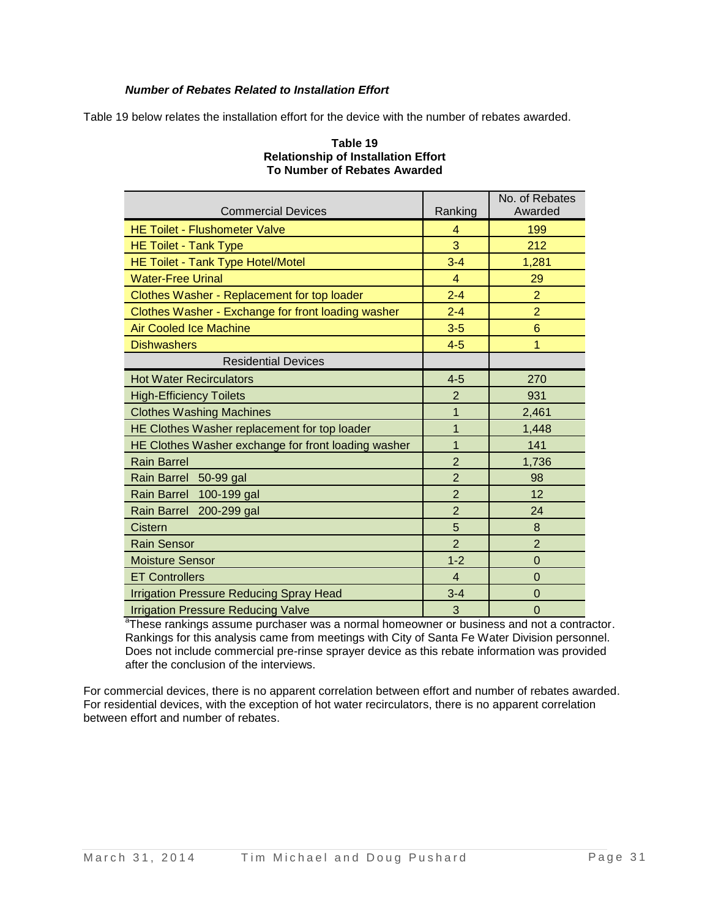### *Number of Rebates Related to Installation Effort*

Table 19 below relates the installation effort for the device with the number of rebates awarded.

**Table 19**
**Relationship of Installation Effort**
**To Number of Rebates Awarded**

| Commercial Devices | Ranking | No. of Rebates Awarded |
|---|---|---|
| HE Toilet - Flushometer Valve | 4 | 199 |
| HE Toilet - Tank Type | 3 | 212 |
| HE Toilet - Tank Type Hotel/Motel | 3-4 | 1,281 |
| Water-Free Urinal | 4 | 29 |
| Clothes Washer - Replacement for top loader | 2-4 | 2 |
| Clothes Washer - Exchange for front loading washer | 2-4 | 2 |
| Air Cooled Ice Machine | 3-5 | 6 |
| Dishwashers | 4-5 | 1 |
| Residential Devices | | |
| Hot Water Recirculators | 4-5 | 270 |
| High-Efficiency Toilets | 2 | 931 |
| Clothes Washing Machines | 1 | 2,461 |
| HE Clothes Washer replacement for top loader | 1 | 1,448 |
| HE Clothes Washer exchange for front loading washer | 1 | 141 |
| Rain Barrel | 2 | 1,736 |
| Rain Barrel 50-99 gal | 2 | 98 |
| Rain Barrel 100-199 gal | 2 | 12 |
| Rain Barrel 200-299 gal | 2 | 24 |
| Cistern | 5 | 8 |
| Rain Sensor | 2 | 2 |
| Moisture Sensor | 1-2 | 0 |
| ET Controllers | 4 | 0 |
| Irrigation Pressure Reducing Spray Head | 3-4 | 0 |
| Irrigation Pressure Reducing Valve | 3 | 0 |

[a]These rankings assume purchaser was a normal homeowner or business and not a contractor. Rankings for this analysis came from meetings with City of Santa Fe Water Division personnel. Does not include commercial pre-rinse sprayer device as this rebate information was provided after the conclusion of the interviews.

For commercial devices, there is no apparent correlation between effort and number of rebates awarded. For residential devices, with the exception of hot water recirculators, there is no apparent correlation between effort and number of rebates.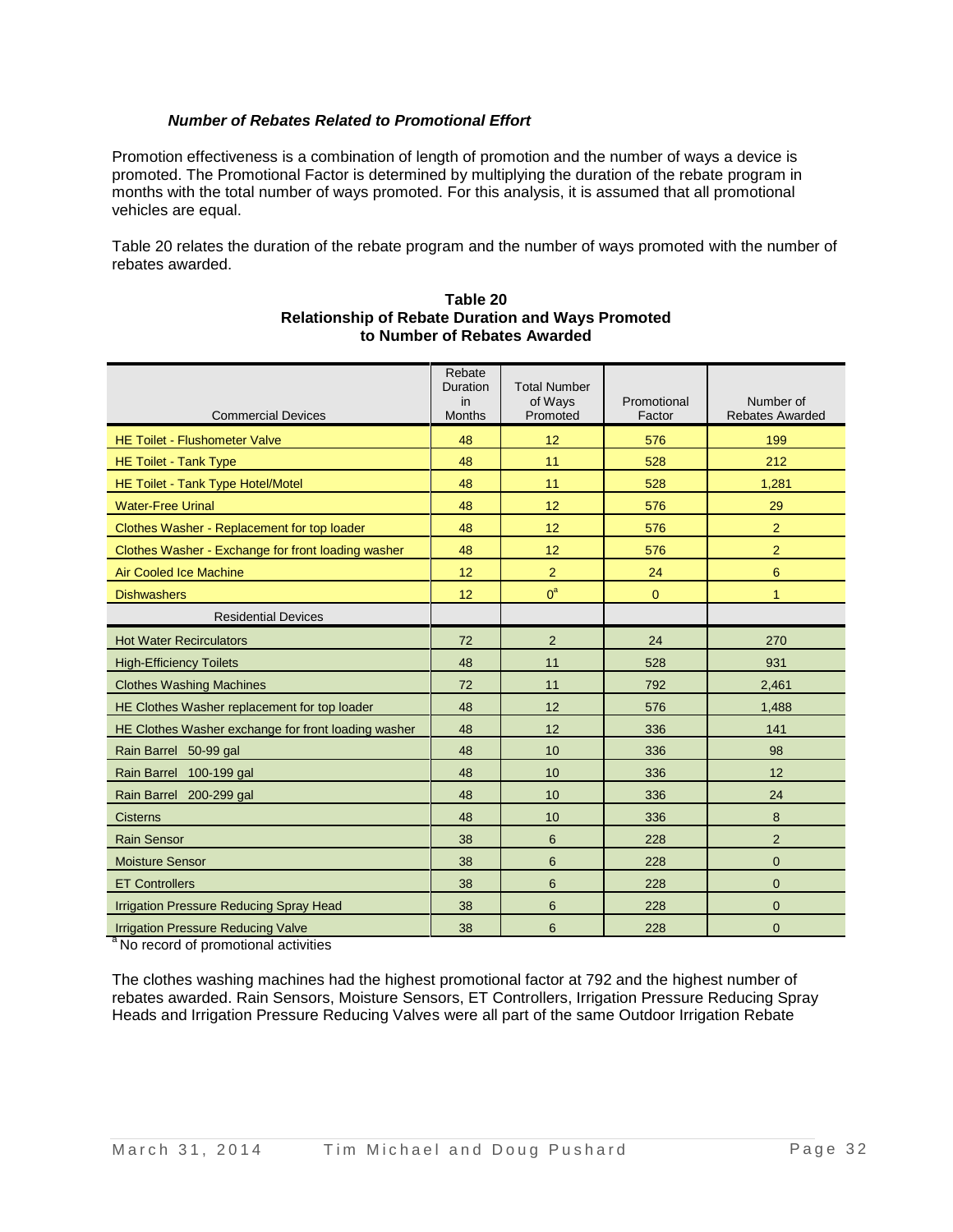### *Number of Rebates Related to Promotional Effort*

Promotion effectiveness is a combination of length of promotion and the number of ways a device is promoted. The Promotional Factor is determined by multiplying the duration of the rebate program in months with the total number of ways promoted. For this analysis, it is assumed that all promotional vehicles are equal.

Table 20 relates the duration of the rebate program and the number of ways promoted with the number of rebates awarded.

**Table 20**
**Relationship of Rebate Duration and Ways Promoted to Number of Rebates Awarded**

| Commercial Devices | Rebate Duration in Months | Total Number of Ways Promoted | Promotional Factor | Number of Rebates Awarded |
|---|---|---|---|---|
| HE Toilet - Flushometer Valve | 48 | 12 | 576 | 199 |
| HE Toilet - Tank Type | 48 | 11 | 528 | 212 |
| HE Toilet - Tank Type Hotel/Motel | 48 | 11 | 528 | 1,281 |
| Water-Free Urinal | 48 | 12 | 576 | 29 |
| Clothes Washer - Replacement for top loader | 48 | 12 | 576 | 2 |
| Clothes Washer - Exchange for front loading washer | 48 | 12 | 576 | 2 |
| Air Cooled Ice Machine | 12 | 2 | 24 | 6 |
| Dishwashers | 12 | 0[a] | 0 | 1 |
| Residential Devices | | | | |
| Hot Water Recirculators | 72 | 2 | 24 | 270 |
| High-Efficiency Toilets | 48 | 11 | 528 | 931 |
| Clothes Washing Machines | 72 | 11 | 792 | 2,461 |
| HE Clothes Washer replacement for top loader | 48 | 12 | 576 | 1,488 |
| HE Clothes Washer exchange for front loading washer | 48 | 12 | 336 | 141 |
| Rain Barrel 50-99 gal | 48 | 10 | 336 | 98 |
| Rain Barrel 100-199 gal | 48 | 10 | 336 | 12 |
| Rain Barrel 200-299 gal | 48 | 10 | 336 | 24 |
| Cisterns | 48 | 10 | 336 | 8 |
| Rain Sensor | 38 | 6 | 228 | 2 |
| Moisture Sensor | 38 | 6 | 228 | 0 |
| ET Controllers | 38 | 6 | 228 | 0 |
| Irrigation Pressure Reducing Spray Head | 38 | 6 | 228 | 0 |
| Irrigation Pressure Reducing Valve | 38 | 6 | 228 | 0 |

[a] No record of promotional activities

The clothes washing machines had the highest promotional factor at 792 and the highest number of rebates awarded. Rain Sensors, Moisture Sensors, ET Controllers, Irrigation Pressure Reducing Spray Heads and Irrigation Pressure Reducing Valves were all part of the same Outdoor Irrigation Rebate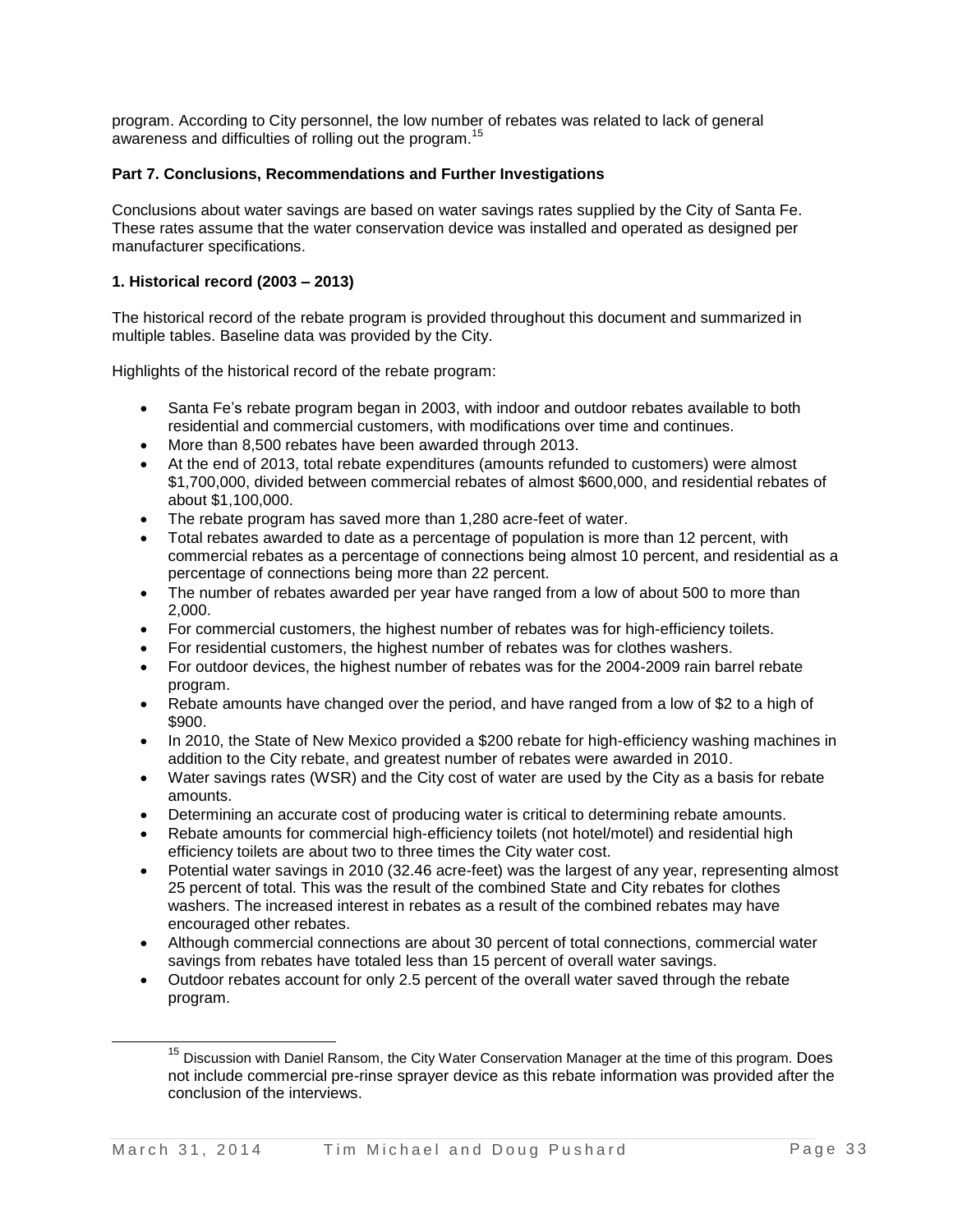program. According to City personnel, the low number of rebates was related to lack of general awareness and difficulties of rolling out the program.[15]

**Part 7. Conclusions, Recommendations and Further Investigations**

Conclusions about water savings are based on water savings rates supplied by the City of Santa Fe. These rates assume that the water conservation device was installed and operated as designed per manufacturer specifications.

**1. Historical record (2003 – 2013)**

The historical record of the rebate program is provided throughout this document and summarized in multiple tables. Baseline data was provided by the City.

Highlights of the historical record of the rebate program:

- Santa Fe's rebate program began in 2003, with indoor and outdoor rebates available to both residential and commercial customers, with modifications over time and continues.
- More than 8,500 rebates have been awarded through 2013.
- At the end of 2013, total rebate expenditures (amounts refunded to customers) were almost $1,700,000, divided between commercial rebates of almost $600,000, and residential rebates of about $1,100,000.
- The rebate program has saved more than 1,280 acre-feet of water.
- Total rebates awarded to date as a percentage of population is more than 12 percent, with commercial rebates as a percentage of connections being almost 10 percent, and residential as a percentage of connections being more than 22 percent.
- The number of rebates awarded per year have ranged from a low of about 500 to more than 2,000.
- For commercial customers, the highest number of rebates was for high-efficiency toilets.
- For residential customers, the highest number of rebates was for clothes washers.
- For outdoor devices, the highest number of rebates was for the 2004-2009 rain barrel rebate program.
- Rebate amounts have changed over the period, and have ranged from a low of $2 to a high of $900.
- In 2010, the State of New Mexico provided a $200 rebate for high-efficiency washing machines in addition to the City rebate, and greatest number of rebates were awarded in 2010.
- Water savings rates (WSR) and the City cost of water are used by the City as a basis for rebate amounts.
- Determining an accurate cost of producing water is critical to determining rebate amounts.
- Rebate amounts for commercial high-efficiency toilets (not hotel/motel) and residential high efficiency toilets are about two to three times the City water cost.
- Potential water savings in 2010 (32.46 acre-feet) was the largest of any year, representing almost 25 percent of total. This was the result of the combined State and City rebates for clothes washers. The increased interest in rebates as a result of the combined rebates may have encouraged other rebates.
- Although commercial connections are about 30 percent of total connections, commercial water savings from rebates have totaled less than 15 percent of overall water savings.
- Outdoor rebates account for only 2.5 percent of the overall water saved through the rebate program.

[15] Discussion with Daniel Ransom, the City Water Conservation Manager at the time of this program. Does not include commercial pre-rinse sprayer device as this rebate information was provided after the conclusion of the interviews.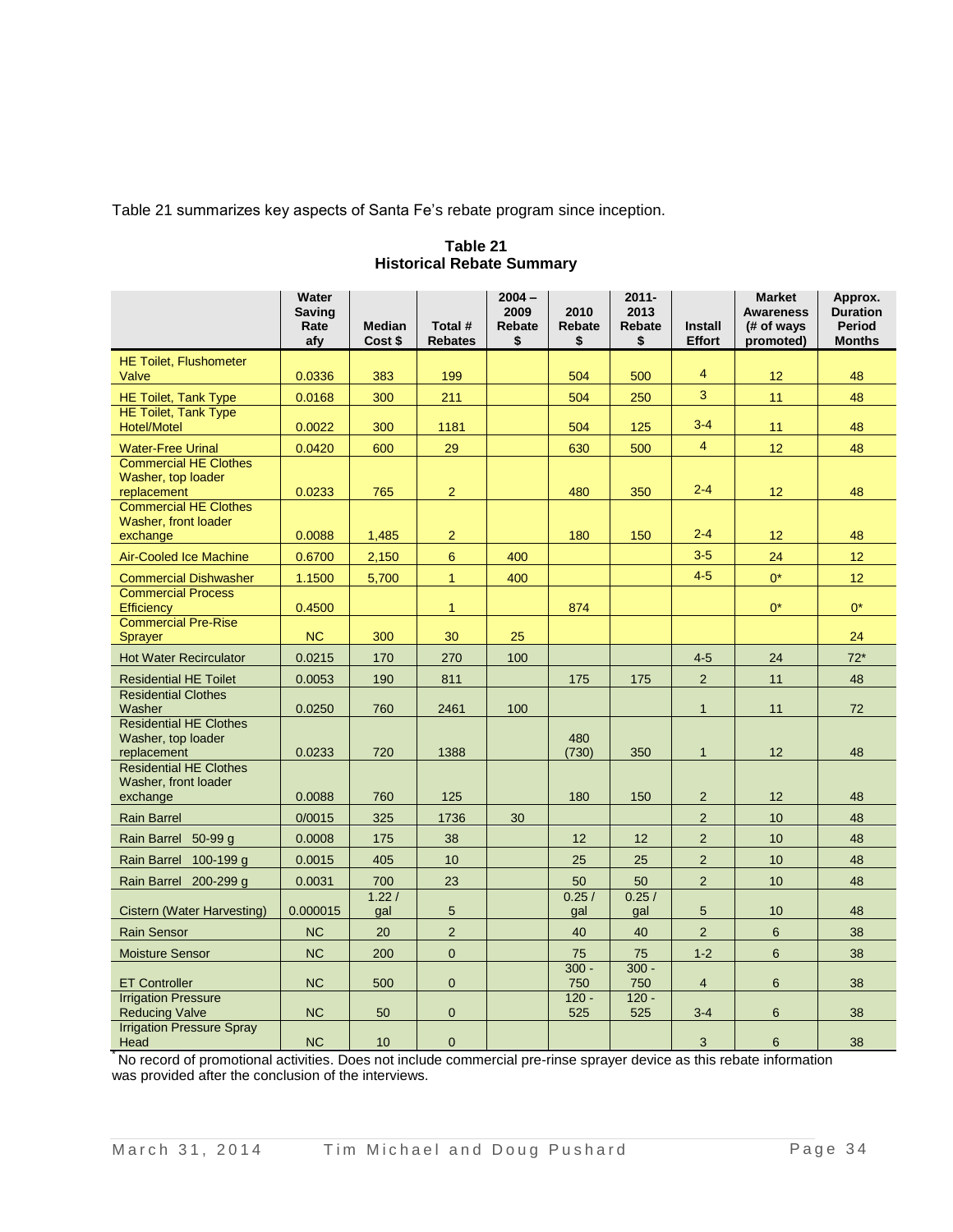Table 21 summarizes key aspects of Santa Fe's rebate program since inception.

**Table 21**
**Historical Rebate Summary**

| | Water Saving Rate afy | Median Cost $ | Total # Rebates | 2004 – 2009 Rebate $ | 2010 Rebate $ | 2011-2013 Rebate $ | Install Effort | Market Awareness (# of ways promoted) | Approx. Duration Period Months |
|---|---|---|---|---|---|---|---|---|---|
| HE Toilet, Flushometer Valve | 0.0336 | 383 | 199 | | 504 | 500 | 4 | 12 | 48 |
| HE Toilet, Tank Type | 0.0168 | 300 | 211 | | 504 | 250 | 3 | 11 | 48 |
| HE Toilet, Tank Type Hotel/Motel | 0.0022 | 300 | 1181 | | 504 | 125 | 3-4 | 11 | 48 |
| Water-Free Urinal | 0.0420 | 600 | 29 | | 630 | 500 | 4 | 12 | 48 |
| Commercial HE Clothes Washer, top loader replacement | 0.0233 | 765 | 2 | | 480 | 350 | 2-4 | 12 | 48 |
| Commercial HE Clothes Washer, front loader exchange | 0.0088 | 1,485 | 2 | | 180 | 150 | 2-4 | 12 | 48 |
| Air-Cooled Ice Machine | 0.6700 | 2,150 | 6 | 400 | | | 3-5 | 24 | 12 |
| Commercial Dishwasher | 1.1500 | 5,700 | 1 | 400 | | | 4-5 | 0* | 12 |
| Commercial Process Efficiency | 0.4500 | | 1 | | 874 | | | 0* | 0* |
| Commercial Pre-Rise Sprayer | NC | 300 | 30 | 25 | | | | | 24 |
| Hot Water Recirculator | 0.0215 | 170 | 270 | 100 | | | 4-5 | 24 | 72* |
| Residential HE Toilet | 0.0053 | 190 | 811 | | 175 | 175 | 2 | 11 | 48 |
| Residential Clothes Washer | 0.0250 | 760 | 2461 | 100 | | | 1 | 11 | 72 |
| Residential HE Clothes Washer, top loader replacement | 0.0233 | 720 | 1388 | | 480 (730) | 350 | 1 | 12 | 48 |
| Residential HE Clothes Washer, front loader exchange | 0.0088 | 760 | 125 | | 180 | 150 | 2 | 12 | 48 |
| Rain Barrel | 0/0015 | 325 | 1736 | 30 | | | 2 | 10 | 48 |
| Rain Barrel 50-99 g | 0.0008 | 175 | 38 | | 12 | 12 | 2 | 10 | 48 |
| Rain Barrel 100-199 g | 0.0015 | 405 | 10 | | 25 | 25 | 2 | 10 | 48 |
| Rain Barrel 200-299 g | 0.0031 | 700 | 23 | | 50 | 50 | 2 | 10 | 48 |
| Cistern (Water Harvesting) | 0.000015 | 1.22 / gal | 5 | | 0.25 / gal | 0.25 / gal | 5 | 10 | 48 |
| Rain Sensor | NC | 20 | 2 | | 40 | 40 | 2 | 6 | 38 |
| Moisture Sensor | NC | 200 | 0 | | 75 | 75 | 1-2 | 6 | 38 |
| ET Controller | NC | 500 | 0 | | 300 - 750 | 300 - 750 | 4 | 6 | 38 |
| Irrigation Pressure Reducing Valve | NC | 50 | 0 | | 120 - 525 | 120 - 525 | 3-4 | 6 | 38 |
| Irrigation Pressure Spray Head | NC | 10 | 0 | | | | 3 | 6 | 38 |

*No record of promotional activities. Does not include commercial pre-rinse sprayer device as this rebate information was provided after the conclusion of the interviews.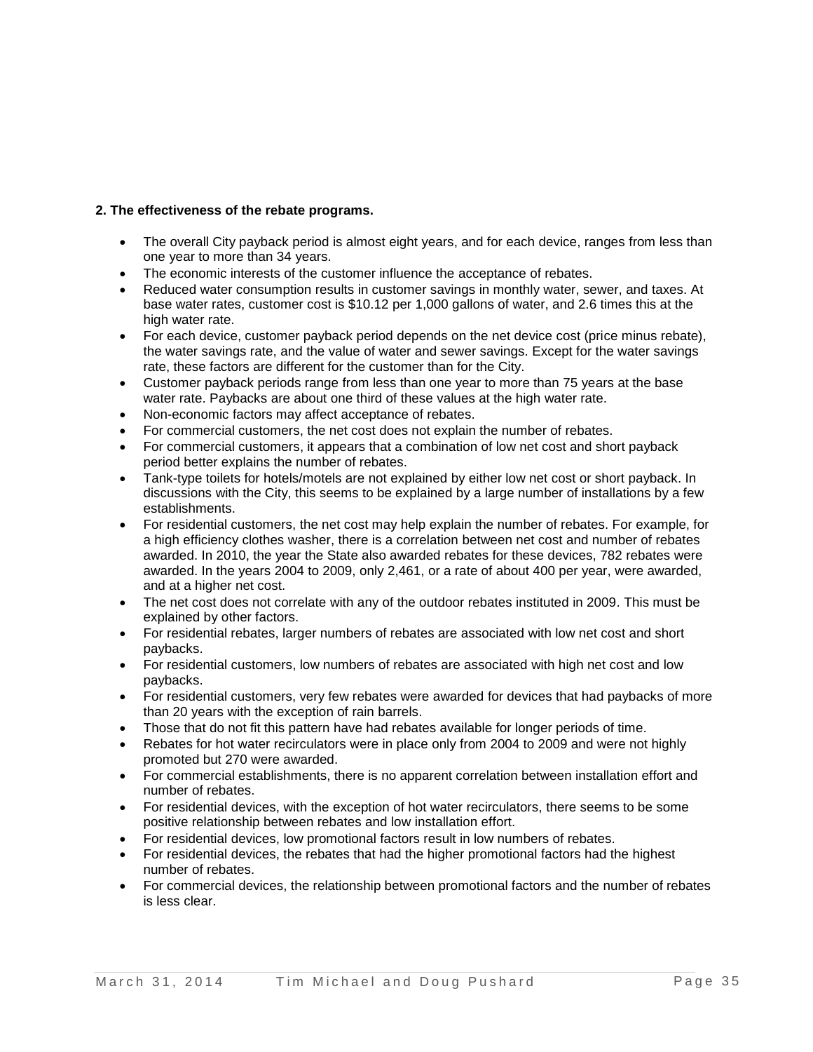**2. The effectiveness of the rebate programs.**

- The overall City payback period is almost eight years, and for each device, ranges from less than one year to more than 34 years.
- The economic interests of the customer influence the acceptance of rebates.
- Reduced water consumption results in customer savings in monthly water, sewer, and taxes. At base water rates, customer cost is $10.12 per 1,000 gallons of water, and 2.6 times this at the high water rate.
- For each device, customer payback period depends on the net device cost (price minus rebate), the water savings rate, and the value of water and sewer savings. Except for the water savings rate, these factors are different for the customer than for the City.
- Customer payback periods range from less than one year to more than 75 years at the base water rate. Paybacks are about one third of these values at the high water rate.
- Non-economic factors may affect acceptance of rebates.
- For commercial customers, the net cost does not explain the number of rebates.
- For commercial customers, it appears that a combination of low net cost and short payback period better explains the number of rebates.
- Tank-type toilets for hotels/motels are not explained by either low net cost or short payback. In discussions with the City, this seems to be explained by a large number of installations by a few establishments.
- For residential customers, the net cost may help explain the number of rebates. For example, for a high efficiency clothes washer, there is a correlation between net cost and number of rebates awarded. In 2010, the year the State also awarded rebates for these devices, 782 rebates were awarded. In the years 2004 to 2009, only 2,461, or a rate of about 400 per year, were awarded, and at a higher net cost.
- The net cost does not correlate with any of the outdoor rebates instituted in 2009. This must be explained by other factors.
- For residential rebates, larger numbers of rebates are associated with low net cost and short paybacks.
- For residential customers, low numbers of rebates are associated with high net cost and low paybacks.
- For residential customers, very few rebates were awarded for devices that had paybacks of more than 20 years with the exception of rain barrels.
- Those that do not fit this pattern have had rebates available for longer periods of time.
- Rebates for hot water recirculators were in place only from 2004 to 2009 and were not highly promoted but 270 were awarded.
- For commercial establishments, there is no apparent correlation between installation effort and number of rebates.
- For residential devices, with the exception of hot water recirculators, there seems to be some positive relationship between rebates and low installation effort.
- For residential devices, low promotional factors result in low numbers of rebates.
- For residential devices, the rebates that had the higher promotional factors had the highest number of rebates.
- For commercial devices, the relationship between promotional factors and the number of rebates is less clear.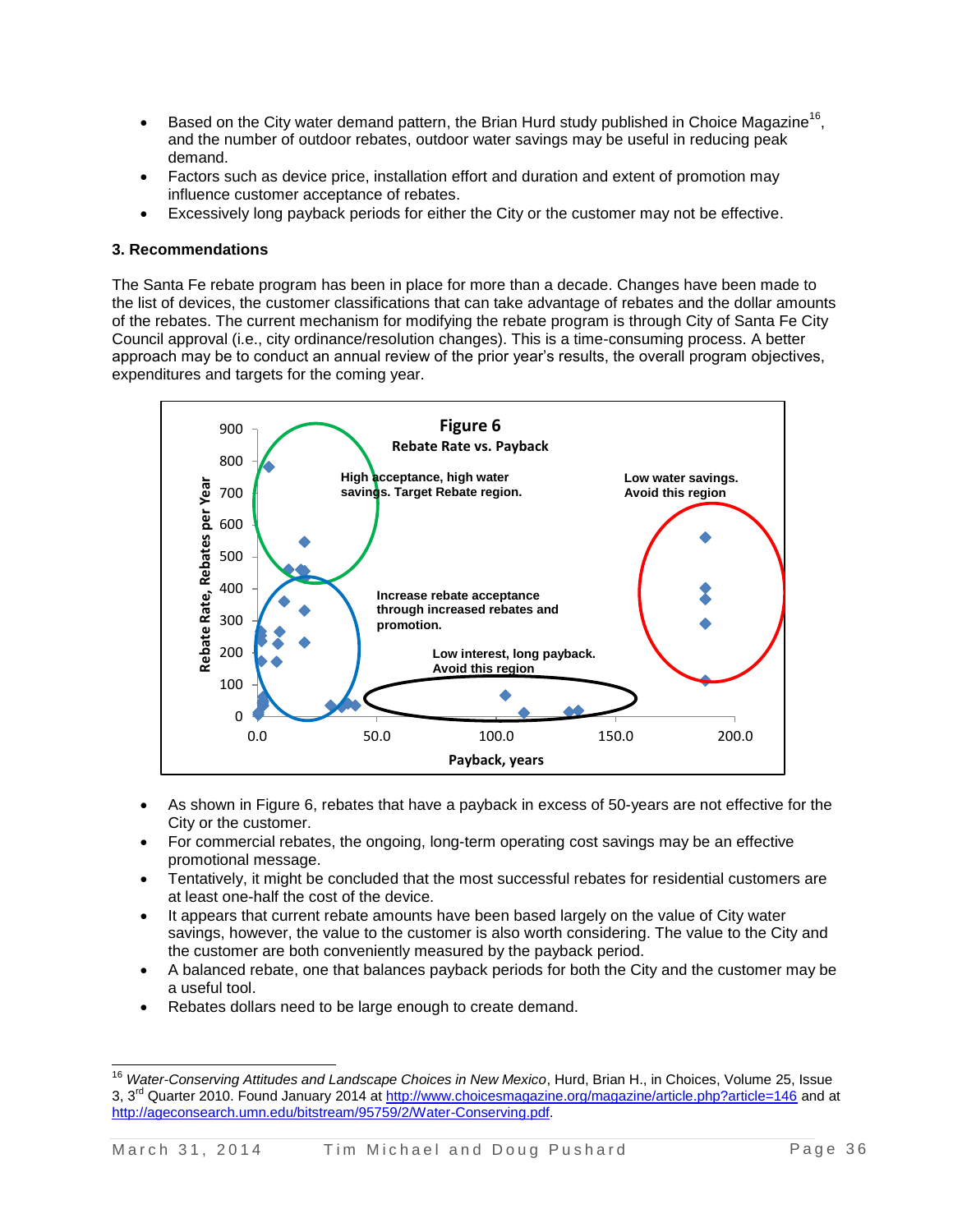- Based on the City water demand pattern, the Brian Hurd study published in Choice Magazine[16], and the number of outdoor rebates, outdoor water savings may be useful in reducing peak demand.
- Factors such as device price, installation effort and duration and extent of promotion may influence customer acceptance of rebates.
- Excessively long payback periods for either the City or the customer may not be effective.

### 3. Recommendations

The Santa Fe rebate program has been in place for more than a decade. Changes have been made to the list of devices, the customer classifications that can take advantage of rebates and the dollar amounts of the rebates. The current mechanism for modifying the rebate program is through City of Santa Fe City Council approval (i.e., city ordinance/resolution changes). This is a time-consuming process. A better approach may be to conduct an annual review of the prior year's results, the overall program objectives, expenditures and targets for the coming year.

**Figure 6**
**Rebate Rate vs. Payback**

- As shown in Figure 6, rebates that have a payback in excess of 50-years are not effective for the City or the customer.
- For commercial rebates, the ongoing, long-term operating cost savings may be an effective promotional message.
- Tentatively, it might be concluded that the most successful rebates for residential customers are at least one-half the cost of the device.
- It appears that current rebate amounts have been based largely on the value of City water savings, however, the value to the customer is also worth considering. The value to the City and the customer are both conveniently measured by the payback period.
- A balanced rebate, one that balances payback periods for both the City and the customer may be a useful tool.
- Rebates dollars need to be large enough to create demand.

---

[16] *Water-Conserving Attitudes and Landscape Choices in New Mexico*, Hurd, Brian H., in Choices, Volume 25, Issue 3, 3rd Quarter 2010. Found January 2014 at http://www.choicesmagazine.org/magazine/article.php?article=146 and at http://ageconsearch.umn.edu/bitstream/95759/2/Water-Conserving.pdf.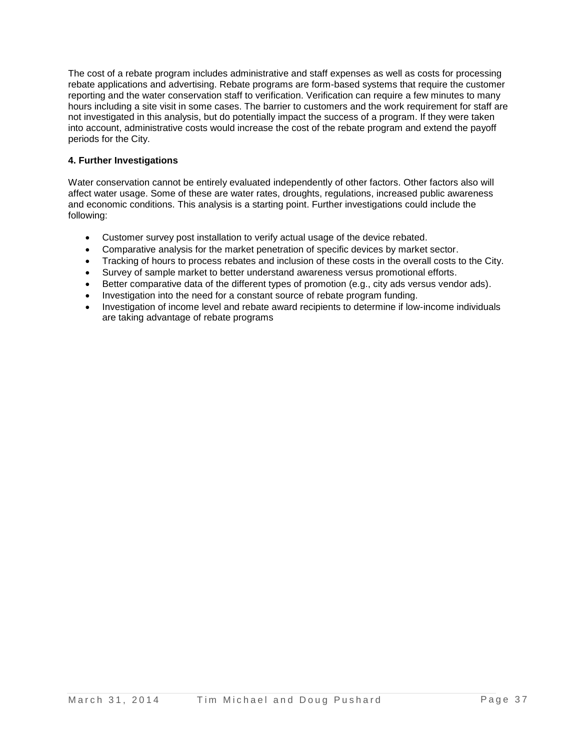The cost of a rebate program includes administrative and staff expenses as well as costs for processing rebate applications and advertising. Rebate programs are form-based systems that require the customer reporting and the water conservation staff to verification. Verification can require a few minutes to many hours including a site visit in some cases. The barrier to customers and the work requirement for staff are not investigated in this analysis, but do potentially impact the success of a program. If they were taken into account, administrative costs would increase the cost of the rebate program and extend the payoff periods for the City.

**4. Further Investigations**

Water conservation cannot be entirely evaluated independently of other factors. Other factors also will affect water usage. Some of these are water rates, droughts, regulations, increased public awareness and economic conditions. This analysis is a starting point. Further investigations could include the following:

- Customer survey post installation to verify actual usage of the device rebated.
- Comparative analysis for the market penetration of specific devices by market sector.
- Tracking of hours to process rebates and inclusion of these costs in the overall costs to the City.
- Survey of sample market to better understand awareness versus promotional efforts.
- Better comparative data of the different types of promotion (e.g., city ads versus vendor ads).
- Investigation into the need for a constant source of rebate program funding.
- Investigation of income level and rebate award recipients to determine if low-income individuals are taking advantage of rebate programs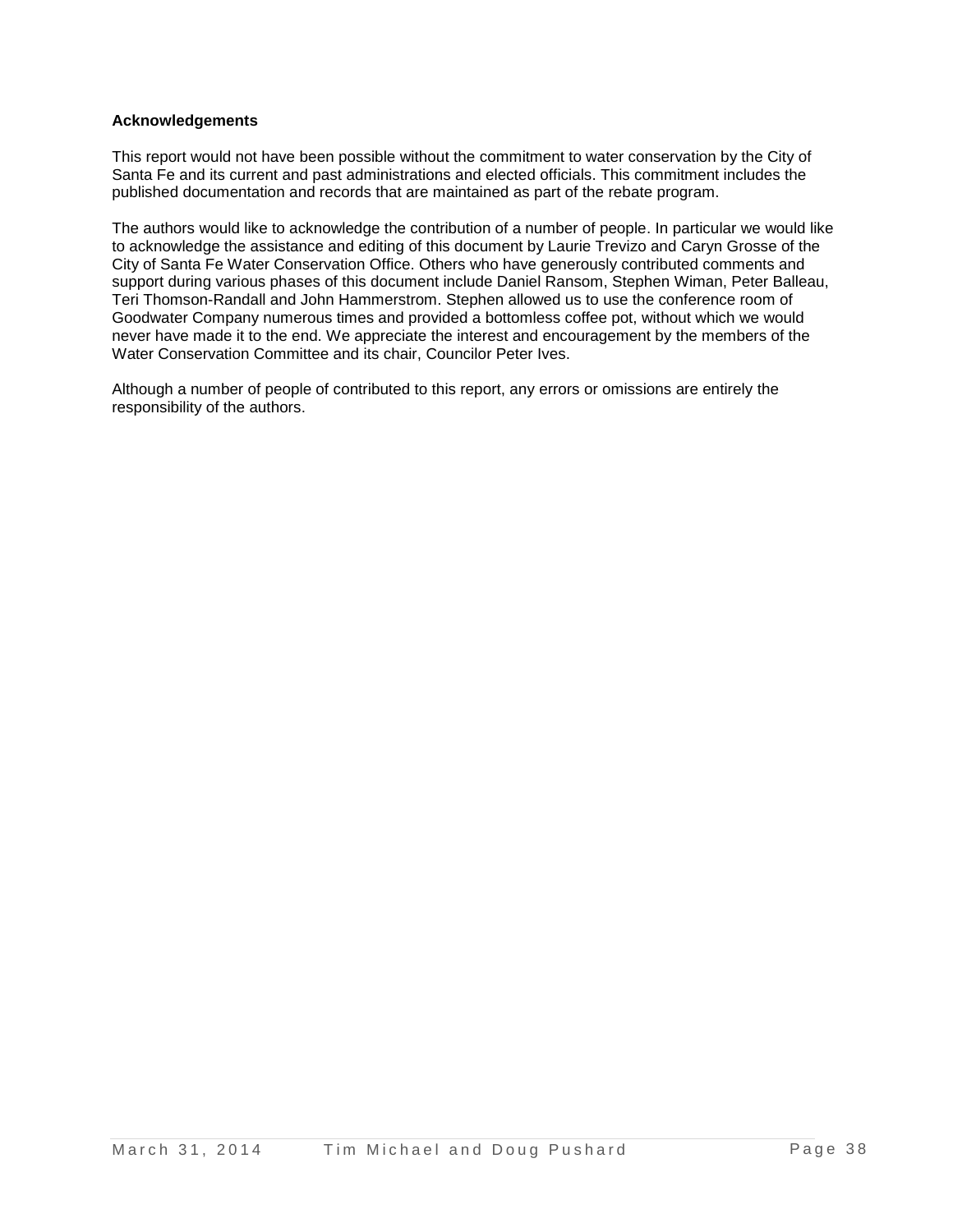## Acknowledgements

This report would not have been possible without the commitment to water conservation by the City of Santa Fe and its current and past administrations and elected officials. This commitment includes the published documentation and records that are maintained as part of the rebate program.

The authors would like to acknowledge the contribution of a number of people. In particular we would like to acknowledge the assistance and editing of this document by Laurie Trevizo and Caryn Grosse of the City of Santa Fe Water Conservation Office. Others who have generously contributed comments and support during various phases of this document include Daniel Ransom, Stephen Wiman, Peter Balleau, Teri Thomson-Randall and John Hammerstrom. Stephen allowed us to use the conference room of Goodwater Company numerous times and provided a bottomless coffee pot, without which we would never have made it to the end. We appreciate the interest and encouragement by the members of the Water Conservation Committee and its chair, Councilor Peter Ives.

Although a number of people of contributed to this report, any errors or omissions are entirely the responsibility of the authors.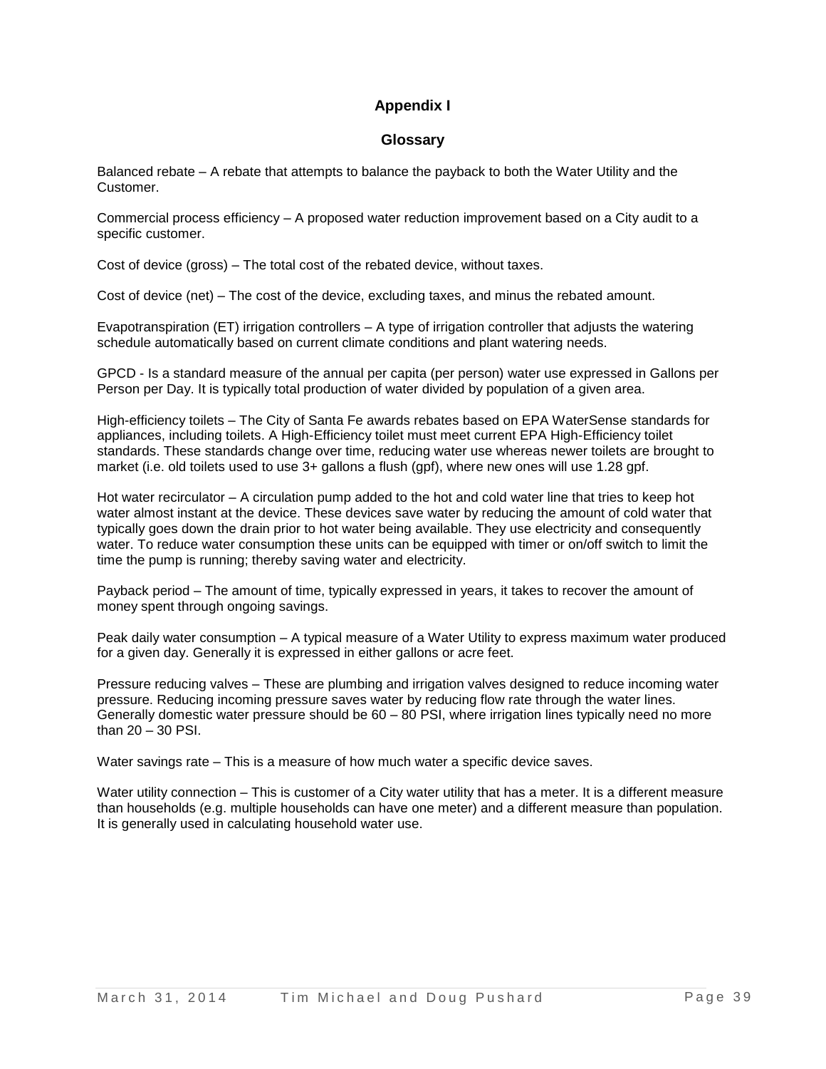## Appendix I

## Glossary

Balanced rebate – A rebate that attempts to balance the payback to both the Water Utility and the Customer.

Commercial process efficiency – A proposed water reduction improvement based on a City audit to a specific customer.

Cost of device (gross) – The total cost of the rebated device, without taxes.

Cost of device (net) – The cost of the device, excluding taxes, and minus the rebated amount.

Evapotranspiration (ET) irrigation controllers – A type of irrigation controller that adjusts the watering schedule automatically based on current climate conditions and plant watering needs.

GPCD - Is a standard measure of the annual per capita (per person) water use expressed in Gallons per Person per Day. It is typically total production of water divided by population of a given area.

High-efficiency toilets – The City of Santa Fe awards rebates based on EPA WaterSense standards for appliances, including toilets. A High-Efficiency toilet must meet current EPA High-Efficiency toilet standards. These standards change over time, reducing water use whereas newer toilets are brought to market (i.e. old toilets used to use 3+ gallons a flush (gpf), where new ones will use 1.28 gpf.

Hot water recirculator – A circulation pump added to the hot and cold water line that tries to keep hot water almost instant at the device. These devices save water by reducing the amount of cold water that typically goes down the drain prior to hot water being available. They use electricity and consequently water. To reduce water consumption these units can be equipped with timer or on/off switch to limit the time the pump is running; thereby saving water and electricity.

Payback period – The amount of time, typically expressed in years, it takes to recover the amount of money spent through ongoing savings.

Peak daily water consumption – A typical measure of a Water Utility to express maximum water produced for a given day. Generally it is expressed in either gallons or acre feet.

Pressure reducing valves – These are plumbing and irrigation valves designed to reduce incoming water pressure. Reducing incoming pressure saves water by reducing flow rate through the water lines. Generally domestic water pressure should be 60 – 80 PSI, where irrigation lines typically need no more than 20 – 30 PSI.

Water savings rate – This is a measure of how much water a specific device saves.

Water utility connection – This is customer of a City water utility that has a meter. It is a different measure than households (e.g. multiple households can have one meter) and a different measure than population. It is generally used in calculating household water use.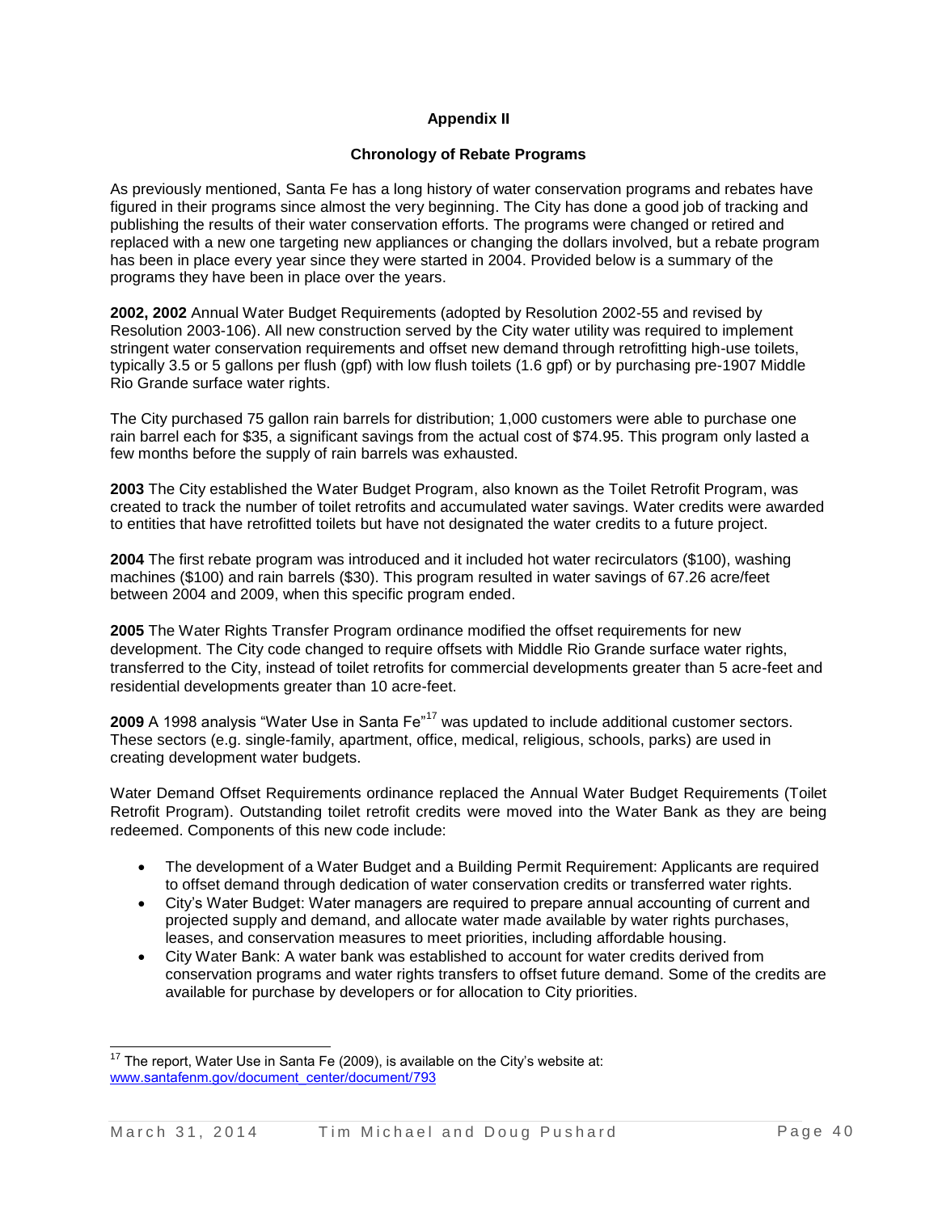## Appendix II

### Chronology of Rebate Programs

As previously mentioned, Santa Fe has a long history of water conservation programs and rebates have figured in their programs since almost the very beginning. The City has done a good job of tracking and publishing the results of their water conservation efforts. The programs were changed or retired and replaced with a new one targeting new appliances or changing the dollars involved, but a rebate program has been in place every year since they were started in 2004. Provided below is a summary of the programs they have been in place over the years.

**2002, 2002** Annual Water Budget Requirements (adopted by Resolution 2002-55 and revised by Resolution 2003-106). All new construction served by the City water utility was required to implement stringent water conservation requirements and offset new demand through retrofitting high-use toilets, typically 3.5 or 5 gallons per flush (gpf) with low flush toilets (1.6 gpf) or by purchasing pre-1907 Middle Rio Grande surface water rights.

The City purchased 75 gallon rain barrels for distribution; 1,000 customers were able to purchase one rain barrel each for $35, a significant savings from the actual cost of $74.95. This program only lasted a few months before the supply of rain barrels was exhausted.

**2003** The City established the Water Budget Program, also known as the Toilet Retrofit Program, was created to track the number of toilet retrofits and accumulated water savings. Water credits were awarded to entities that have retrofitted toilets but have not designated the water credits to a future project.

**2004** The first rebate program was introduced and it included hot water recirculators ($100), washing machines ($100) and rain barrels ($30). This program resulted in water savings of 67.26 acre/feet between 2004 and 2009, when this specific program ended.

**2005** The Water Rights Transfer Program ordinance modified the offset requirements for new development. The City code changed to require offsets with Middle Rio Grande surface water rights, transferred to the City, instead of toilet retrofits for commercial developments greater than 5 acre-feet and residential developments greater than 10 acre-feet.

**2009** A 1998 analysis "Water Use in Santa Fe"[17] was updated to include additional customer sectors. These sectors (e.g. single-family, apartment, office, medical, religious, schools, parks) are used in creating development water budgets.

Water Demand Offset Requirements ordinance replaced the Annual Water Budget Requirements (Toilet Retrofit Program). Outstanding toilet retrofit credits were moved into the Water Bank as they are being redeemed. Components of this new code include:

- The development of a Water Budget and a Building Permit Requirement: Applicants are required to offset demand through dedication of water conservation credits or transferred water rights.
- City's Water Budget: Water managers are required to prepare annual accounting of current and projected supply and demand, and allocate water made available by water rights purchases, leases, and conservation measures to meet priorities, including affordable housing.
- City Water Bank: A water bank was established to account for water credits derived from conservation programs and water rights transfers to offset future demand. Some of the credits are available for purchase by developers or for allocation to City priorities.

[17] The report, Water Use in Santa Fe (2009), is available on the City's website at: www.santafenm.gov/document_center/document/793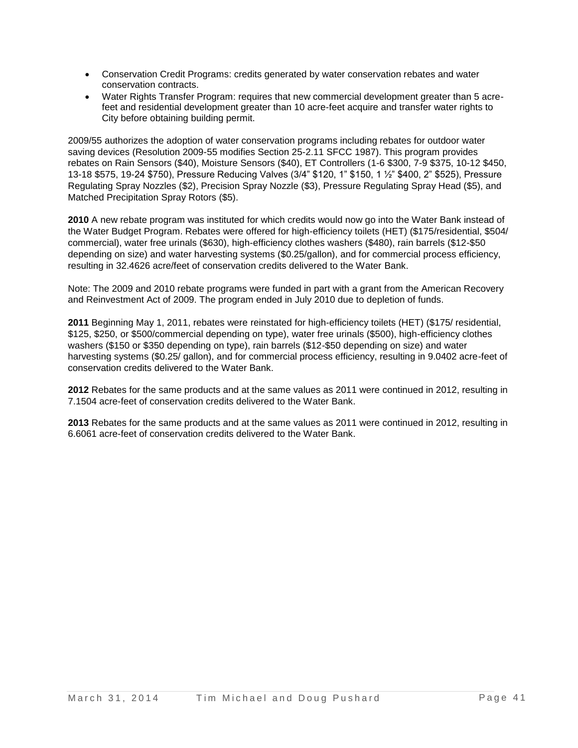- Conservation Credit Programs: credits generated by water conservation rebates and water conservation contracts.
- Water Rights Transfer Program: requires that new commercial development greater than 5 acre-feet and residential development greater than 10 acre-feet acquire and transfer water rights to City before obtaining building permit.

2009/55 authorizes the adoption of water conservation programs including rebates for outdoor water saving devices (Resolution 2009-55 modifies Section 25-2.11 SFCC 1987). This program provides rebates on Rain Sensors ($40), Moisture Sensors ($40), ET Controllers (1-6 $300, 7-9 $375, 10-12 $450, 13-18 $575, 19-24 $750), Pressure Reducing Valves (3/4" $120, 1" $150, 1 ½" $400, 2" $525), Pressure Regulating Spray Nozzles ($2), Precision Spray Nozzle ($3), Pressure Regulating Spray Head ($5), and Matched Precipitation Spray Rotors ($5).

**2010** A new rebate program was instituted for which credits would now go into the Water Bank instead of the Water Budget Program. Rebates were offered for high-efficiency toilets (HET) ($175/residential, $504/ commercial), water free urinals ($630), high-efficiency clothes washers ($480), rain barrels ($12-$50 depending on size) and water harvesting systems ($0.25/gallon), and for commercial process efficiency, resulting in 32.4626 acre/feet of conservation credits delivered to the Water Bank.

Note: The 2009 and 2010 rebate programs were funded in part with a grant from the American Recovery and Reinvestment Act of 2009. The program ended in July 2010 due to depletion of funds.

**2011** Beginning May 1, 2011, rebates were reinstated for high-efficiency toilets (HET) ($175/ residential, $125, $250, or $500/commercial depending on type), water free urinals ($500), high-efficiency clothes washers ($150 or $350 depending on type), rain barrels ($12-$50 depending on size) and water harvesting systems ($0.25/ gallon), and for commercial process efficiency, resulting in 9.0402 acre-feet of conservation credits delivered to the Water Bank.

**2012** Rebates for the same products and at the same values as 2011 were continued in 2012, resulting in 7.1504 acre-feet of conservation credits delivered to the Water Bank.

**2013** Rebates for the same products and at the same values as 2011 were continued in 2012, resulting in 6.6061 acre-feet of conservation credits delivered to the Water Bank.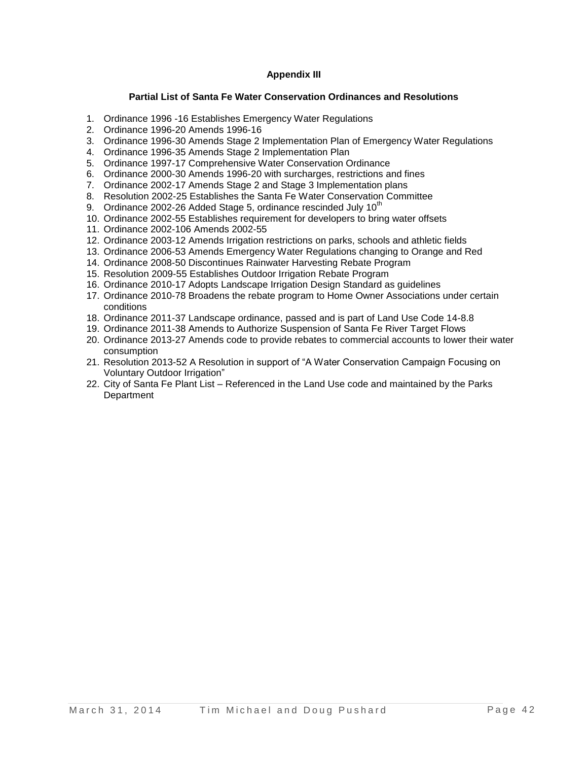## Appendix III

### Partial List of Santa Fe Water Conservation Ordinances and Resolutions

1. Ordinance 1996 -16 Establishes Emergency Water Regulations
2. Ordinance 1996-20 Amends 1996-16
3. Ordinance 1996-30 Amends Stage 2 Implementation Plan of Emergency Water Regulations
4. Ordinance 1996-35 Amends Stage 2 Implementation Plan
5. Ordinance 1997-17 Comprehensive Water Conservation Ordinance
6. Ordinance 2000-30 Amends 1996-20 with surcharges, restrictions and fines
7. Ordinance 2002-17 Amends Stage 2 and Stage 3 Implementation plans
8. Resolution 2002-25 Establishes the Santa Fe Water Conservation Committee
9. Ordinance 2002-26 Added Stage 5, ordinance rescinded July 10th
10. Ordinance 2002-55 Establishes requirement for developers to bring water offsets
11. Ordinance 2002-106 Amends 2002-55
12. Ordinance 2003-12 Amends Irrigation restrictions on parks, schools and athletic fields
13. Ordinance 2006-53 Amends Emergency Water Regulations changing to Orange and Red
14. Ordinance 2008-50 Discontinues Rainwater Harvesting Rebate Program
15. Resolution 2009-55 Establishes Outdoor Irrigation Rebate Program
16. Ordinance 2010-17 Adopts Landscape Irrigation Design Standard as guidelines
17. Ordinance 2010-78 Broadens the rebate program to Home Owner Associations under certain conditions
18. Ordinance 2011-37 Landscape ordinance, passed and is part of Land Use Code 14-8.8
19. Ordinance 2011-38 Amends to Authorize Suspension of Santa Fe River Target Flows
20. Ordinance 2013-27 Amends code to provide rebates to commercial accounts to lower their water consumption
21. Resolution 2013-52 A Resolution in support of "A Water Conservation Campaign Focusing on Voluntary Outdoor Irrigation"
22. City of Santa Fe Plant List – Referenced in the Land Use code and maintained by the Parks Department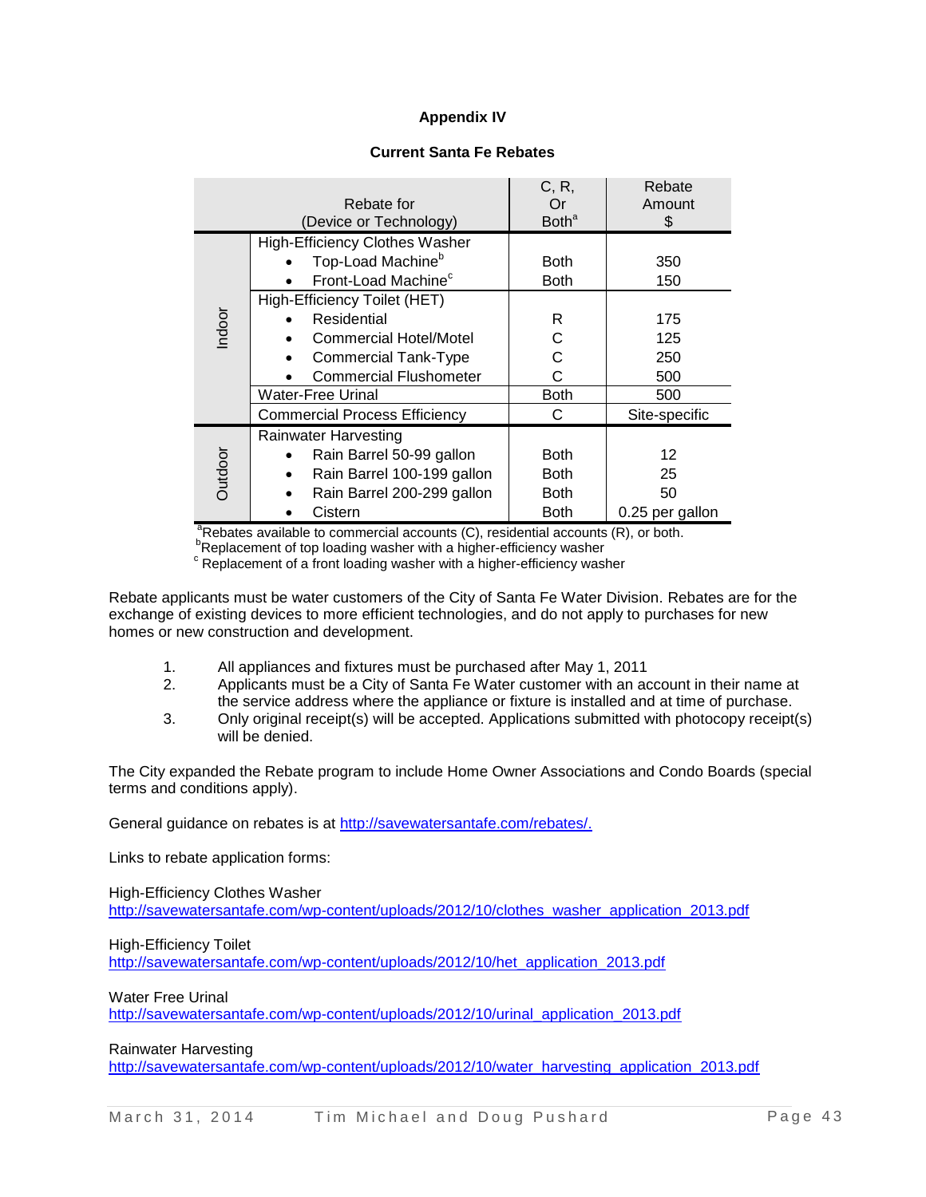**Appendix IV**

**Current Santa Fe Rebates**

| | Rebate for (Device or Technology) | C, R, Or Both[a] | Rebate Amount $ |
|---|---|---|---|
| Indoor | High-Efficiency Clothes Washer | | |
| | • Top-Load Machine[b] | Both | 350 |
| | • Front-Load Machine[c] | Both | 150 |
| | High-Efficiency Toilet (HET) | | |
| | • Residential | R | 175 |
| | • Commercial Hotel/Motel | C | 125 |
| | • Commercial Tank-Type | C | 250 |
| | • Commercial Flushometer | C | 500 |
| | Water-Free Urinal | Both | 500 |
| | Commercial Process Efficiency | C | Site-specific |
| Outdoor | Rainwater Harvesting | | |
| | • Rain Barrel 50-99 gallon | Both | 12 |
| | • Rain Barrel 100-199 gallon | Both | 25 |
| | • Rain Barrel 200-299 gallon | Both | 50 |
| | • Cistern | Both | 0.25 per gallon |

[a]Rebates available to commercial accounts (C), residential accounts (R), or both.
[b]Replacement of top loading washer with a higher-efficiency washer
[c] Replacement of a front loading washer with a higher-efficiency washer

Rebate applicants must be water customers of the City of Santa Fe Water Division. Rebates are for the exchange of existing devices to more efficient technologies, and do not apply to purchases for new homes or new construction and development.

1. All appliances and fixtures must be purchased after May 1, 2011
2. Applicants must be a City of Santa Fe Water customer with an account in their name at the service address where the appliance or fixture is installed and at time of purchase.
3. Only original receipt(s) will be accepted. Applications submitted with photocopy receipt(s) will be denied.

The City expanded the Rebate program to include Home Owner Associations and Condo Boards (special terms and conditions apply).

General guidance on rebates is at http://savewatersantafe.com/rebates/.

Links to rebate application forms:

High-Efficiency Clothes Washer
http://savewatersantafe.com/wp-content/uploads/2012/10/clothes_washer_application_2013.pdf

High-Efficiency Toilet
http://savewatersantafe.com/wp-content/uploads/2012/10/het_application_2013.pdf

Water Free Urinal
http://savewatersantafe.com/wp-content/uploads/2012/10/urinal_application_2013.pdf

Rainwater Harvesting
http://savewatersantafe.com/wp-content/uploads/2012/10/water_harvesting_application_2013.pdf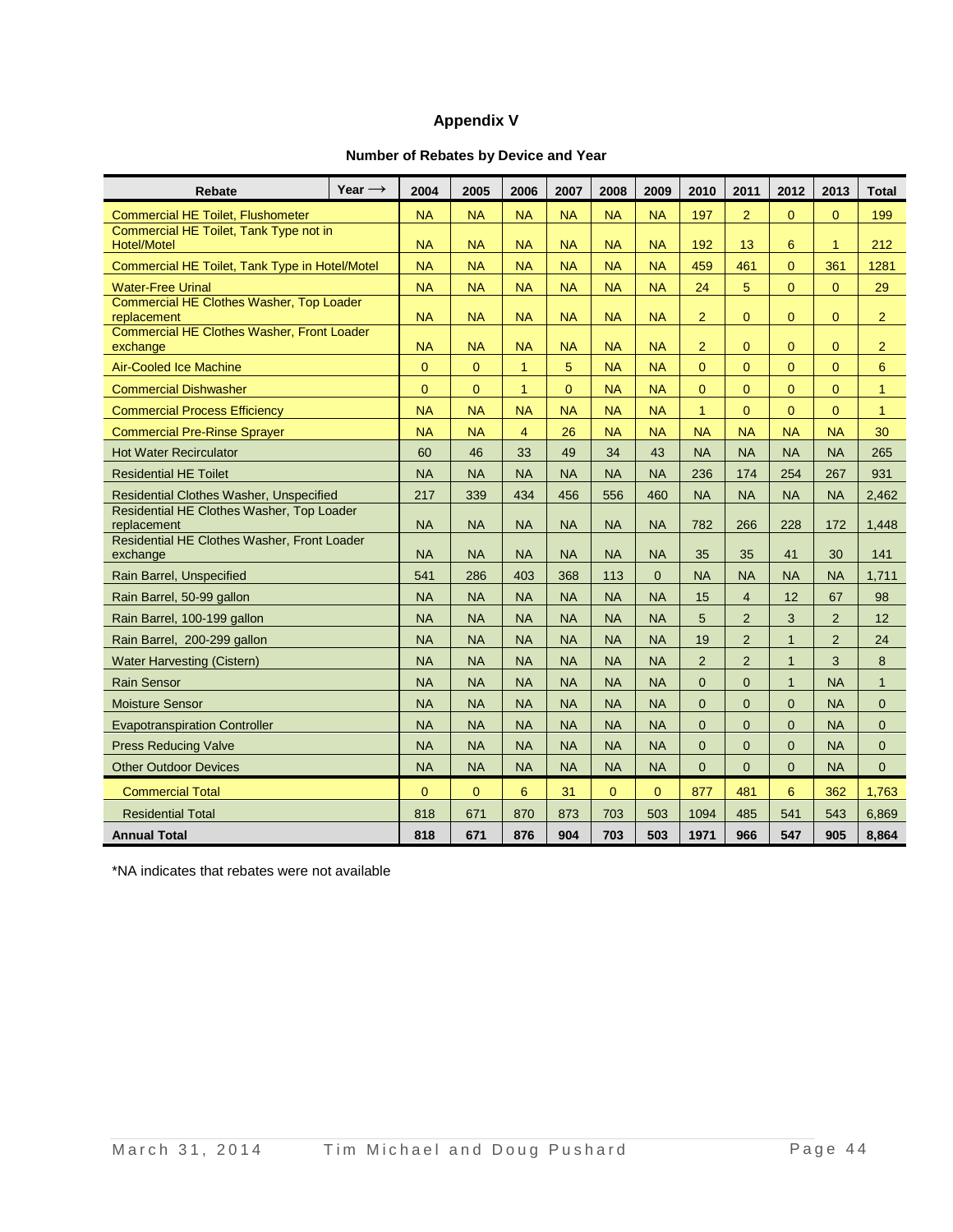# Appendix V

## Number of Rebates by Device and Year

| Rebate | Year ⟶ | 2004 | 2005 | 2006 | 2007 | 2008 | 2009 | 2010 | 2011 | 2012 | 2013 | Total |
|---|---|---|---|---|---|---|---|---|---|---|---|---|
| Commercial HE Toilet, Flushometer | | NA | NA | NA | NA | NA | NA | 197 | 2 | 0 | 0 | 199 |
| Commercial HE Toilet, Tank Type not in Hotel/Motel | | NA | NA | NA | NA | NA | NA | 192 | 13 | 6 | 1 | 212 |
| Commercial HE Toilet, Tank Type in Hotel/Motel | | NA | NA | NA | NA | NA | NA | 459 | 461 | 0 | 361 | 1281 |
| Water-Free Urinal | | NA | NA | NA | NA | NA | NA | 24 | 5 | 0 | 0 | 29 |
| Commercial HE Clothes Washer, Top Loader replacement | | NA | NA | NA | NA | NA | NA | 2 | 0 | 0 | 0 | 2 |
| Commercial HE Clothes Washer, Front Loader exchange | | NA | NA | NA | NA | NA | NA | 2 | 0 | 0 | 0 | 2 |
| Air-Cooled Ice Machine | | 0 | 0 | 1 | 5 | NA | NA | 0 | 0 | 0 | 0 | 6 |
| Commercial Dishwasher | | 0 | 0 | 1 | 0 | NA | NA | 0 | 0 | 0 | 0 | 1 |
| Commercial Process Efficiency | | NA | NA | NA | NA | NA | NA | 1 | 0 | 0 | 0 | 1 |
| Commercial Pre-Rinse Sprayer | | NA | NA | 4 | 26 | NA | NA | NA | NA | NA | NA | 30 |
| Hot Water Recirculator | | 60 | 46 | 33 | 49 | 34 | 43 | NA | NA | NA | NA | 265 |
| Residential HE Toilet | | NA | NA | NA | NA | NA | NA | 236 | 174 | 254 | 267 | 931 |
| Residential Clothes Washer, Unspecified | | 217 | 339 | 434 | 456 | 556 | 460 | NA | NA | NA | NA | 2,462 |
| Residential HE Clothes Washer, Top Loader replacement | | NA | NA | NA | NA | NA | NA | 782 | 266 | 228 | 172 | 1,448 |
| Residential HE Clothes Washer, Front Loader exchange | | NA | NA | NA | NA | NA | NA | 35 | 35 | 41 | 30 | 141 |
| Rain Barrel, Unspecified | | 541 | 286 | 403 | 368 | 113 | 0 | NA | NA | NA | NA | 1,711 |
| Rain Barrel, 50-99 gallon | | NA | NA | NA | NA | NA | NA | 15 | 4 | 12 | 67 | 98 |
| Rain Barrel, 100-199 gallon | | NA | NA | NA | NA | NA | NA | 5 | 2 | 3 | 2 | 12 |
| Rain Barrel, 200-299 gallon | | NA | NA | NA | NA | NA | NA | 19 | 2 | 1 | 2 | 24 |
| Water Harvesting (Cistern) | | NA | NA | NA | NA | NA | NA | 2 | 2 | 1 | 3 | 8 |
| Rain Sensor | | NA | NA | NA | NA | NA | NA | 0 | 0 | 1 | NA | 1 |
| Moisture Sensor | | NA | NA | NA | NA | NA | NA | 0 | 0 | 0 | NA | 0 |
| Evapotranspiration Controller | | NA | NA | NA | NA | NA | NA | 0 | 0 | 0 | NA | 0 |
| Press Reducing Valve | | NA | NA | NA | NA | NA | NA | 0 | 0 | 0 | NA | 0 |
| Other Outdoor Devices | | NA | NA | NA | NA | NA | NA | 0 | 0 | 0 | NA | 0 |
| Commercial Total | | 0 | 0 | 6 | 31 | 0 | 0 | 877 | 481 | 6 | 362 | 1,763 |
| Residential Total | | 818 | 671 | 870 | 873 | 703 | 503 | 1094 | 485 | 541 | 543 | 6,869 |
| **Annual Total** | | **818** | **671** | **876** | **904** | **703** | **503** | **1971** | **966** | **547** | **905** | **8,864** |

*NA indicates that rebates were not available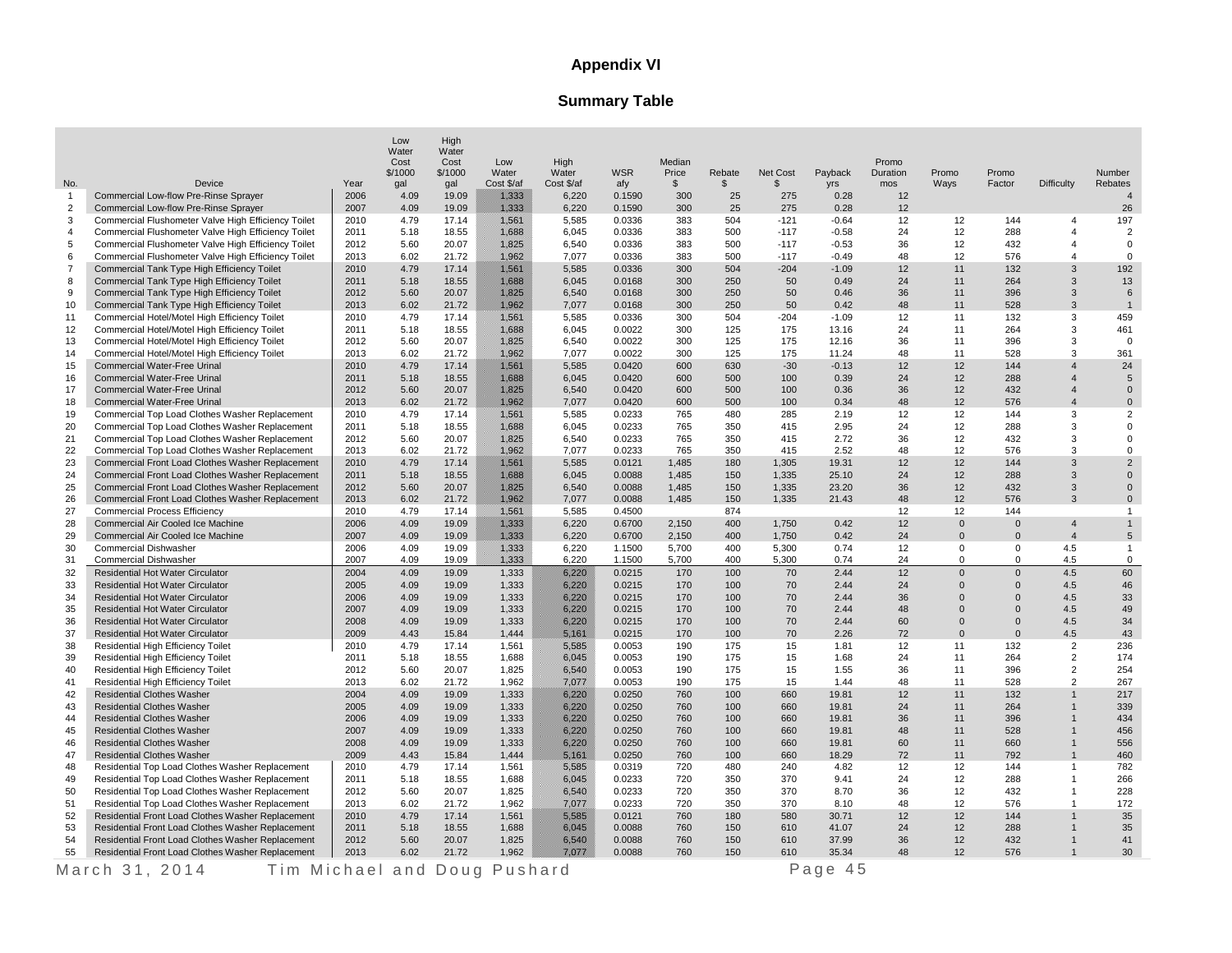# Appendix VI

## Summary Table

| No. | Device | Year | Low Water Cost $/1000 gal | High Water Cost $/1000 gal | Low Water Cost $/af | High Water Cost $/af | WSR afy | Median Price $ | Rebate $ | Net Cost $ | Payback yrs | Promo Duration mos | Promo Ways | Promo Factor | Difficulty | Number Rebates |
|---|---|---|---|---|---|---|---|---|---|---|---|---|---|---|---|---|
| 1 | Commercial Low-flow Pre-Rinse Sprayer | 2006 | 4.09 | 19.09 | 1,333 | 6,220 | 0.1590 | 300 | 25 | 275 | 0.28 | 12 | | | | 4 |
| 2 | Commercial Low-flow Pre-Rinse Sprayer | 2007 | 4.09 | 19.09 | 1,333 | 6,220 | 0.1590 | 300 | 25 | 275 | 0.28 | 12 | | | | 26 |
| 3 | Commercial Flushometer Valve High Efficiency Toilet | 2010 | 4.79 | 17.14 | 1,561 | 5,585 | 0.0336 | 383 | 504 | -121 | -0.64 | 12 | 12 | 144 | 4 | 197 |
| 4 | Commercial Flushometer Valve High Efficiency Toilet | 2011 | 5.18 | 18.55 | 1,688 | 6,045 | 0.0336 | 383 | 500 | -117 | -0.58 | 24 | 12 | 288 | 4 | 2 |
| 5 | Commercial Flushometer Valve High Efficiency Toilet | 2012 | 5.60 | 20.07 | 1,825 | 6,540 | 0.0336 | 383 | 500 | -117 | -0.53 | 36 | 12 | 432 | 4 | 0 |
| 6 | Commercial Flushometer Valve High Efficiency Toilet | 2013 | 6.02 | 21.72 | 1,962 | 7,077 | 0.0336 | 383 | 500 | -117 | -0.49 | 48 | 12 | 576 | 4 | 0 |
| 7 | Commercial Tank Type High Efficiency Toilet | 2010 | 4.79 | 17.14 | 1,561 | 5,585 | 0.0336 | 300 | 504 | -204 | -1.09 | 12 | 11 | 132 | 3 | 192 |
| 8 | Commercial Tank Type High Efficiency Toilet | 2011 | 5.18 | 18.55 | 1,688 | 6,045 | 0.0168 | 300 | 250 | 50 | 0.49 | 24 | 11 | 264 | 3 | 13 |
| 9 | Commercial Tank Type High Efficiency Toilet | 2012 | 5.60 | 20.07 | 1,825 | 6,540 | 0.0168 | 300 | 250 | 50 | 0.46 | 36 | 11 | 396 | 3 | 6 |
| 10 | Commercial Tank Type High Efficiency Toilet | 2013 | 6.02 | 21.72 | 1,962 | 7,077 | 0.0168 | 300 | 250 | 50 | 0.42 | 48 | 11 | 528 | 3 | 1 |
| 11 | Commercial Hotel/Motel High Efficiency Toilet | 2010 | 4.79 | 17.14 | 1,561 | 5,585 | 0.0336 | 300 | 504 | -204 | -1.09 | 12 | 11 | 132 | 3 | 459 |
| 12 | Commercial Hotel/Motel High Efficiency Toilet | 2011 | 5.18 | 18.55 | 1,688 | 6,045 | 0.0022 | 300 | 125 | 175 | 13.16 | 24 | 11 | 264 | 3 | 461 |
| 13 | Commercial Hotel/Motel High Efficiency Toilet | 2012 | 5.60 | 20.07 | 1,825 | 6,540 | 0.0022 | 300 | 125 | 175 | 12.16 | 36 | 11 | 396 | 3 | 0 |
| 14 | Commercial Hotel/Motel High Efficiency Toilet | 2013 | 6.02 | 21.72 | 1,962 | 7,077 | 0.0022 | 300 | 125 | 175 | 11.24 | 48 | 11 | 528 | 3 | 361 |
| 15 | Commercial Water-Free Urinal | 2010 | 4.79 | 17.14 | 1,561 | 5,585 | 0.0420 | 600 | 630 | -30 | -0.13 | 12 | 12 | 144 | 4 | 24 |
| 16 | Commercial Water-Free Urinal | 2011 | 5.18 | 18.55 | 1,688 | 6,045 | 0.0420 | 600 | 500 | 100 | 0.39 | 24 | 12 | 288 | 4 | 5 |
| 17 | Commercial Water-Free Urinal | 2012 | 5.60 | 20.07 | 1,825 | 6,540 | 0.0420 | 600 | 500 | 100 | 0.36 | 36 | 12 | 432 | 4 | 0 |
| 18 | Commercial Water-Free Urinal | 2013 | 6.02 | 21.72 | 1,962 | 7,077 | 0.0420 | 600 | 500 | 100 | 0.34 | 48 | 12 | 576 | 4 | 0 |
| 19 | Commercial Top Load Clothes Washer Replacement | 2010 | 4.79 | 17.14 | 1,561 | 5,585 | 0.0233 | 765 | 480 | 285 | 2.19 | 12 | 12 | 144 | 3 | 2 |
| 20 | Commercial Top Load Clothes Washer Replacement | 2011 | 5.18 | 18.55 | 1,688 | 6,045 | 0.0233 | 765 | 350 | 415 | 2.95 | 24 | 12 | 288 | 3 | 0 |
| 21 | Commercial Top Load Clothes Washer Replacement | 2012 | 5.60 | 20.07 | 1,825 | 6,540 | 0.0233 | 765 | 350 | 415 | 2.72 | 36 | 12 | 432 | 3 | 0 |
| 22 | Commercial Top Load Clothes Washer Replacement | 2013 | 6.02 | 21.72 | 1,962 | 7,077 | 0.0233 | 765 | 350 | 415 | 2.52 | 48 | 12 | 576 | 3 | 0 |
| 23 | Commercial Front Load Clothes Washer Replacement | 2010 | 4.79 | 17.14 | 1,561 | 5,585 | 0.0121 | 1,485 | 180 | 1,305 | 19.31 | 12 | 12 | 144 | 3 | 2 |
| 24 | Commercial Front Load Clothes Washer Replacement | 2011 | 5.18 | 18.55 | 1,688 | 6,045 | 0.0088 | 1,485 | 150 | 1,335 | 25.10 | 24 | 12 | 288 | 3 | 0 |
| 25 | Commercial Front Load Clothes Washer Replacement | 2012 | 5.60 | 20.07 | 1,825 | 6,540 | 0.0088 | 1,485 | 150 | 1,335 | 23.20 | 36 | 12 | 432 | 3 | 0 |
| 26 | Commercial Front Load Clothes Washer Replacement | 2013 | 6.02 | 21.72 | 1,962 | 7,077 | 0.0088 | 1,485 | 150 | 1,335 | 21.43 | 48 | 12 | 576 | 3 | 0 |
| 27 | Commercial Process Efficiency | 2010 | 4.79 | 17.14 | 1,561 | 5,585 | 0.4500 | | 874 | | | 12 | 12 | 144 | | 1 |
| 28 | Commercial Air Cooled Ice Machine | 2006 | 4.09 | 19.09 | 1,333 | 6,220 | 0.6700 | 2,150 | 400 | 1,750 | 0.42 | 12 | 0 | 0 | 4 | 1 |
| 29 | Commercial Air Cooled Ice Machine | 2007 | 4.09 | 19.09 | 1,333 | 6,220 | 0.6700 | 2,150 | 400 | 1,750 | 0.42 | 24 | 0 | 0 | 4 | 5 |
| 30 | Commercial Dishwasher | 2006 | 4.09 | 19.09 | 1,333 | 6,220 | 1.1500 | 5,700 | 400 | 5,300 | 0.74 | 12 | 0 | 0 | 4.5 | 1 |
| 31 | Commercial Dishwasher | 2007 | 4.09 | 19.09 | 1,333 | 6,220 | 1.1500 | 5,700 | 400 | 5,300 | 0.74 | 24 | 0 | 0 | 4.5 | 0 |
| 32 | Residential Hot Water Circulator | 2004 | 4.09 | 19.09 | 1,333 | 6,220 | 0.0215 | 170 | 100 | 70 | 2.44 | 12 | 0 | 0 | 4.5 | 60 |
| 33 | Residential Hot Water Circulator | 2005 | 4.09 | 19.09 | 1,333 | 6,220 | 0.0215 | 170 | 100 | 70 | 2.44 | 24 | 0 | 0 | 4.5 | 46 |
| 34 | Residential Hot Water Circulator | 2006 | 4.09 | 19.09 | 1,333 | 6,220 | 0.0215 | 170 | 100 | 70 | 2.44 | 36 | 0 | 0 | 4.5 | 33 |
| 35 | Residential Hot Water Circulator | 2007 | 4.09 | 19.09 | 1,333 | 6,220 | 0.0215 | 170 | 100 | 70 | 2.44 | 48 | 0 | 0 | 4.5 | 49 |
| 36 | Residential Hot Water Circulator | 2008 | 4.09 | 19.09 | 1,333 | 6,220 | 0.0215 | 170 | 100 | 70 | 2.44 | 60 | 0 | 0 | 4.5 | 34 |
| 37 | Residential Hot Water Circulator | 2009 | 4.43 | 15.84 | 1,444 | 5,161 | 0.0215 | 170 | 100 | 70 | 2.26 | 72 | 0 | 0 | 4.5 | 43 |
| 38 | Residential High Efficiency Toilet | 2010 | 4.79 | 17.14 | 1,561 | 5,585 | 0.0053 | 190 | 175 | 15 | 1.81 | 12 | 11 | 132 | 2 | 236 |
| 39 | Residential High Efficiency Toilet | 2011 | 5.18 | 18.55 | 1,688 | 6,045 | 0.0053 | 190 | 175 | 15 | 1.68 | 24 | 11 | 264 | 2 | 174 |
| 40 | Residential High Efficiency Toilet | 2012 | 5.60 | 20.07 | 1,825 | 6,540 | 0.0053 | 190 | 175 | 15 | 1.55 | 36 | 11 | 396 | 2 | 254 |
| 41 | Residential High Efficiency Toilet | 2013 | 6.02 | 21.72 | 1,962 | 7,077 | 0.0053 | 190 | 175 | 15 | 1.44 | 48 | 11 | 528 | 2 | 267 |
| 42 | Residential Clothes Washer | 2004 | 4.09 | 19.09 | 1,333 | 6,220 | 0.0250 | 760 | 100 | 660 | 19.81 | 12 | 11 | 132 | 1 | 217 |
| 43 | Residential Clothes Washer | 2005 | 4.09 | 19.09 | 1,333 | 6,220 | 0.0250 | 760 | 100 | 660 | 19.81 | 24 | 11 | 264 | 1 | 339 |
| 44 | Residential Clothes Washer | 2006 | 4.09 | 19.09 | 1,333 | 6,220 | 0.0250 | 760 | 100 | 660 | 19.81 | 36 | 11 | 396 | 1 | 434 |
| 45 | Residential Clothes Washer | 2007 | 4.09 | 19.09 | 1,333 | 6,220 | 0.0250 | 760 | 100 | 660 | 19.81 | 48 | 11 | 528 | 1 | 456 |
| 46 | Residential Clothes Washer | 2008 | 4.09 | 19.09 | 1,333 | 6,220 | 0.0250 | 760 | 100 | 660 | 19.81 | 60 | 11 | 660 | 1 | 556 |
| 47 | Residential Clothes Washer | 2009 | 4.43 | 15.84 | 1,444 | 5,161 | 0.0250 | 760 | 100 | 660 | 18.29 | 72 | 11 | 792 | 1 | 460 |
| 48 | Residential Top Load Clothes Washer Replacement | 2010 | 4.79 | 17.14 | 1,561 | 5,585 | 0.0319 | 720 | 480 | 240 | 4.82 | 12 | 12 | 144 | 1 | 782 |
| 49 | Residential Top Load Clothes Washer Replacement | 2011 | 5.18 | 18.55 | 1,688 | 6,045 | 0.0233 | 720 | 350 | 370 | 9.41 | 24 | 12 | 288 | 1 | 266 |
| 50 | Residential Top Load Clothes Washer Replacement | 2012 | 5.60 | 20.07 | 1,825 | 6,540 | 0.0233 | 720 | 350 | 370 | 8.70 | 36 | 12 | 432 | 1 | 228 |
| 51 | Residential Top Load Clothes Washer Replacement | 2013 | 6.02 | 21.72 | 1,962 | 7,077 | 0.0233 | 720 | 350 | 370 | 8.10 | 48 | 12 | 576 | 1 | 172 |
| 52 | Residential Front Load Clothes Washer Replacement | 2010 | 4.79 | 17.14 | 1,561 | 5,585 | 0.0121 | 760 | 180 | 580 | 30.71 | 12 | 12 | 144 | 1 | 35 |
| 53 | Residential Front Load Clothes Washer Replacement | 2011 | 5.18 | 18.55 | 1,688 | 6,045 | 0.0088 | 760 | 150 | 610 | 41.07 | 24 | 12 | 288 | 1 | 35 |
| 54 | Residential Front Load Clothes Washer Replacement | 2012 | 5.60 | 20.07 | 1,825 | 6,540 | 0.0088 | 760 | 150 | 610 | 37.99 | 36 | 12 | 432 | 1 | 41 |
| 55 | Residential Front Load Clothes Washer Replacement | 2013 | 6.02 | 21.72 | 1,962 | 7,077 | 0.0088 | 760 | 150 | 610 | 35.34 | 48 | 12 | 576 | 1 | 30 |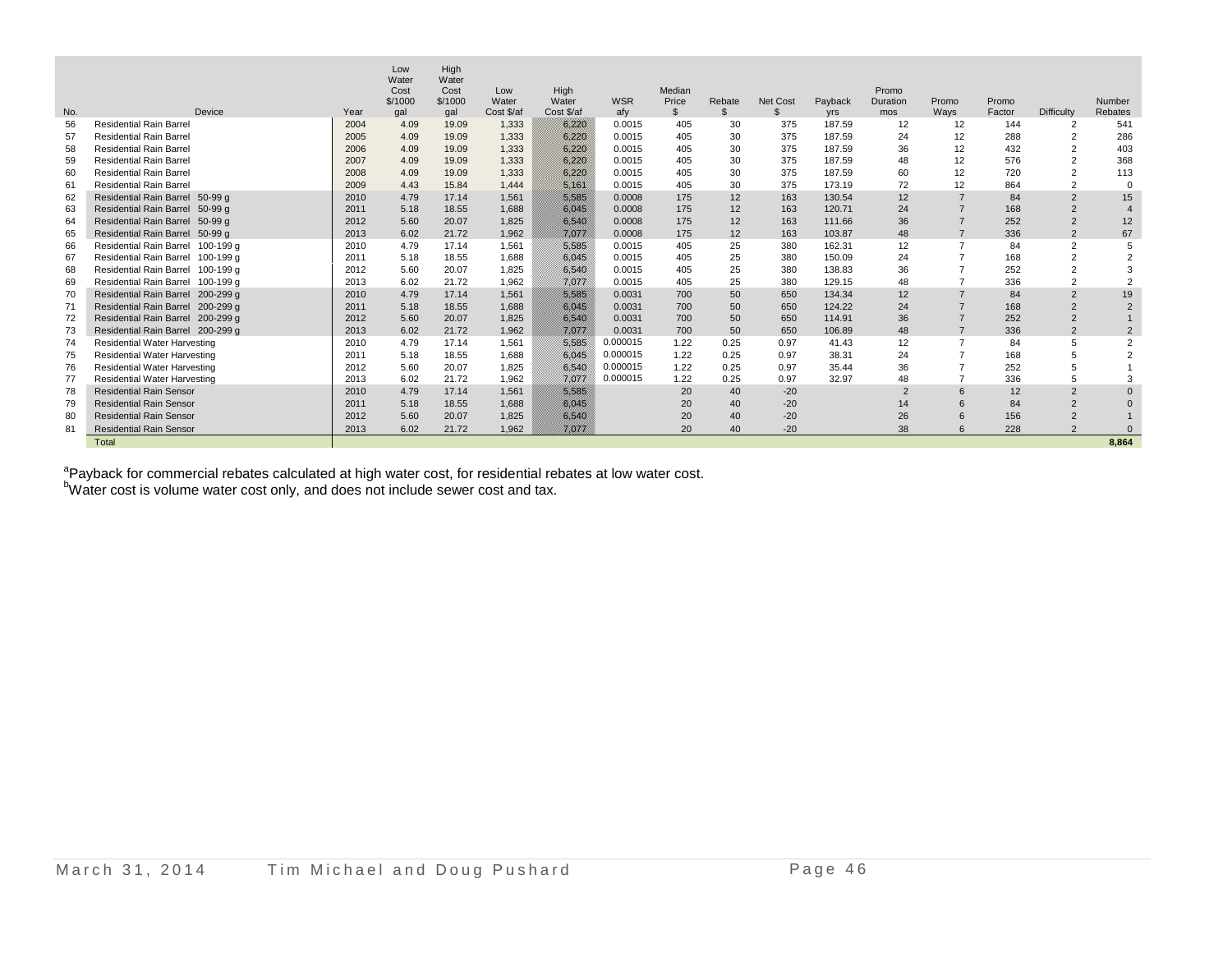| No. | Device | Year | Low Water Cost $/1000 gal | High Water Cost $/1000 gal | Low Water Cost $/af | High Water Cost $/af | WSR afy | Median Price $ | Rebate $ | Net Cost $ | Payback yrs | Promo Duration mos | Promo Ways | Promo Factor | Difficulty | Number Rebates |
|---|---|---|---|---|---|---|---|---|---|---|---|---|---|---|---|---|
| 56 | Residential Rain Barrel | 2004 | 4.09 | 19.09 | 1,333 | 6,220 | 0.0015 | 405 | 30 | 375 | 187.59 | 12 | 12 | 144 | 2 | 541 |
| 57 | Residential Rain Barrel | 2005 | 4.09 | 19.09 | 1,333 | 6,220 | 0.0015 | 405 | 30 | 375 | 187.59 | 24 | 12 | 288 | 2 | 286 |
| 58 | Residential Rain Barrel | 2006 | 4.09 | 19.09 | 1,333 | 6,220 | 0.0015 | 405 | 30 | 375 | 187.59 | 36 | 12 | 432 | 2 | 403 |
| 59 | Residential Rain Barrel | 2007 | 4.09 | 19.09 | 1,333 | 6,220 | 0.0015 | 405 | 30 | 375 | 187.59 | 48 | 12 | 576 | 2 | 368 |
| 60 | Residential Rain Barrel | 2008 | 4.09 | 19.09 | 1,333 | 6,220 | 0.0015 | 405 | 30 | 375 | 187.59 | 60 | 12 | 720 | 2 | 113 |
| 61 | Residential Rain Barrel | 2009 | 4.43 | 15.84 | 1,444 | 5,161 | 0.0015 | 405 | 30 | 375 | 173.19 | 72 | 12 | 864 | 2 | 0 |
| 62 | Residential Rain Barrel 50-99 g | 2010 | 4.79 | 17.14 | 1,561 | 5,585 | 0.0008 | 175 | 12 | 163 | 130.54 | 12 | 7 | 84 | 2 | 15 |
| 63 | Residential Rain Barrel 50-99 g | 2011 | 5.18 | 18.55 | 1,688 | 6,045 | 0.0008 | 175 | 12 | 163 | 120.71 | 24 | 7 | 168 | 2 | 4 |
| 64 | Residential Rain Barrel 50-99 g | 2012 | 5.60 | 20.07 | 1,825 | 6,540 | 0.0008 | 175 | 12 | 163 | 111.66 | 36 | 7 | 252 | 2 | 12 |
| 65 | Residential Rain Barrel 50-99 g | 2013 | 6.02 | 21.72 | 1,962 | 7,077 | 0.0008 | 175 | 12 | 163 | 103.87 | 48 | 7 | 336 | 2 | 67 |
| 66 | Residential Rain Barrel 100-199 g | 2010 | 4.79 | 17.14 | 1,561 | 5,585 | 0.0015 | 405 | 25 | 380 | 162.31 | 12 | 7 | 84 | 2 | 5 |
| 67 | Residential Rain Barrel 100-199 g | 2011 | 5.18 | 18.55 | 1,688 | 6,045 | 0.0015 | 405 | 25 | 380 | 150.09 | 24 | 7 | 168 | 2 | 2 |
| 68 | Residential Rain Barrel 100-199 g | 2012 | 5.60 | 20.07 | 1,825 | 6,540 | 0.0015 | 405 | 25 | 380 | 138.83 | 36 | 7 | 252 | 2 | 3 |
| 69 | Residential Rain Barrel 100-199 g | 2013 | 6.02 | 21.72 | 1,962 | 7,077 | 0.0015 | 405 | 25 | 380 | 129.15 | 48 | 7 | 336 | 2 | 2 |
| 70 | Residential Rain Barrel 200-299 g | 2010 | 4.79 | 17.14 | 1,561 | 5,585 | 0.0031 | 700 | 50 | 650 | 134.34 | 12 | 7 | 84 | 2 | 19 |
| 71 | Residential Rain Barrel 200-299 g | 2011 | 5.18 | 18.55 | 1,688 | 6,045 | 0.0031 | 700 | 50 | 650 | 124.22 | 24 | 7 | 168 | 2 | 2 |
| 72 | Residential Rain Barrel 200-299 g | 2012 | 5.60 | 20.07 | 1,825 | 6,540 | 0.0031 | 700 | 50 | 650 | 114.91 | 36 | 7 | 252 | 2 | 1 |
| 73 | Residential Rain Barrel 200-299 g | 2013 | 6.02 | 21.72 | 1,962 | 7,077 | 0.0031 | 700 | 50 | 650 | 106.89 | 48 | 7 | 336 | 2 | 2 |
| 74 | Residential Water Harvesting | 2010 | 4.79 | 17.14 | 1,561 | 5,585 | 0.000015 | 1.22 | 0.25 | 0.97 | 41.43 | 12 | 7 | 84 | 5 | 2 |
| 75 | Residential Water Harvesting | 2011 | 5.18 | 18.55 | 1,688 | 6,045 | 0.000015 | 1.22 | 0.25 | 0.97 | 38.31 | 24 | 7 | 168 | 5 | 2 |
| 76 | Residential Water Harvesting | 2012 | 5.60 | 20.07 | 1,825 | 6,540 | 0.000015 | 1.22 | 0.25 | 0.97 | 35.44 | 36 | 7 | 252 | 5 | 1 |
| 77 | Residential Water Harvesting | 2013 | 6.02 | 21.72 | 1,962 | 7,077 | 0.000015 | 1.22 | 0.25 | 0.97 | 32.97 | 48 | 7 | 336 | 5 | 3 |
| 78 | Residential Rain Sensor | 2010 | 4.79 | 17.14 | 1,561 | 5,585 | | 20 | 40 | -20 | | 2 | 6 | 12 | 2 | 0 |
| 79 | Residential Rain Sensor | 2011 | 5.18 | 18.55 | 1,688 | 6,045 | | 20 | 40 | -20 | | 14 | 6 | 84 | 2 | 0 |
| 80 | Residential Rain Sensor | 2012 | 5.60 | 20.07 | 1,825 | 6,540 | | 20 | 40 | -20 | | 26 | 6 | 156 | 2 | 1 |
| 81 | Residential Rain Sensor | 2013 | 6.02 | 21.72 | 1,962 | 7,077 | | 20 | 40 | -20 | | 38 | 6 | 228 | 2 | 0 |
| | Total | | | | | | | | | | | | | | | **8,864** |

[a]Payback for commercial rebates calculated at high water cost, for residential rebates at low water cost.
[b]Water cost is volume water cost only, and does not include sewer cost and tax.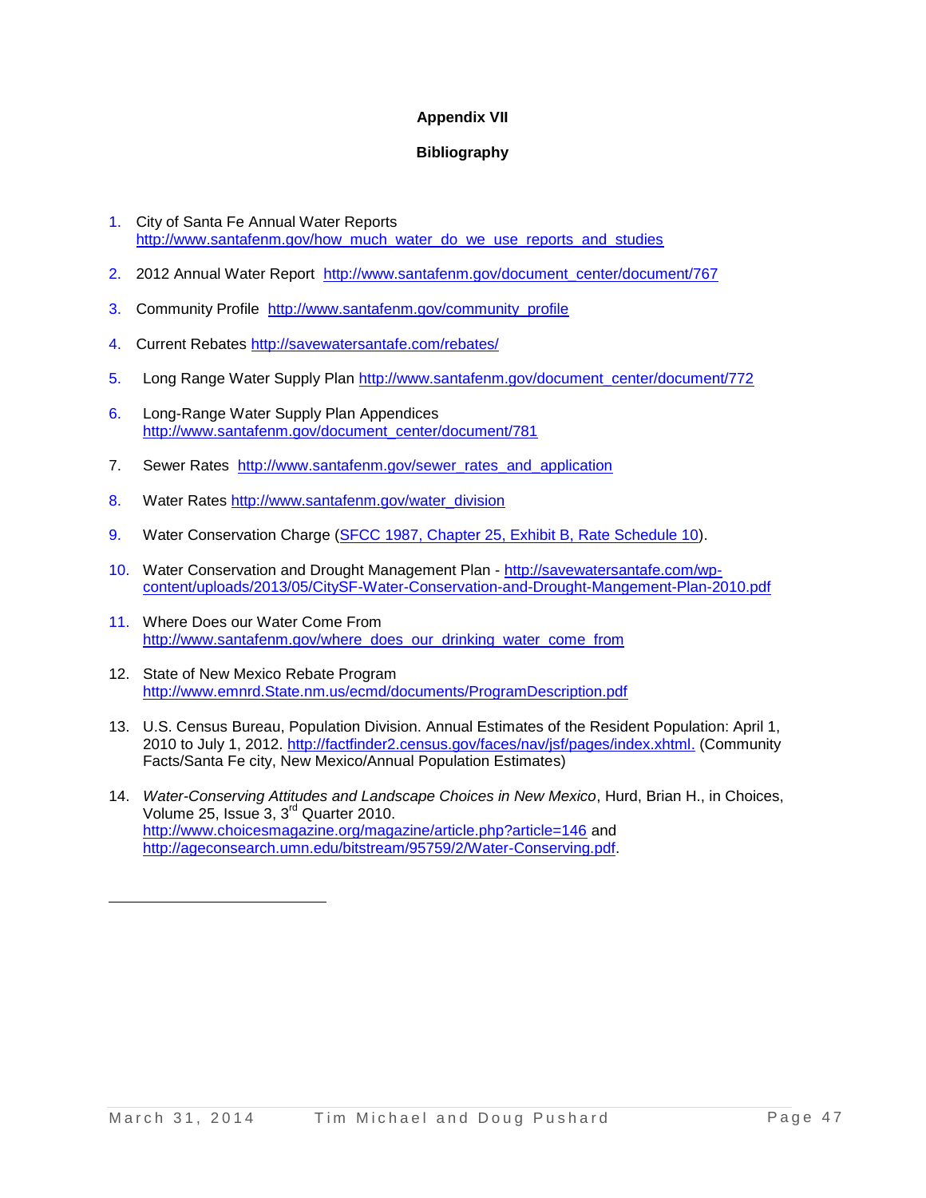## Appendix VII

## Bibliography

1. City of Santa Fe Annual Water Reports http://www.santafenm.gov/how_much_water_do_we_use_reports_and_studies
2. 2012 Annual Water Report http://www.santafenm.gov/document_center/document/767
3. Community Profile http://www.santafenm.gov/community_profile
4. Current Rebates http://savewatersantafe.com/rebates/
5. Long Range Water Supply Plan http://www.santafenm.gov/document_center/document/772
6. Long-Range Water Supply Plan Appendices http://www.santafenm.gov/document_center/document/781
7. Sewer Rates http://www.santafenm.gov/sewer_rates_and_application
8. Water Rates http://www.santafenm.gov/water_division
9. Water Conservation Charge (SFCC 1987, Chapter 25, Exhibit B, Rate Schedule 10).
10. Water Conservation and Drought Management Plan - http://savewatersantafe.com/wp-content/uploads/2013/05/CitySF-Water-Conservation-and-Drought-Mangement-Plan-2010.pdf
11. Where Does our Water Come From http://www.santafenm.gov/where_does_our_drinking_water_come_from
12. State of New Mexico Rebate Program http://www.emnrd.State.nm.us/ecmd/documents/ProgramDescription.pdf
13. U.S. Census Bureau, Population Division. Annual Estimates of the Resident Population: April 1, 2010 to July 1, 2012. http://factfinder2.census.gov/faces/nav/jsf/pages/index.xhtml. (Community Facts/Santa Fe city, New Mexico/Annual Population Estimates)
14. *Water-Conserving Attitudes and Landscape Choices in New Mexico*, Hurd, Brian H., in Choices, Volume 25, Issue 3, 3rd Quarter 2010. http://www.choicesmagazine.org/magazine/article.php?article=146 and http://ageconsearch.umn.edu/bitstream/95759/2/Water-Conserving.pdf.